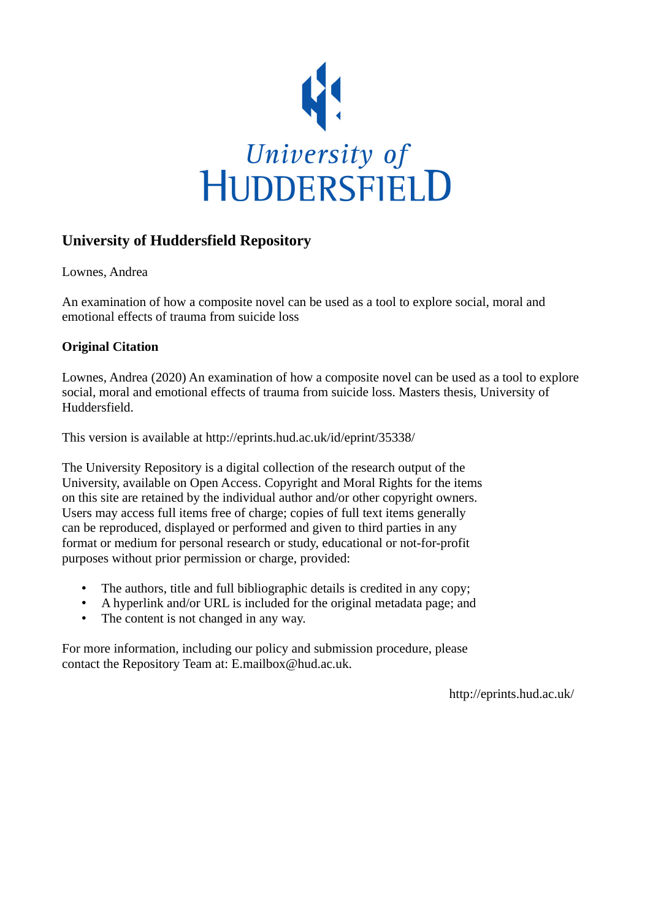University of HUDDERSFIELD

## University of Huddersfield Repository

Lownes, Andrea

An examination of how a composite novel can be used as a tool to explore social, moral and emotional effects of trauma from suicide loss

### Original Citation

Lownes, Andrea (2020) An examination of how a composite novel can be used as a tool to explore social, moral and emotional effects of trauma from suicide loss. Masters thesis, University of Huddersfield.

This version is available at http://eprints.hud.ac.uk/id/eprint/35338/

The University Repository is a digital collection of the research output of the University, available on Open Access. Copyright and Moral Rights for the items on this site are retained by the individual author and/or other copyright owners. Users may access full items free of charge; copies of full text items generally can be reproduced, displayed or performed and given to third parties in any format or medium for personal research or study, educational or not-for-profit purposes without prior permission or charge, provided:

- The authors, title and full bibliographic details is credited in any copy;
- A hyperlink and/or URL is included for the original metadata page; and
- The content is not changed in any way.

For more information, including our policy and submission procedure, please contact the Repository Team at: E.mailbox@hud.ac.uk.

http://eprints.hud.ac.uk/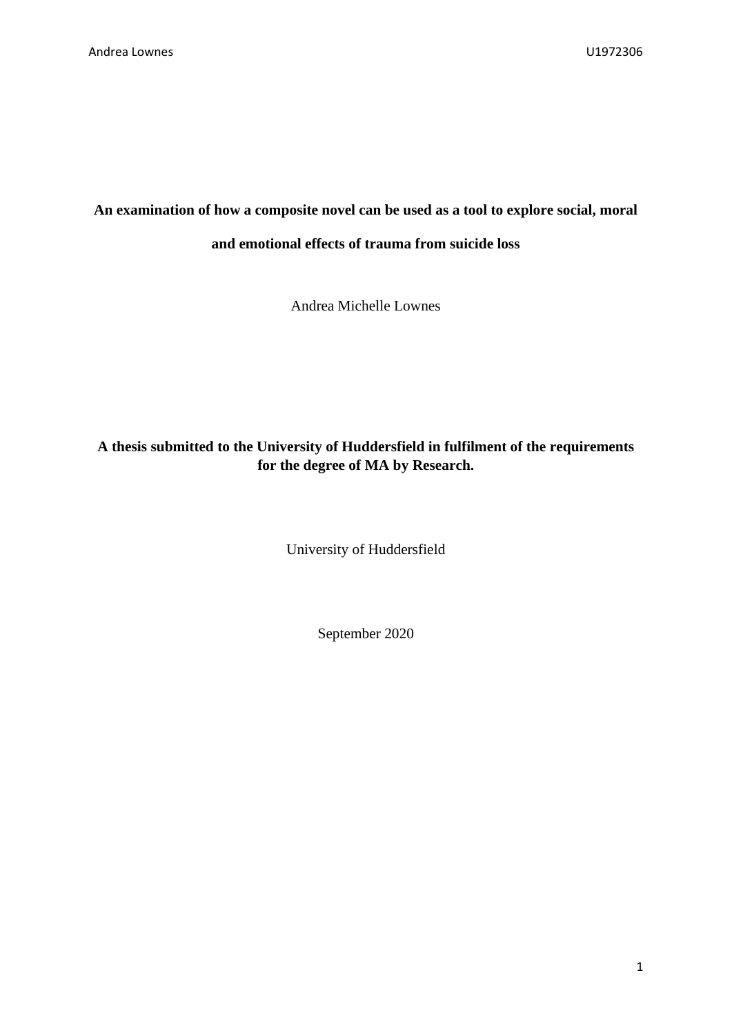**An examination of how a composite novel can be used as a tool to explore social, moral and emotional effects of trauma from suicide loss**

Andrea Michelle Lownes

**A thesis submitted to the University of Huddersfield in fulfilment of the requirements for the degree of MA by Research.**

University of Huddersfield

September 2020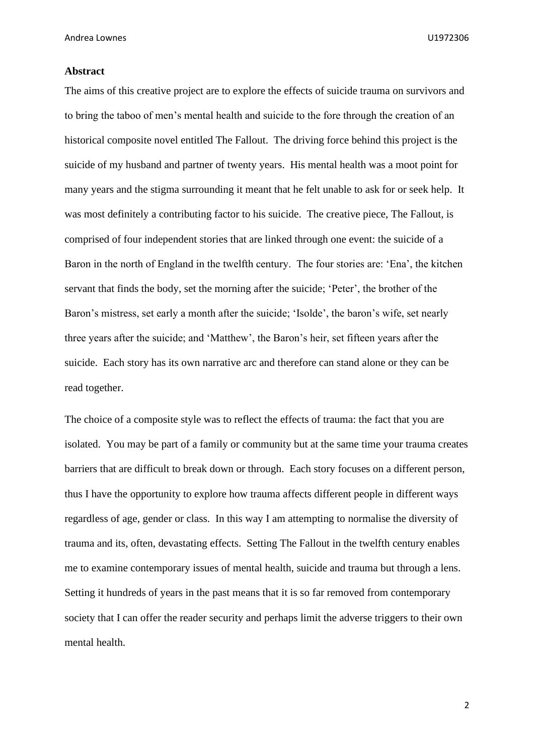**Abstract**

The aims of this creative project are to explore the effects of suicide trauma on survivors and to bring the taboo of men's mental health and suicide to the fore through the creation of an historical composite novel entitled The Fallout. The driving force behind this project is the suicide of my husband and partner of twenty years. His mental health was a moot point for many years and the stigma surrounding it meant that he felt unable to ask for or seek help. It was most definitely a contributing factor to his suicide. The creative piece, The Fallout, is comprised of four independent stories that are linked through one event: the suicide of a Baron in the north of England in the twelfth century. The four stories are: 'Ena', the kitchen servant that finds the body, set the morning after the suicide; 'Peter', the brother of the Baron's mistress, set early a month after the suicide; 'Isolde', the baron's wife, set nearly three years after the suicide; and 'Matthew', the Baron's heir, set fifteen years after the suicide. Each story has its own narrative arc and therefore can stand alone or they can be read together.

The choice of a composite style was to reflect the effects of trauma: the fact that you are isolated. You may be part of a family or community but at the same time your trauma creates barriers that are difficult to break down or through. Each story focuses on a different person, thus I have the opportunity to explore how trauma affects different people in different ways regardless of age, gender or class. In this way I am attempting to normalise the diversity of trauma and its, often, devastating effects. Setting The Fallout in the twelfth century enables me to examine contemporary issues of mental health, suicide and trauma but through a lens. Setting it hundreds of years in the past means that it is so far removed from contemporary society that I can offer the reader security and perhaps limit the adverse triggers to their own mental health.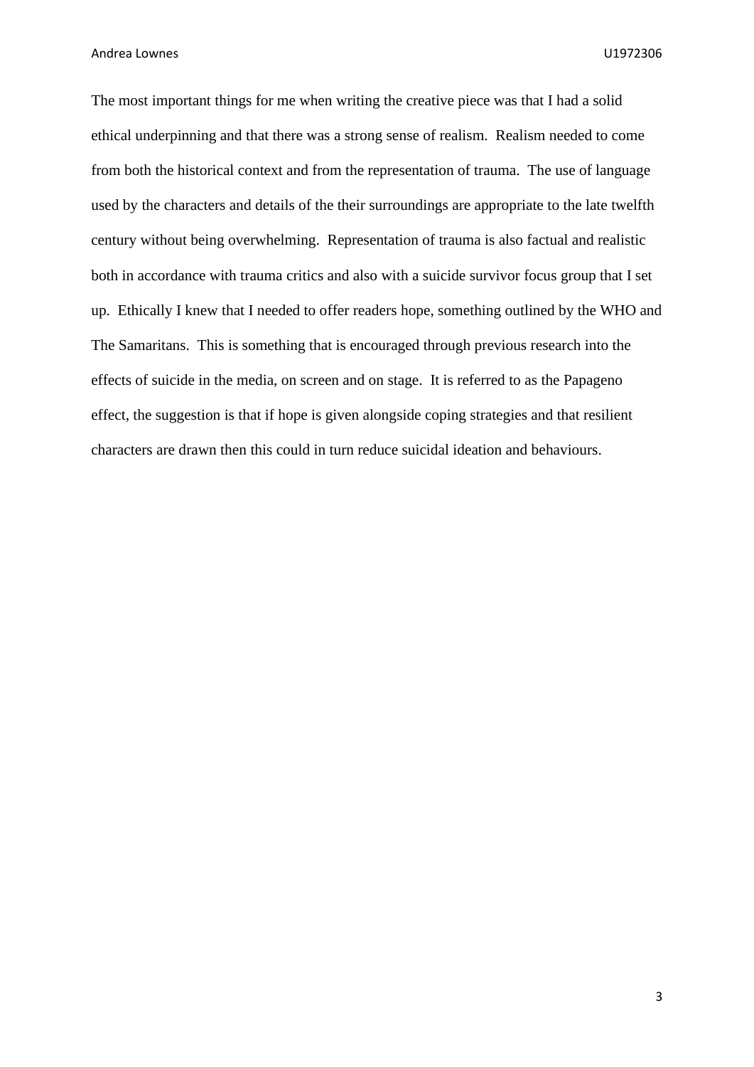The most important things for me when writing the creative piece was that I had a solid ethical underpinning and that there was a strong sense of realism. Realism needed to come from both the historical context and from the representation of trauma. The use of language used by the characters and details of the their surroundings are appropriate to the late twelfth century without being overwhelming. Representation of trauma is also factual and realistic both in accordance with trauma critics and also with a suicide survivor focus group that I set up. Ethically I knew that I needed to offer readers hope, something outlined by the WHO and The Samaritans. This is something that is encouraged through previous research into the effects of suicide in the media, on screen and on stage. It is referred to as the Papageno effect, the suggestion is that if hope is given alongside coping strategies and that resilient characters are drawn then this could in turn reduce suicidal ideation and behaviours.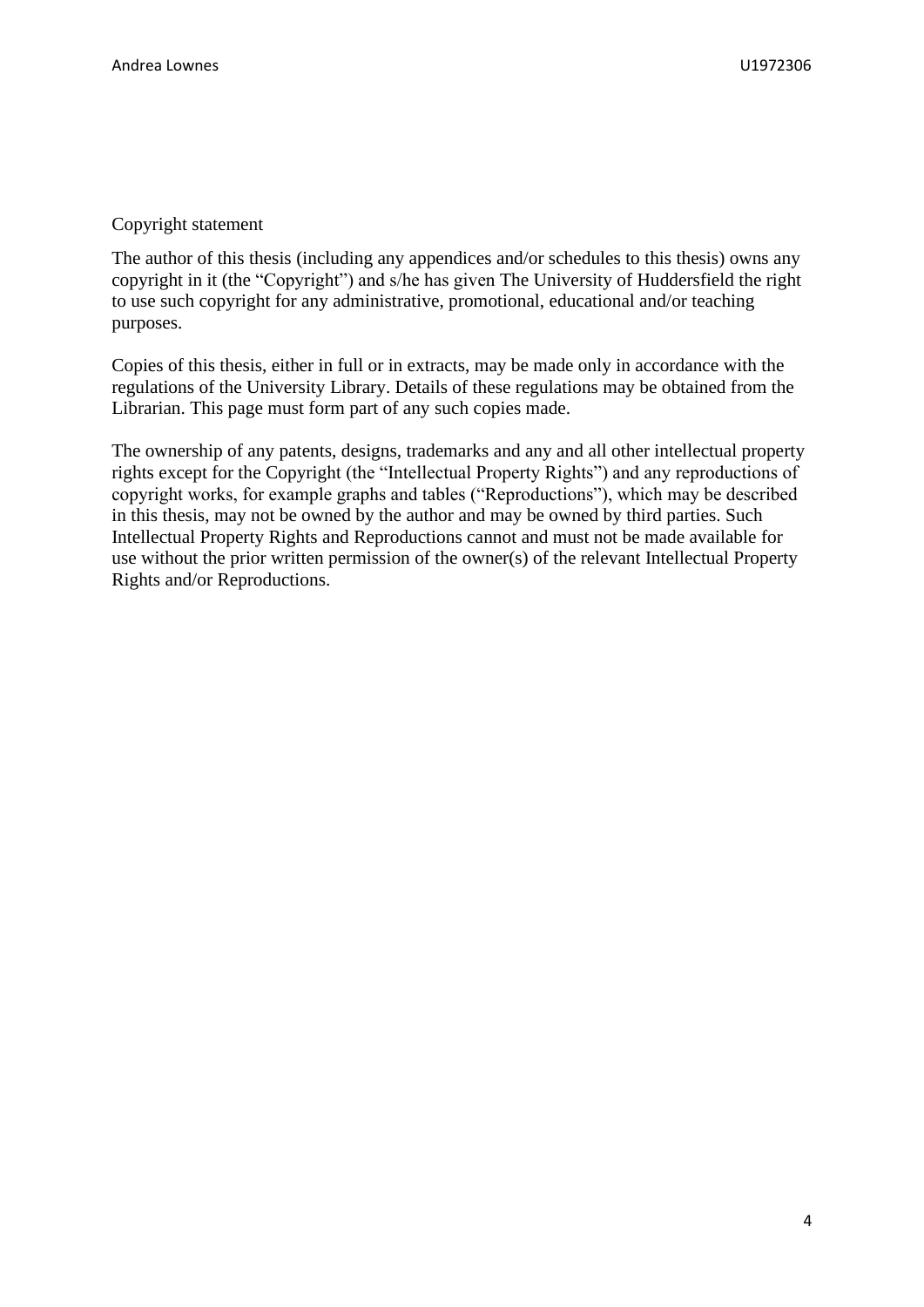Copyright statement

The author of this thesis (including any appendices and/or schedules to this thesis) owns any copyright in it (the "Copyright") and s/he has given The University of Huddersfield the right to use such copyright for any administrative, promotional, educational and/or teaching purposes.

Copies of this thesis, either in full or in extracts, may be made only in accordance with the regulations of the University Library. Details of these regulations may be obtained from the Librarian. This page must form part of any such copies made.

The ownership of any patents, designs, trademarks and any and all other intellectual property rights except for the Copyright (the "Intellectual Property Rights") and any reproductions of copyright works, for example graphs and tables ("Reproductions"), which may be described in this thesis, may not be owned by the author and may be owned by third parties. Such Intellectual Property Rights and Reproductions cannot and must not be made available for use without the prior written permission of the owner(s) of the relevant Intellectual Property Rights and/or Reproductions.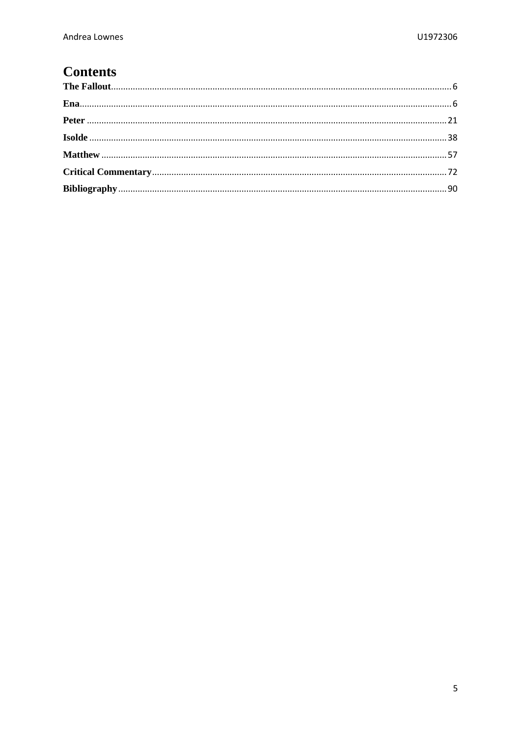# Contents

**The Fallout** ........................................................................................................ 6

**Ena** ........................................................................................................................ 6

**Peter** ...................................................................................................................... 21

**Isolde** .................................................................................................................... 38

**Matthew** ............................................................................................................... 57

**Critical Commentary** ........................................................................................... 72

**Bibliography** ........................................................................................................ 90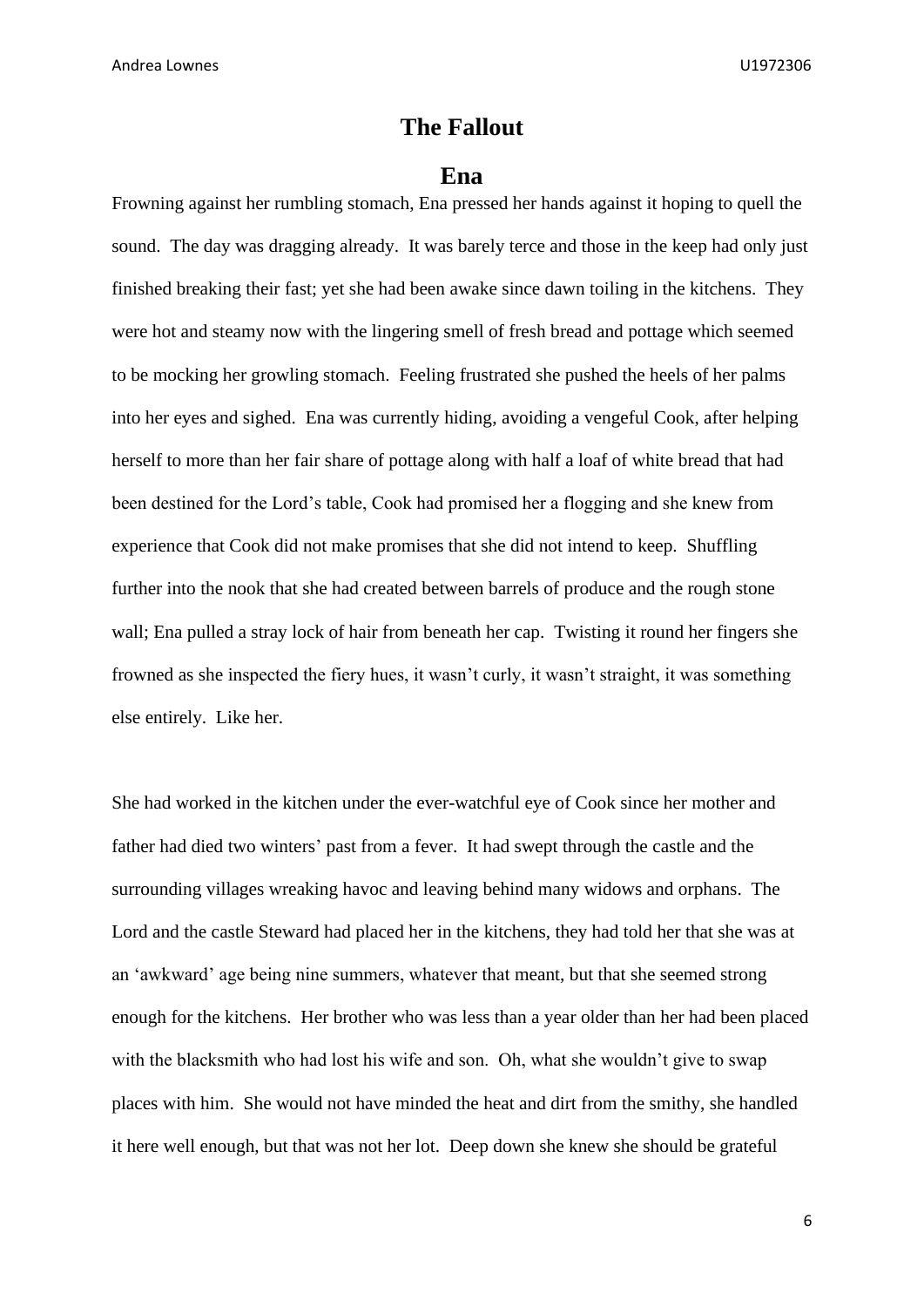# The Fallout

## Ena

Frowning against her rumbling stomach, Ena pressed her hands against it hoping to quell the sound. The day was dragging already. It was barely terce and those in the keep had only just finished breaking their fast; yet she had been awake since dawn toiling in the kitchens. They were hot and steamy now with the lingering smell of fresh bread and pottage which seemed to be mocking her growling stomach. Feeling frustrated she pushed the heels of her palms into her eyes and sighed. Ena was currently hiding, avoiding a vengeful Cook, after helping herself to more than her fair share of pottage along with half a loaf of white bread that had been destined for the Lord's table, Cook had promised her a flogging and she knew from experience that Cook did not make promises that she did not intend to keep. Shuffling further into the nook that she had created between barrels of produce and the rough stone wall; Ena pulled a stray lock of hair from beneath her cap. Twisting it round her fingers she frowned as she inspected the fiery hues, it wasn't curly, it wasn't straight, it was something else entirely. Like her.

She had worked in the kitchen under the ever-watchful eye of Cook since her mother and father had died two winters' past from a fever. It had swept through the castle and the surrounding villages wreaking havoc and leaving behind many widows and orphans. The Lord and the castle Steward had placed her in the kitchens, they had told her that she was at an 'awkward' age being nine summers, whatever that meant, but that she seemed strong enough for the kitchens. Her brother who was less than a year older than her had been placed with the blacksmith who had lost his wife and son. Oh, what she wouldn't give to swap places with him. She would not have minded the heat and dirt from the smithy, she handled it here well enough, but that was not her lot. Deep down she knew she should be grateful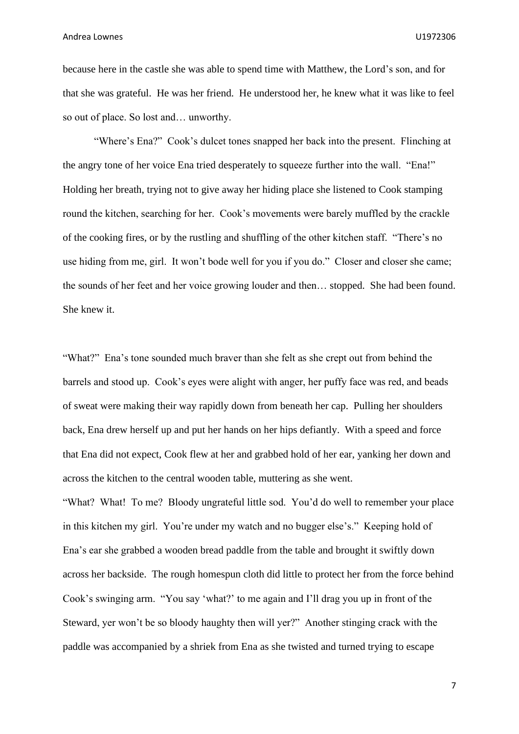because here in the castle she was able to spend time with Matthew, the Lord's son, and for that she was grateful. He was her friend. He understood her, he knew what it was like to feel so out of place. So lost and… unworthy.

"Where's Ena?" Cook's dulcet tones snapped her back into the present. Flinching at the angry tone of her voice Ena tried desperately to squeeze further into the wall. "Ena!" Holding her breath, trying not to give away her hiding place she listened to Cook stamping round the kitchen, searching for her. Cook's movements were barely muffled by the crackle of the cooking fires, or by the rustling and shuffling of the other kitchen staff. "There's no use hiding from me, girl. It won't bode well for you if you do." Closer and closer she came; the sounds of her feet and her voice growing louder and then… stopped. She had been found. She knew it.

"What?" Ena's tone sounded much braver than she felt as she crept out from behind the barrels and stood up. Cook's eyes were alight with anger, her puffy face was red, and beads of sweat were making their way rapidly down from beneath her cap. Pulling her shoulders back, Ena drew herself up and put her hands on her hips defiantly. With a speed and force that Ena did not expect, Cook flew at her and grabbed hold of her ear, yanking her down and across the kitchen to the central wooden table, muttering as she went.

"What? What! To me? Bloody ungrateful little sod. You'd do well to remember your place in this kitchen my girl. You're under my watch and no bugger else's." Keeping hold of Ena's ear she grabbed a wooden bread paddle from the table and brought it swiftly down across her backside. The rough homespun cloth did little to protect her from the force behind Cook's swinging arm. "You say 'what?' to me again and I'll drag you up in front of the Steward, yer won't be so bloody haughty then will yer?" Another stinging crack with the paddle was accompanied by a shriek from Ena as she twisted and turned trying to escape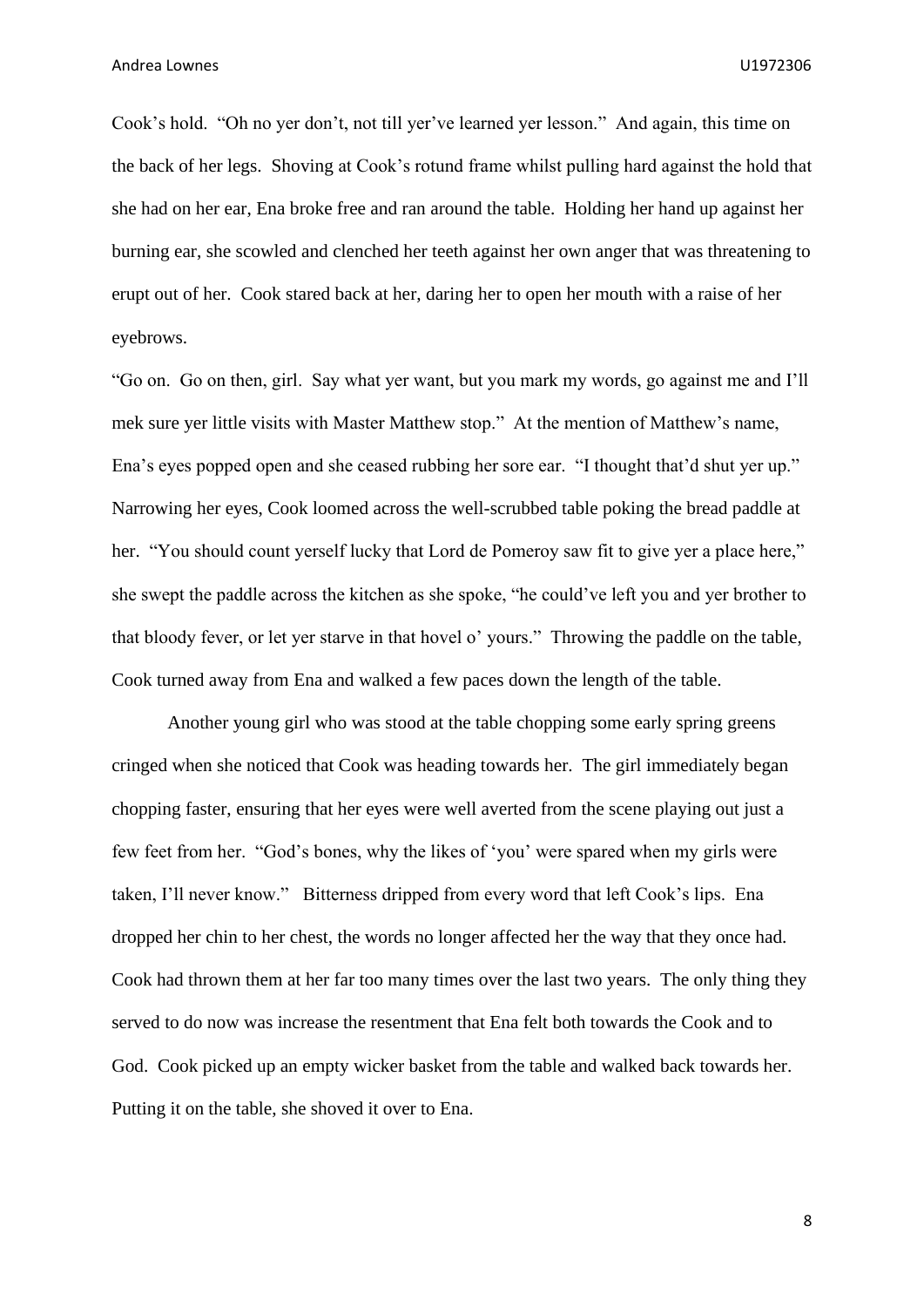Cook's hold. "Oh no yer don't, not till yer've learned yer lesson." And again, this time on the back of her legs. Shoving at Cook's rotund frame whilst pulling hard against the hold that she had on her ear, Ena broke free and ran around the table. Holding her hand up against her burning ear, she scowled and clenched her teeth against her own anger that was threatening to erupt out of her. Cook stared back at her, daring her to open her mouth with a raise of her eyebrows.

"Go on. Go on then, girl. Say what yer want, but you mark my words, go against me and I'll mek sure yer little visits with Master Matthew stop." At the mention of Matthew's name, Ena's eyes popped open and she ceased rubbing her sore ear. "I thought that'd shut yer up." Narrowing her eyes, Cook loomed across the well-scrubbed table poking the bread paddle at her. "You should count yerself lucky that Lord de Pomeroy saw fit to give yer a place here," she swept the paddle across the kitchen as she spoke, "he could've left you and yer brother to that bloody fever, or let yer starve in that hovel o' yours." Throwing the paddle on the table, Cook turned away from Ena and walked a few paces down the length of the table.

Another young girl who was stood at the table chopping some early spring greens cringed when she noticed that Cook was heading towards her. The girl immediately began chopping faster, ensuring that her eyes were well averted from the scene playing out just a few feet from her. "God's bones, why the likes of 'you' were spared when my girls were taken, I'll never know." Bitterness dripped from every word that left Cook's lips. Ena dropped her chin to her chest, the words no longer affected her the way that they once had. Cook had thrown them at her far too many times over the last two years. The only thing they served to do now was increase the resentment that Ena felt both towards the Cook and to God. Cook picked up an empty wicker basket from the table and walked back towards her. Putting it on the table, she shoved it over to Ena.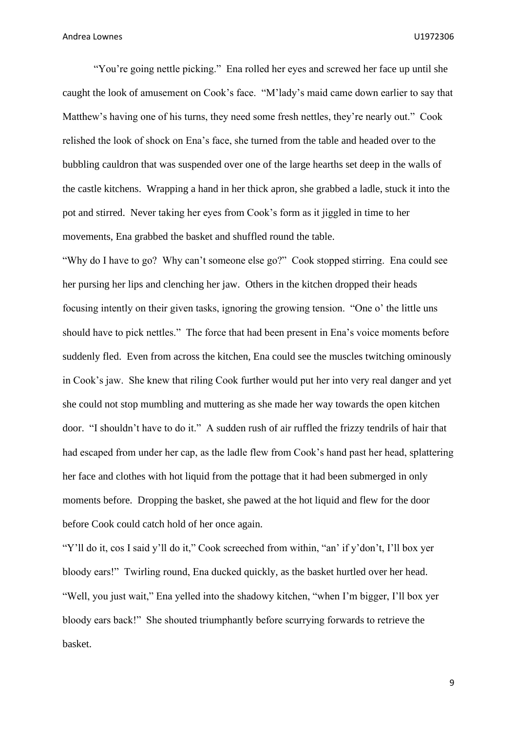"You're going nettle picking." Ena rolled her eyes and screwed her face up until she caught the look of amusement on Cook's face. "M'lady's maid came down earlier to say that Matthew's having one of his turns, they need some fresh nettles, they're nearly out." Cook relished the look of shock on Ena's face, she turned from the table and headed over to the bubbling cauldron that was suspended over one of the large hearths set deep in the walls of the castle kitchens. Wrapping a hand in her thick apron, she grabbed a ladle, stuck it into the pot and stirred. Never taking her eyes from Cook's form as it jiggled in time to her movements, Ena grabbed the basket and shuffled round the table.

"Why do I have to go? Why can't someone else go?" Cook stopped stirring. Ena could see her pursing her lips and clenching her jaw. Others in the kitchen dropped their heads focusing intently on their given tasks, ignoring the growing tension. "One o' the little uns should have to pick nettles." The force that had been present in Ena's voice moments before suddenly fled. Even from across the kitchen, Ena could see the muscles twitching ominously in Cook's jaw. She knew that riling Cook further would put her into very real danger and yet she could not stop mumbling and muttering as she made her way towards the open kitchen door. "I shouldn't have to do it." A sudden rush of air ruffled the frizzy tendrils of hair that had escaped from under her cap, as the ladle flew from Cook's hand past her head, splattering her face and clothes with hot liquid from the pottage that it had been submerged in only moments before. Dropping the basket, she pawed at the hot liquid and flew for the door before Cook could catch hold of her once again.

"Y'll do it, cos I said y'll do it," Cook screeched from within, "an' if y'don't, I'll box yer bloody ears!" Twirling round, Ena ducked quickly, as the basket hurtled over her head. "Well, you just wait," Ena yelled into the shadowy kitchen, "when I'm bigger, I'll box yer bloody ears back!" She shouted triumphantly before scurrying forwards to retrieve the basket.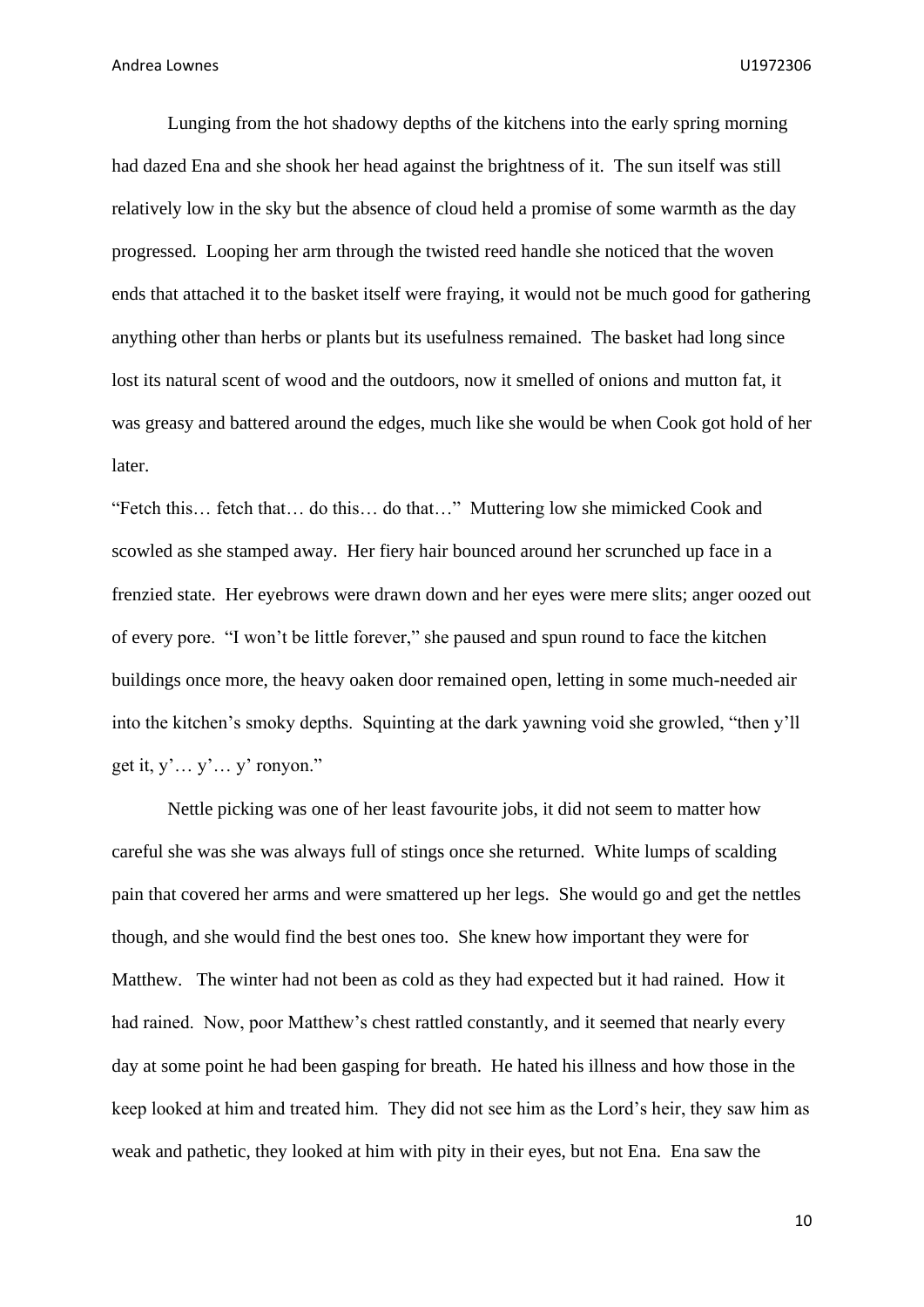Lunging from the hot shadowy depths of the kitchens into the early spring morning had dazed Ena and she shook her head against the brightness of it. The sun itself was still relatively low in the sky but the absence of cloud held a promise of some warmth as the day progressed. Looping her arm through the twisted reed handle she noticed that the woven ends that attached it to the basket itself were fraying, it would not be much good for gathering anything other than herbs or plants but its usefulness remained. The basket had long since lost its natural scent of wood and the outdoors, now it smelled of onions and mutton fat, it was greasy and battered around the edges, much like she would be when Cook got hold of her later.

"Fetch this… fetch that… do this… do that…" Muttering low she mimicked Cook and scowled as she stamped away. Her fiery hair bounced around her scrunched up face in a frenzied state. Her eyebrows were drawn down and her eyes were mere slits; anger oozed out of every pore. "I won't be little forever," she paused and spun round to face the kitchen buildings once more, the heavy oaken door remained open, letting in some much-needed air into the kitchen's smoky depths. Squinting at the dark yawning void she growled, "then y'll get it, y'… y'… y' ronyon."

Nettle picking was one of her least favourite jobs, it did not seem to matter how careful she was she was always full of stings once she returned. White lumps of scalding pain that covered her arms and were smattered up her legs. She would go and get the nettles though, and she would find the best ones too. She knew how important they were for Matthew. The winter had not been as cold as they had expected but it had rained. How it had rained. Now, poor Matthew's chest rattled constantly, and it seemed that nearly every day at some point he had been gasping for breath. He hated his illness and how those in the keep looked at him and treated him. They did not see him as the Lord's heir, they saw him as weak and pathetic, they looked at him with pity in their eyes, but not Ena. Ena saw the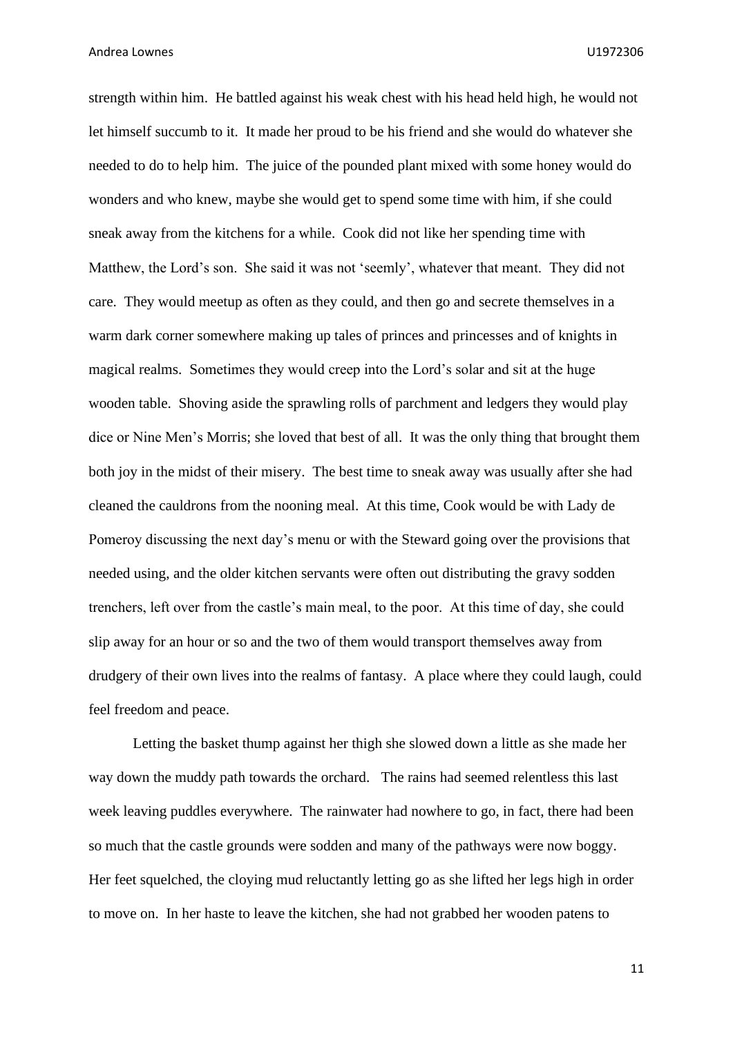strength within him. He battled against his weak chest with his head held high, he would not let himself succumb to it. It made her proud to be his friend and she would do whatever she needed to do to help him. The juice of the pounded plant mixed with some honey would do wonders and who knew, maybe she would get to spend some time with him, if she could sneak away from the kitchens for a while. Cook did not like her spending time with Matthew, the Lord's son. She said it was not 'seemly', whatever that meant. They did not care. They would meetup as often as they could, and then go and secrete themselves in a warm dark corner somewhere making up tales of princes and princesses and of knights in magical realms. Sometimes they would creep into the Lord's solar and sit at the huge wooden table. Shoving aside the sprawling rolls of parchment and ledgers they would play dice or Nine Men's Morris; she loved that best of all. It was the only thing that brought them both joy in the midst of their misery. The best time to sneak away was usually after she had cleaned the cauldrons from the nooning meal. At this time, Cook would be with Lady de Pomeroy discussing the next day's menu or with the Steward going over the provisions that needed using, and the older kitchen servants were often out distributing the gravy sodden trenchers, left over from the castle's main meal, to the poor. At this time of day, she could slip away for an hour or so and the two of them would transport themselves away from drudgery of their own lives into the realms of fantasy. A place where they could laugh, could feel freedom and peace.

Letting the basket thump against her thigh she slowed down a little as she made her way down the muddy path towards the orchard. The rains had seemed relentless this last week leaving puddles everywhere. The rainwater had nowhere to go, in fact, there had been so much that the castle grounds were sodden and many of the pathways were now boggy. Her feet squelched, the cloying mud reluctantly letting go as she lifted her legs high in order to move on. In her haste to leave the kitchen, she had not grabbed her wooden patens to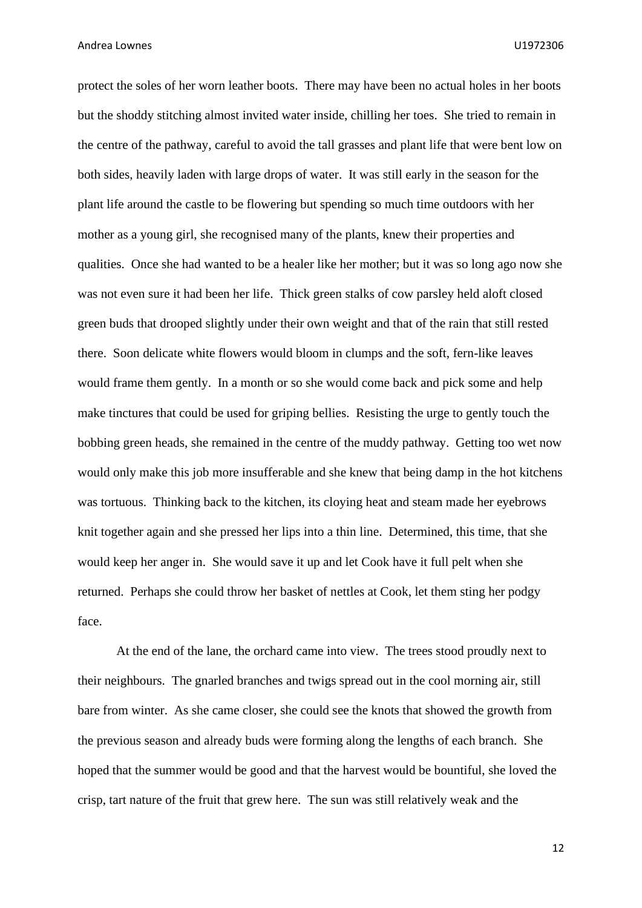protect the soles of her worn leather boots. There may have been no actual holes in her boots but the shoddy stitching almost invited water inside, chilling her toes. She tried to remain in the centre of the pathway, careful to avoid the tall grasses and plant life that were bent low on both sides, heavily laden with large drops of water. It was still early in the season for the plant life around the castle to be flowering but spending so much time outdoors with her mother as a young girl, she recognised many of the plants, knew their properties and qualities. Once she had wanted to be a healer like her mother; but it was so long ago now she was not even sure it had been her life. Thick green stalks of cow parsley held aloft closed green buds that drooped slightly under their own weight and that of the rain that still rested there. Soon delicate white flowers would bloom in clumps and the soft, fern-like leaves would frame them gently. In a month or so she would come back and pick some and help make tinctures that could be used for griping bellies. Resisting the urge to gently touch the bobbing green heads, she remained in the centre of the muddy pathway. Getting too wet now would only make this job more insufferable and she knew that being damp in the hot kitchens was tortuous. Thinking back to the kitchen, its cloying heat and steam made her eyebrows knit together again and she pressed her lips into a thin line. Determined, this time, that she would keep her anger in. She would save it up and let Cook have it full pelt when she returned. Perhaps she could throw her basket of nettles at Cook, let them sting her podgy face.

At the end of the lane, the orchard came into view. The trees stood proudly next to their neighbours. The gnarled branches and twigs spread out in the cool morning air, still bare from winter. As she came closer, she could see the knots that showed the growth from the previous season and already buds were forming along the lengths of each branch. She hoped that the summer would be good and that the harvest would be bountiful, she loved the crisp, tart nature of the fruit that grew here. The sun was still relatively weak and the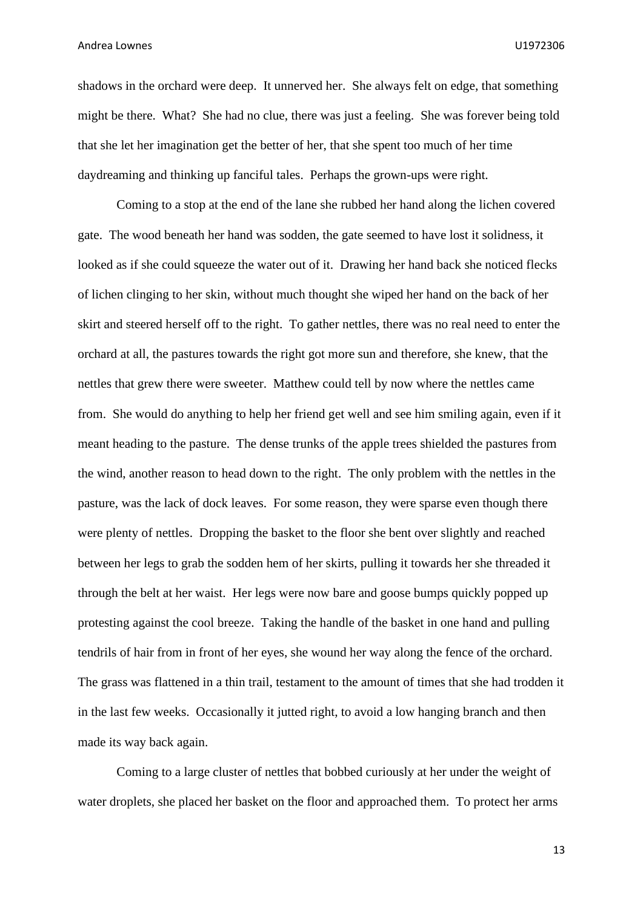shadows in the orchard were deep. It unnerved her. She always felt on edge, that something might be there. What? She had no clue, there was just a feeling. She was forever being told that she let her imagination get the better of her, that she spent too much of her time daydreaming and thinking up fanciful tales. Perhaps the grown-ups were right.

Coming to a stop at the end of the lane she rubbed her hand along the lichen covered gate. The wood beneath her hand was sodden, the gate seemed to have lost it solidness, it looked as if she could squeeze the water out of it. Drawing her hand back she noticed flecks of lichen clinging to her skin, without much thought she wiped her hand on the back of her skirt and steered herself off to the right. To gather nettles, there was no real need to enter the orchard at all, the pastures towards the right got more sun and therefore, she knew, that the nettles that grew there were sweeter. Matthew could tell by now where the nettles came from. She would do anything to help her friend get well and see him smiling again, even if it meant heading to the pasture. The dense trunks of the apple trees shielded the pastures from the wind, another reason to head down to the right. The only problem with the nettles in the pasture, was the lack of dock leaves. For some reason, they were sparse even though there were plenty of nettles. Dropping the basket to the floor she bent over slightly and reached between her legs to grab the sodden hem of her skirts, pulling it towards her she threaded it through the belt at her waist. Her legs were now bare and goose bumps quickly popped up protesting against the cool breeze. Taking the handle of the basket in one hand and pulling tendrils of hair from in front of her eyes, she wound her way along the fence of the orchard. The grass was flattened in a thin trail, testament to the amount of times that she had trodden it in the last few weeks. Occasionally it jutted right, to avoid a low hanging branch and then made its way back again.

Coming to a large cluster of nettles that bobbed curiously at her under the weight of water droplets, she placed her basket on the floor and approached them. To protect her arms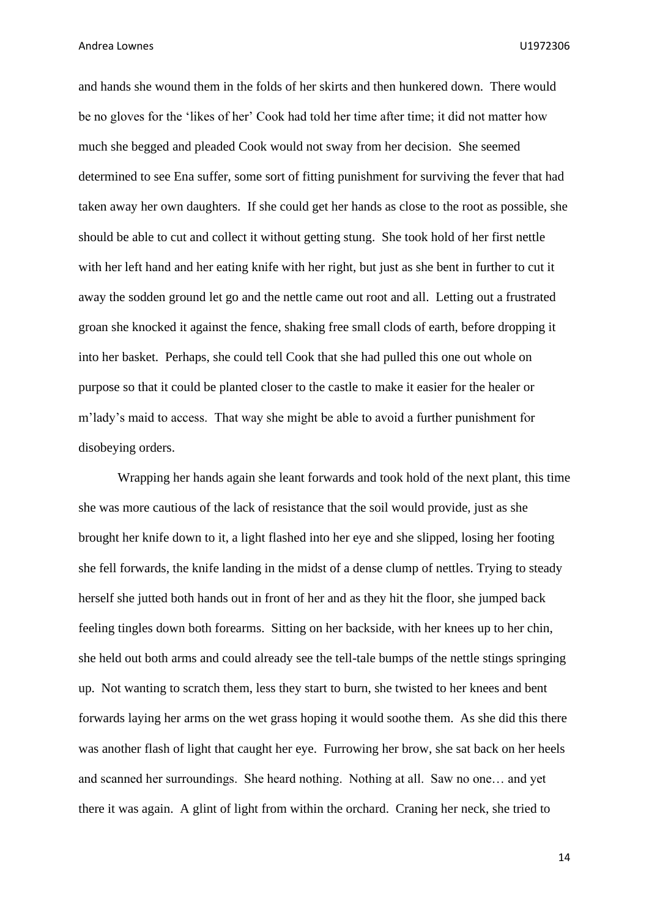and hands she wound them in the folds of her skirts and then hunkered down. There would be no gloves for the 'likes of her' Cook had told her time after time; it did not matter how much she begged and pleaded Cook would not sway from her decision. She seemed determined to see Ena suffer, some sort of fitting punishment for surviving the fever that had taken away her own daughters. If she could get her hands as close to the root as possible, she should be able to cut and collect it without getting stung. She took hold of her first nettle with her left hand and her eating knife with her right, but just as she bent in further to cut it away the sodden ground let go and the nettle came out root and all. Letting out a frustrated groan she knocked it against the fence, shaking free small clods of earth, before dropping it into her basket. Perhaps, she could tell Cook that she had pulled this one out whole on purpose so that it could be planted closer to the castle to make it easier for the healer or m'lady's maid to access. That way she might be able to avoid a further punishment for disobeying orders.

Wrapping her hands again she leant forwards and took hold of the next plant, this time she was more cautious of the lack of resistance that the soil would provide, just as she brought her knife down to it, a light flashed into her eye and she slipped, losing her footing she fell forwards, the knife landing in the midst of a dense clump of nettles. Trying to steady herself she jutted both hands out in front of her and as they hit the floor, she jumped back feeling tingles down both forearms. Sitting on her backside, with her knees up to her chin, she held out both arms and could already see the tell-tale bumps of the nettle stings springing up. Not wanting to scratch them, less they start to burn, she twisted to her knees and bent forwards laying her arms on the wet grass hoping it would soothe them. As she did this there was another flash of light that caught her eye. Furrowing her brow, she sat back on her heels and scanned her surroundings. She heard nothing. Nothing at all. Saw no one… and yet there it was again. A glint of light from within the orchard. Craning her neck, she tried to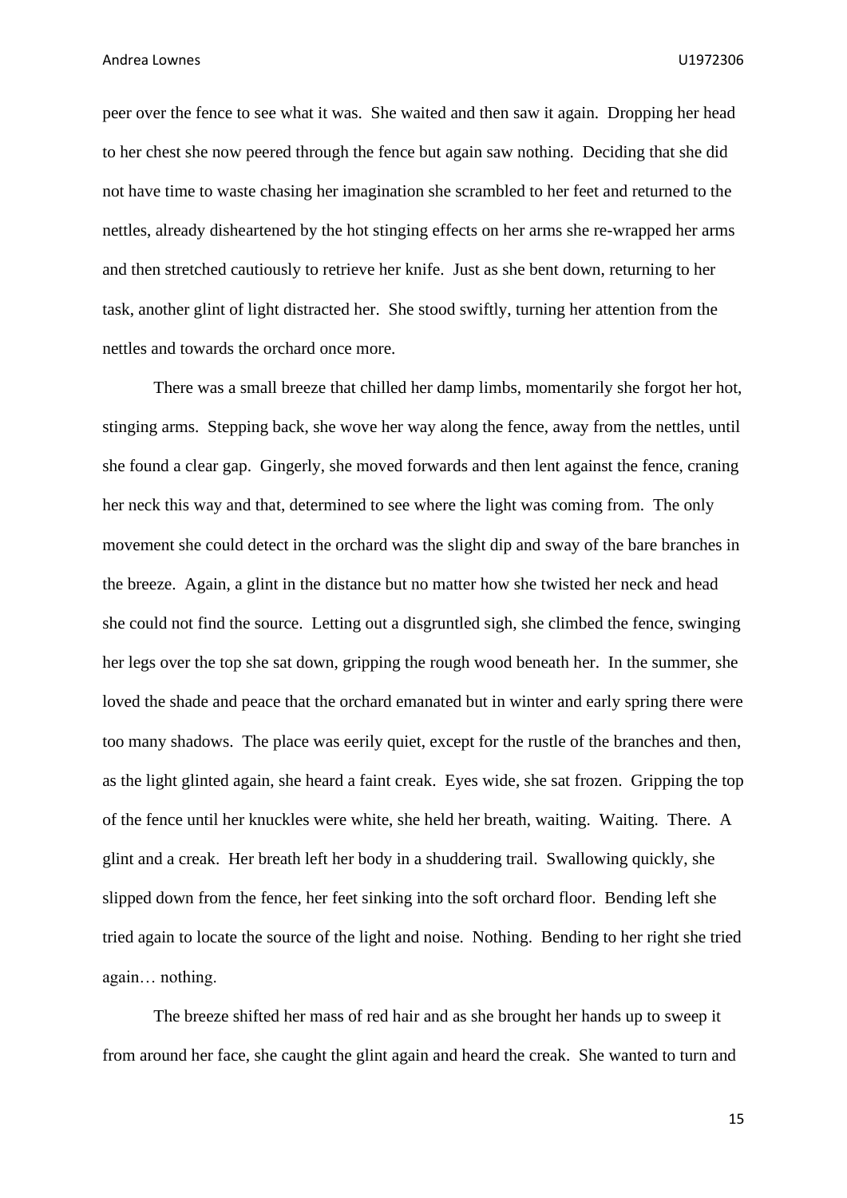peer over the fence to see what it was. She waited and then saw it again. Dropping her head to her chest she now peered through the fence but again saw nothing. Deciding that she did not have time to waste chasing her imagination she scrambled to her feet and returned to the nettles, already disheartened by the hot stinging effects on her arms she re-wrapped her arms and then stretched cautiously to retrieve her knife. Just as she bent down, returning to her task, another glint of light distracted her. She stood swiftly, turning her attention from the nettles and towards the orchard once more.

There was a small breeze that chilled her damp limbs, momentarily she forgot her hot, stinging arms. Stepping back, she wove her way along the fence, away from the nettles, until she found a clear gap. Gingerly, she moved forwards and then lent against the fence, craning her neck this way and that, determined to see where the light was coming from. The only movement she could detect in the orchard was the slight dip and sway of the bare branches in the breeze. Again, a glint in the distance but no matter how she twisted her neck and head she could not find the source. Letting out a disgruntled sigh, she climbed the fence, swinging her legs over the top she sat down, gripping the rough wood beneath her. In the summer, she loved the shade and peace that the orchard emanated but in winter and early spring there were too many shadows. The place was eerily quiet, except for the rustle of the branches and then, as the light glinted again, she heard a faint creak. Eyes wide, she sat frozen. Gripping the top of the fence until her knuckles were white, she held her breath, waiting. Waiting. There. A glint and a creak. Her breath left her body in a shuddering trail. Swallowing quickly, she slipped down from the fence, her feet sinking into the soft orchard floor. Bending left she tried again to locate the source of the light and noise. Nothing. Bending to her right she tried again… nothing.

The breeze shifted her mass of red hair and as she brought her hands up to sweep it from around her face, she caught the glint again and heard the creak. She wanted to turn and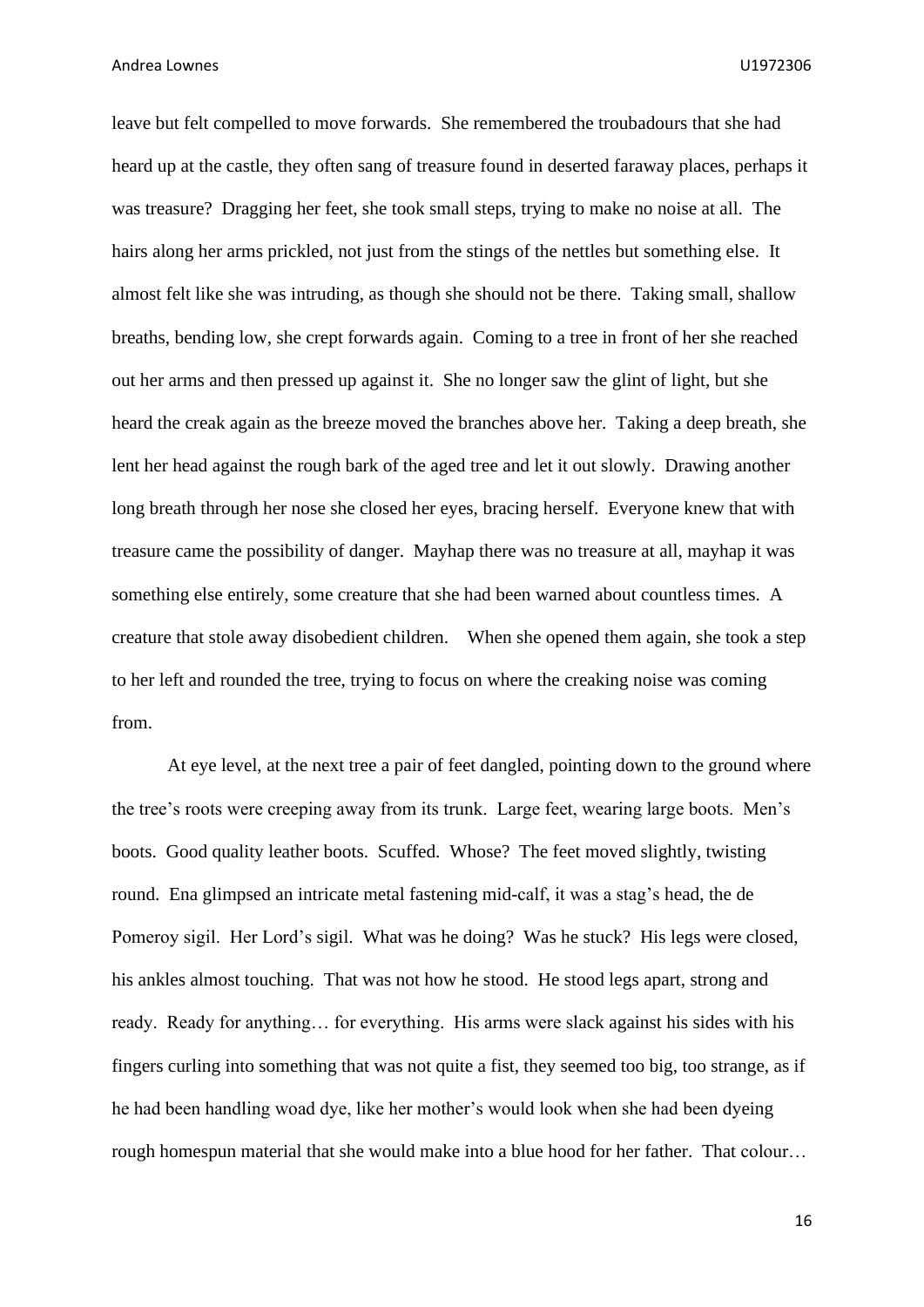leave but felt compelled to move forwards. She remembered the troubadours that she had heard up at the castle, they often sang of treasure found in deserted faraway places, perhaps it was treasure? Dragging her feet, she took small steps, trying to make no noise at all. The hairs along her arms prickled, not just from the stings of the nettles but something else. It almost felt like she was intruding, as though she should not be there. Taking small, shallow breaths, bending low, she crept forwards again. Coming to a tree in front of her she reached out her arms and then pressed up against it. She no longer saw the glint of light, but she heard the creak again as the breeze moved the branches above her. Taking a deep breath, she lent her head against the rough bark of the aged tree and let it out slowly. Drawing another long breath through her nose she closed her eyes, bracing herself. Everyone knew that with treasure came the possibility of danger. Mayhap there was no treasure at all, mayhap it was something else entirely, some creature that she had been warned about countless times. A creature that stole away disobedient children. When she opened them again, she took a step to her left and rounded the tree, trying to focus on where the creaking noise was coming from.

At eye level, at the next tree a pair of feet dangled, pointing down to the ground where the tree's roots were creeping away from its trunk. Large feet, wearing large boots. Men's boots. Good quality leather boots. Scuffed. Whose? The feet moved slightly, twisting round. Ena glimpsed an intricate metal fastening mid-calf, it was a stag's head, the de Pomeroy sigil. Her Lord's sigil. What was he doing? Was he stuck? His legs were closed, his ankles almost touching. That was not how he stood. He stood legs apart, strong and ready. Ready for anything… for everything. His arms were slack against his sides with his fingers curling into something that was not quite a fist, they seemed too big, too strange, as if he had been handling woad dye, like her mother's would look when she had been dyeing rough homespun material that she would make into a blue hood for her father. That colour…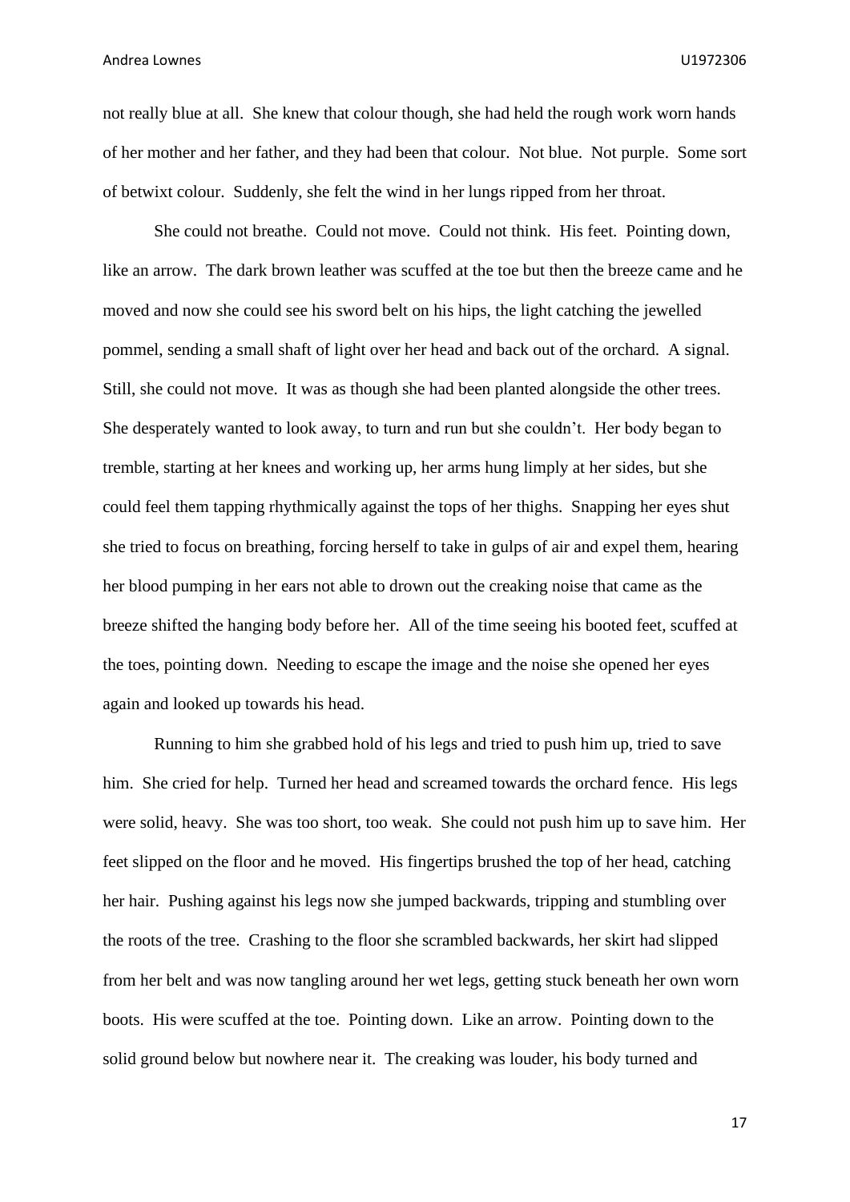not really blue at all. She knew that colour though, she had held the rough work worn hands of her mother and her father, and they had been that colour. Not blue. Not purple. Some sort of betwixt colour. Suddenly, she felt the wind in her lungs ripped from her throat.

She could not breathe. Could not move. Could not think. His feet. Pointing down, like an arrow. The dark brown leather was scuffed at the toe but then the breeze came and he moved and now she could see his sword belt on his hips, the light catching the jewelled pommel, sending a small shaft of light over her head and back out of the orchard. A signal. Still, she could not move. It was as though she had been planted alongside the other trees. She desperately wanted to look away, to turn and run but she couldn't. Her body began to tremble, starting at her knees and working up, her arms hung limply at her sides, but she could feel them tapping rhythmically against the tops of her thighs. Snapping her eyes shut she tried to focus on breathing, forcing herself to take in gulps of air and expel them, hearing her blood pumping in her ears not able to drown out the creaking noise that came as the breeze shifted the hanging body before her. All of the time seeing his booted feet, scuffed at the toes, pointing down. Needing to escape the image and the noise she opened her eyes again and looked up towards his head.

Running to him she grabbed hold of his legs and tried to push him up, tried to save him. She cried for help. Turned her head and screamed towards the orchard fence. His legs were solid, heavy. She was too short, too weak. She could not push him up to save him. Her feet slipped on the floor and he moved. His fingertips brushed the top of her head, catching her hair. Pushing against his legs now she jumped backwards, tripping and stumbling over the roots of the tree. Crashing to the floor she scrambled backwards, her skirt had slipped from her belt and was now tangling around her wet legs, getting stuck beneath her own worn boots. His were scuffed at the toe. Pointing down. Like an arrow. Pointing down to the solid ground below but nowhere near it. The creaking was louder, his body turned and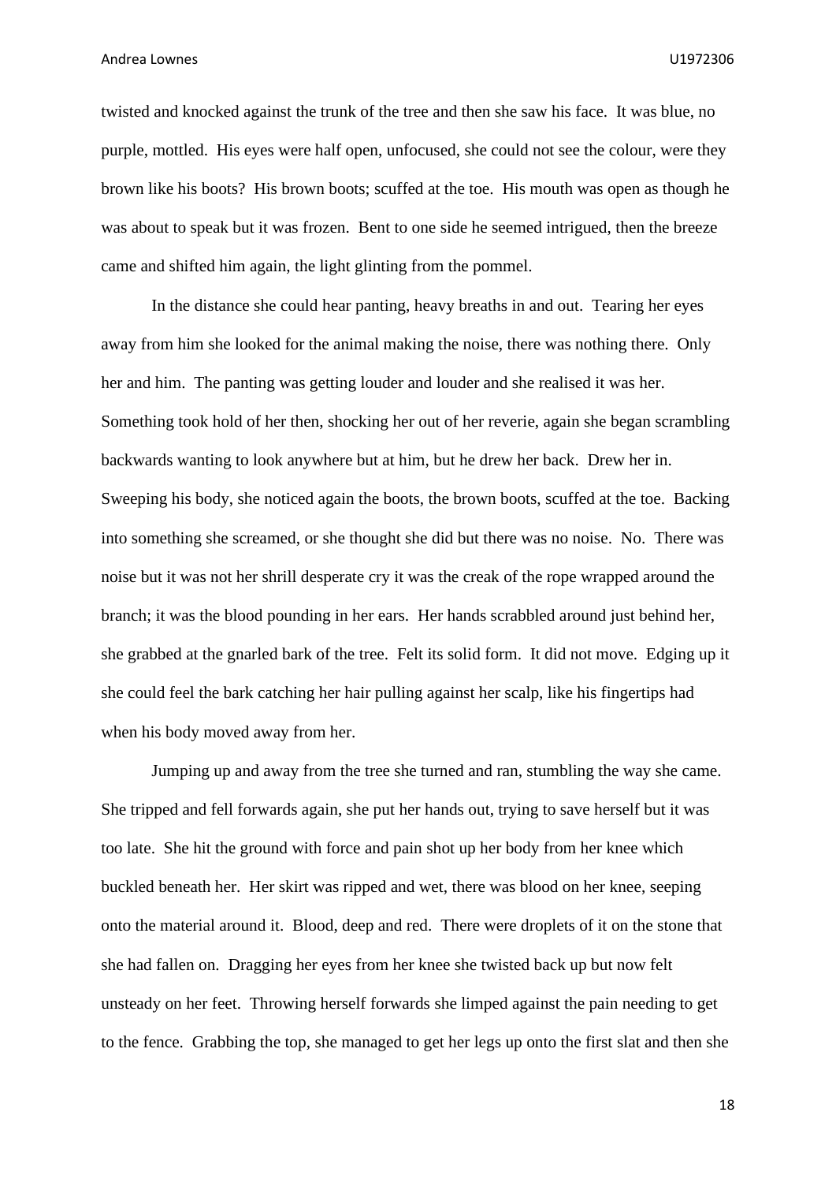twisted and knocked against the trunk of the tree and then she saw his face. It was blue, no purple, mottled. His eyes were half open, unfocused, she could not see the colour, were they brown like his boots? His brown boots; scuffed at the toe. His mouth was open as though he was about to speak but it was frozen. Bent to one side he seemed intrigued, then the breeze came and shifted him again, the light glinting from the pommel.

In the distance she could hear panting, heavy breaths in and out. Tearing her eyes away from him she looked for the animal making the noise, there was nothing there. Only her and him. The panting was getting louder and louder and she realised it was her. Something took hold of her then, shocking her out of her reverie, again she began scrambling backwards wanting to look anywhere but at him, but he drew her back. Drew her in. Sweeping his body, she noticed again the boots, the brown boots, scuffed at the toe. Backing into something she screamed, or she thought she did but there was no noise. No. There was noise but it was not her shrill desperate cry it was the creak of the rope wrapped around the branch; it was the blood pounding in her ears. Her hands scrabbled around just behind her, she grabbed at the gnarled bark of the tree. Felt its solid form. It did not move. Edging up it she could feel the bark catching her hair pulling against her scalp, like his fingertips had when his body moved away from her.

Jumping up and away from the tree she turned and ran, stumbling the way she came. She tripped and fell forwards again, she put her hands out, trying to save herself but it was too late. She hit the ground with force and pain shot up her body from her knee which buckled beneath her. Her skirt was ripped and wet, there was blood on her knee, seeping onto the material around it. Blood, deep and red. There were droplets of it on the stone that she had fallen on. Dragging her eyes from her knee she twisted back up but now felt unsteady on her feet. Throwing herself forwards she limped against the pain needing to get to the fence. Grabbing the top, she managed to get her legs up onto the first slat and then she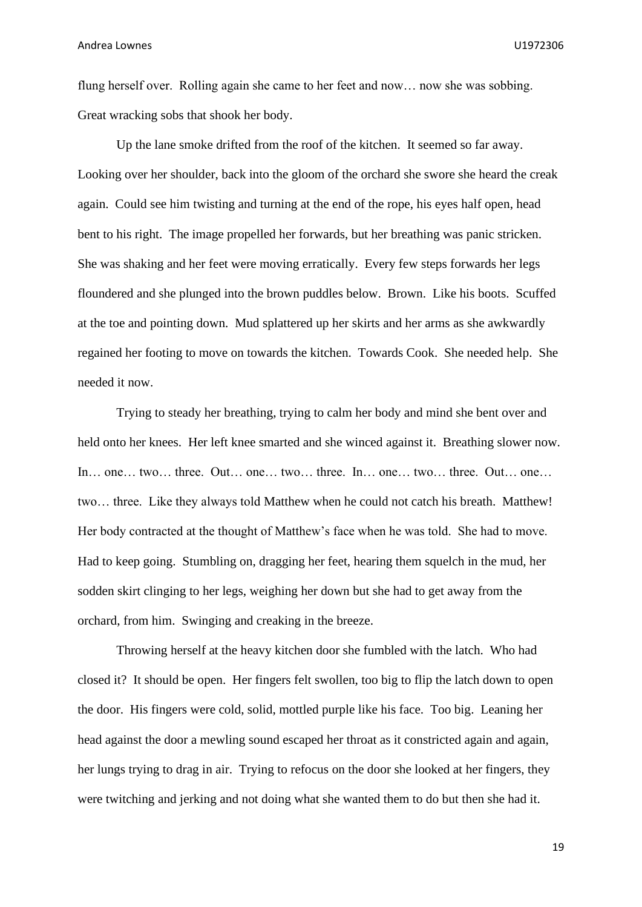flung herself over.  Rolling again she came to her feet and now… now she was sobbing.  Great wracking sobs that shook her body.

Up the lane smoke drifted from the roof of the kitchen.  It seemed so far away.  Looking over her shoulder, back into the gloom of the orchard she swore she heard the creak again.  Could see him twisting and turning at the end of the rope, his eyes half open, head bent to his right.  The image propelled her forwards, but her breathing was panic stricken.  She was shaking and her feet were moving erratically.  Every few steps forwards her legs floundered and she plunged into the brown puddles below.  Brown.  Like his boots.  Scuffed at the toe and pointing down.  Mud splattered up her skirts and her arms as she awkwardly regained her footing to move on towards the kitchen.  Towards Cook.  She needed help.  She needed it now.

Trying to steady her breathing, trying to calm her body and mind she bent over and held onto her knees.  Her left knee smarted and she winced against it.  Breathing slower now.  In… one… two… three.  Out… one… two… three.  In… one… two… three.  Out… one… two… three.  Like they always told Matthew when he could not catch his breath.  Matthew!  Her body contracted at the thought of Matthew's face when he was told.  She had to move.  Had to keep going.  Stumbling on, dragging her feet, hearing them squelch in the mud, her sodden skirt clinging to her legs, weighing her down but she had to get away from the orchard, from him.  Swinging and creaking in the breeze.

Throwing herself at the heavy kitchen door she fumbled with the latch.  Who had closed it?  It should be open.  Her fingers felt swollen, too big to flip the latch down to open the door.  His fingers were cold, solid, mottled purple like his face.  Too big.  Leaning her head against the door a mewling sound escaped her throat as it constricted again and again, her lungs trying to drag in air.  Trying to refocus on the door she looked at her fingers, they were twitching and jerking and not doing what she wanted them to do but then she had it.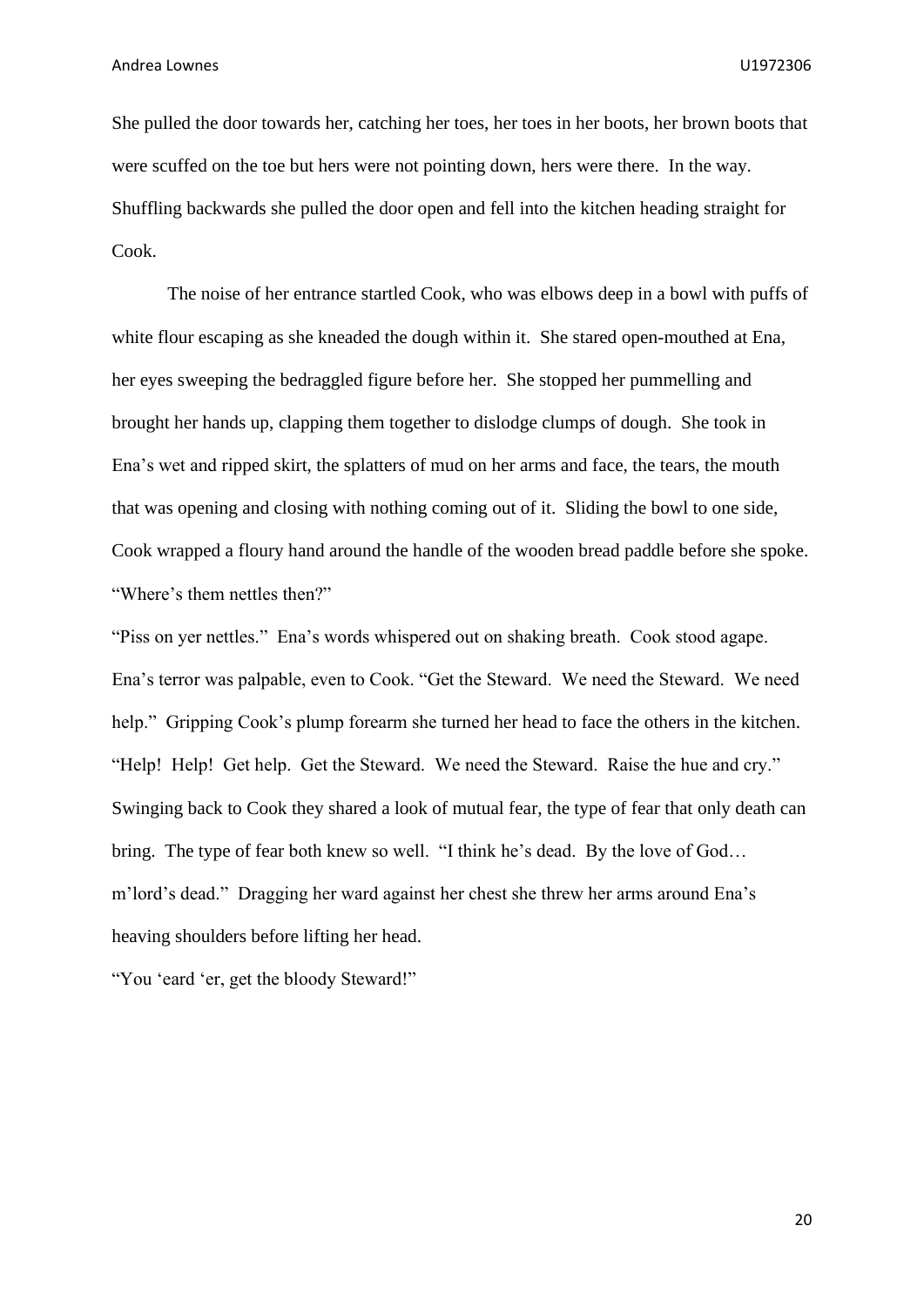She pulled the door towards her, catching her toes, her toes in her boots, her brown boots that were scuffed on the toe but hers were not pointing down, hers were there. In the way. Shuffling backwards she pulled the door open and fell into the kitchen heading straight for Cook.

The noise of her entrance startled Cook, who was elbows deep in a bowl with puffs of white flour escaping as she kneaded the dough within it. She stared open-mouthed at Ena, her eyes sweeping the bedraggled figure before her. She stopped her pummelling and brought her hands up, clapping them together to dislodge clumps of dough. She took in Ena's wet and ripped skirt, the splatters of mud on her arms and face, the tears, the mouth that was opening and closing with nothing coming out of it. Sliding the bowl to one side, Cook wrapped a floury hand around the handle of the wooden bread paddle before she spoke. "Where's them nettles then?"

"Piss on yer nettles." Ena's words whispered out on shaking breath. Cook stood agape. Ena's terror was palpable, even to Cook. "Get the Steward. We need the Steward. We need help." Gripping Cook's plump forearm she turned her head to face the others in the kitchen. "Help! Help! Get help. Get the Steward. We need the Steward. Raise the hue and cry." Swinging back to Cook they shared a look of mutual fear, the type of fear that only death can bring. The type of fear both knew so well. "I think he's dead. By the love of God… m'lord's dead." Dragging her ward against her chest she threw her arms around Ena's heaving shoulders before lifting her head.

"You 'eard 'er, get the bloody Steward!"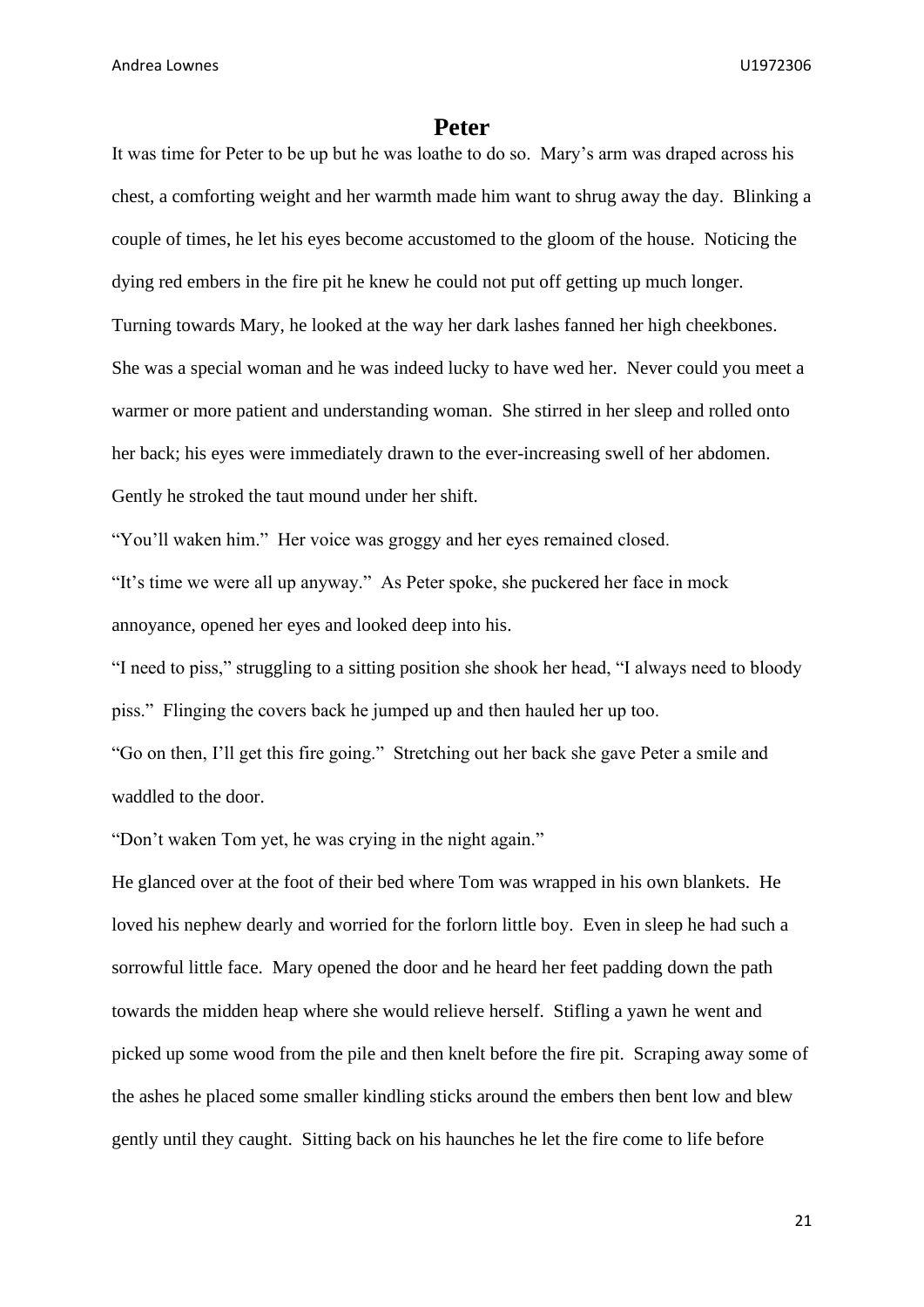# Peter

It was time for Peter to be up but he was loathe to do so. Mary's arm was draped across his chest, a comforting weight and her warmth made him want to shrug away the day. Blinking a couple of times, he let his eyes become accustomed to the gloom of the house. Noticing the dying red embers in the fire pit he knew he could not put off getting up much longer. Turning towards Mary, he looked at the way her dark lashes fanned her high cheekbones. She was a special woman and he was indeed lucky to have wed her. Never could you meet a warmer or more patient and understanding woman. She stirred in her sleep and rolled onto her back; his eyes were immediately drawn to the ever-increasing swell of her abdomen. Gently he stroked the taut mound under her shift.

"You'll waken him." Her voice was groggy and her eyes remained closed.

"It's time we were all up anyway." As Peter spoke, she puckered her face in mock annoyance, opened her eyes and looked deep into his.

"I need to piss," struggling to a sitting position she shook her head, "I always need to bloody piss." Flinging the covers back he jumped up and then hauled her up too.

"Go on then, I'll get this fire going." Stretching out her back she gave Peter a smile and waddled to the door.

"Don't waken Tom yet, he was crying in the night again."

He glanced over at the foot of their bed where Tom was wrapped in his own blankets. He loved his nephew dearly and worried for the forlorn little boy. Even in sleep he had such a sorrowful little face. Mary opened the door and he heard her feet padding down the path towards the midden heap where she would relieve herself. Stifling a yawn he went and picked up some wood from the pile and then knelt before the fire pit. Scraping away some of the ashes he placed some smaller kindling sticks around the embers then bent low and blew gently until they caught. Sitting back on his haunches he let the fire come to life before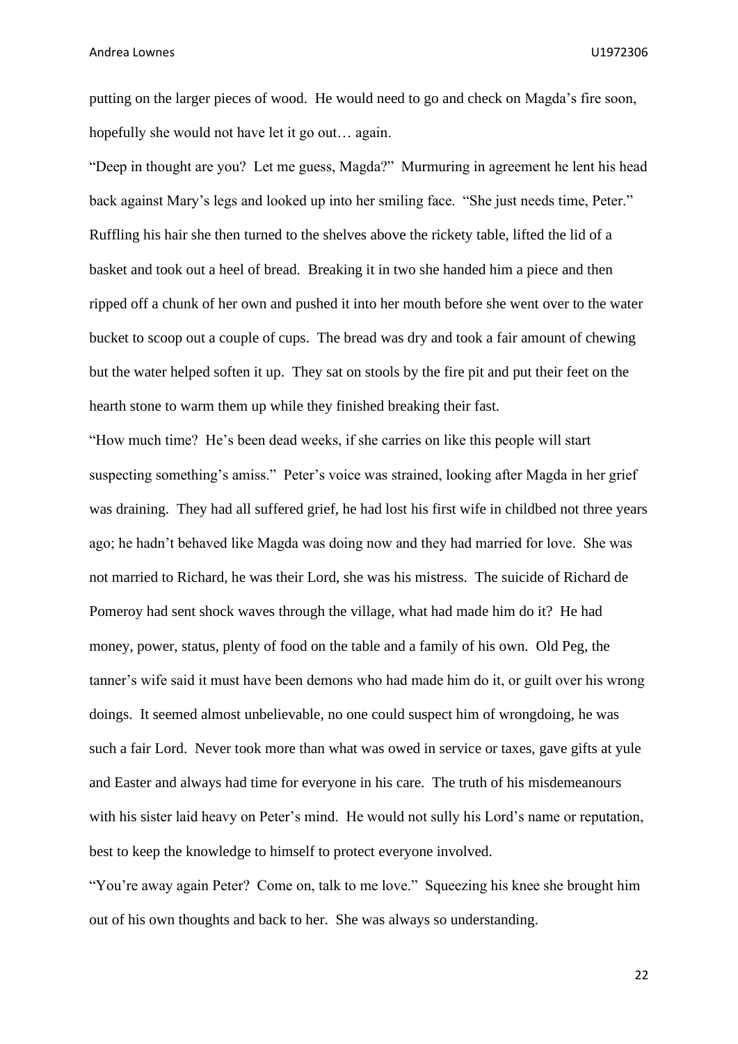putting on the larger pieces of wood. He would need to go and check on Magda's fire soon, hopefully she would not have let it go out… again.

"Deep in thought are you? Let me guess, Magda?" Murmuring in agreement he lent his head back against Mary's legs and looked up into her smiling face. "She just needs time, Peter." Ruffling his hair she then turned to the shelves above the rickety table, lifted the lid of a basket and took out a heel of bread. Breaking it in two she handed him a piece and then ripped off a chunk of her own and pushed it into her mouth before she went over to the water bucket to scoop out a couple of cups. The bread was dry and took a fair amount of chewing but the water helped soften it up. They sat on stools by the fire pit and put their feet on the hearth stone to warm them up while they finished breaking their fast.

"How much time? He's been dead weeks, if she carries on like this people will start suspecting something's amiss." Peter's voice was strained, looking after Magda in her grief was draining. They had all suffered grief, he had lost his first wife in childbed not three years ago; he hadn't behaved like Magda was doing now and they had married for love. She was not married to Richard, he was their Lord, she was his mistress. The suicide of Richard de Pomeroy had sent shock waves through the village, what had made him do it? He had money, power, status, plenty of food on the table and a family of his own. Old Peg, the tanner's wife said it must have been demons who had made him do it, or guilt over his wrong doings. It seemed almost unbelievable, no one could suspect him of wrongdoing, he was such a fair Lord. Never took more than what was owed in service or taxes, gave gifts at yule and Easter and always had time for everyone in his care. The truth of his misdemeanours with his sister laid heavy on Peter's mind. He would not sully his Lord's name or reputation, best to keep the knowledge to himself to protect everyone involved.

"You're away again Peter? Come on, talk to me love." Squeezing his knee she brought him out of his own thoughts and back to her. She was always so understanding.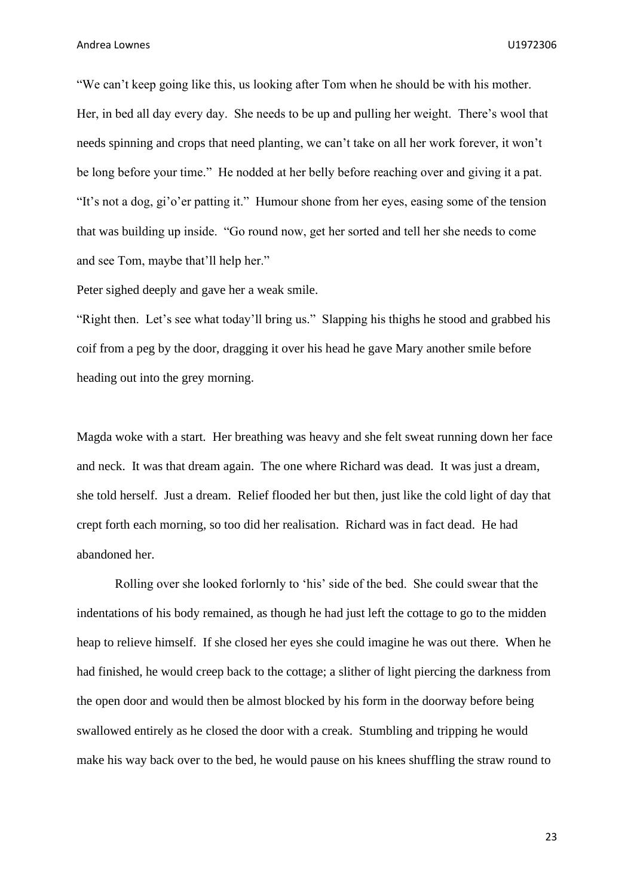"We can't keep going like this, us looking after Tom when he should be with his mother. Her, in bed all day every day. She needs to be up and pulling her weight. There's wool that needs spinning and crops that need planting, we can't take on all her work forever, it won't be long before your time." He nodded at her belly before reaching over and giving it a pat.

"It's not a dog, gi'o'er patting it." Humour shone from her eyes, easing some of the tension that was building up inside. "Go round now, get her sorted and tell her she needs to come and see Tom, maybe that'll help her."

Peter sighed deeply and gave her a weak smile.

"Right then. Let's see what today'll bring us." Slapping his thighs he stood and grabbed his coif from a peg by the door, dragging it over his head he gave Mary another smile before heading out into the grey morning.

Magda woke with a start. Her breathing was heavy and she felt sweat running down her face and neck. It was that dream again. The one where Richard was dead. It was just a dream, she told herself. Just a dream. Relief flooded her but then, just like the cold light of day that crept forth each morning, so too did her realisation. Richard was in fact dead. He had abandoned her.

Rolling over she looked forlornly to 'his' side of the bed. She could swear that the indentations of his body remained, as though he had just left the cottage to go to the midden heap to relieve himself. If she closed her eyes she could imagine he was out there. When he had finished, he would creep back to the cottage; a slither of light piercing the darkness from the open door and would then be almost blocked by his form in the doorway before being swallowed entirely as he closed the door with a creak. Stumbling and tripping he would make his way back over to the bed, he would pause on his knees shuffling the straw round to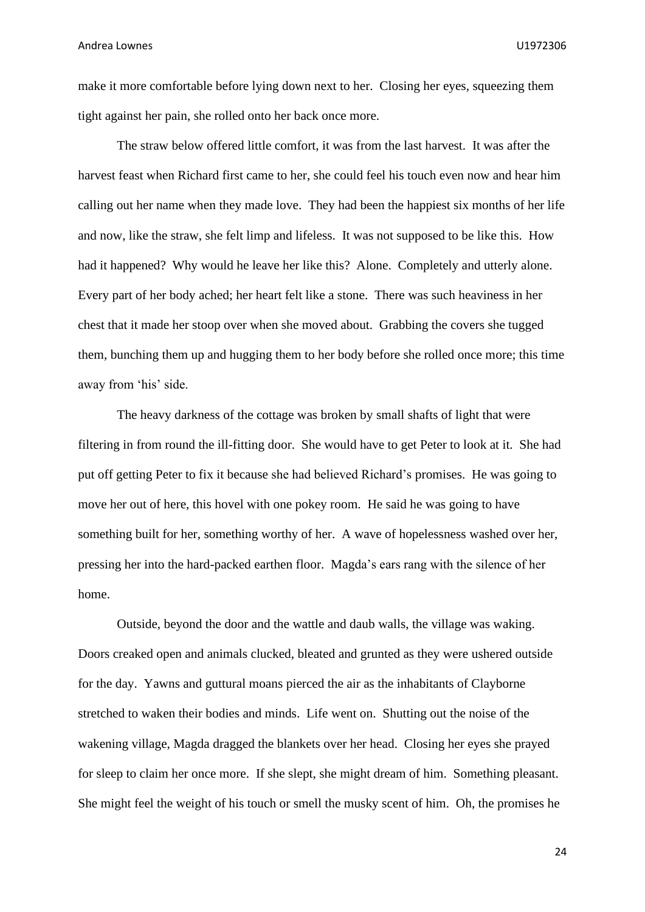make it more comfortable before lying down next to her. Closing her eyes, squeezing them tight against her pain, she rolled onto her back once more.

The straw below offered little comfort, it was from the last harvest. It was after the harvest feast when Richard first came to her, she could feel his touch even now and hear him calling out her name when they made love. They had been the happiest six months of her life and now, like the straw, she felt limp and lifeless. It was not supposed to be like this. How had it happened? Why would he leave her like this? Alone. Completely and utterly alone. Every part of her body ached; her heart felt like a stone. There was such heaviness in her chest that it made her stoop over when she moved about. Grabbing the covers she tugged them, bunching them up and hugging them to her body before she rolled once more; this time away from 'his' side.

The heavy darkness of the cottage was broken by small shafts of light that were filtering in from round the ill-fitting door. She would have to get Peter to look at it. She had put off getting Peter to fix it because she had believed Richard's promises. He was going to move her out of here, this hovel with one pokey room. He said he was going to have something built for her, something worthy of her. A wave of hopelessness washed over her, pressing her into the hard-packed earthen floor. Magda's ears rang with the silence of her home.

Outside, beyond the door and the wattle and daub walls, the village was waking. Doors creaked open and animals clucked, bleated and grunted as they were ushered outside for the day. Yawns and guttural moans pierced the air as the inhabitants of Clayborne stretched to waken their bodies and minds. Life went on. Shutting out the noise of the wakening village, Magda dragged the blankets over her head. Closing her eyes she prayed for sleep to claim her once more. If she slept, she might dream of him. Something pleasant. She might feel the weight of his touch or smell the musky scent of him. Oh, the promises he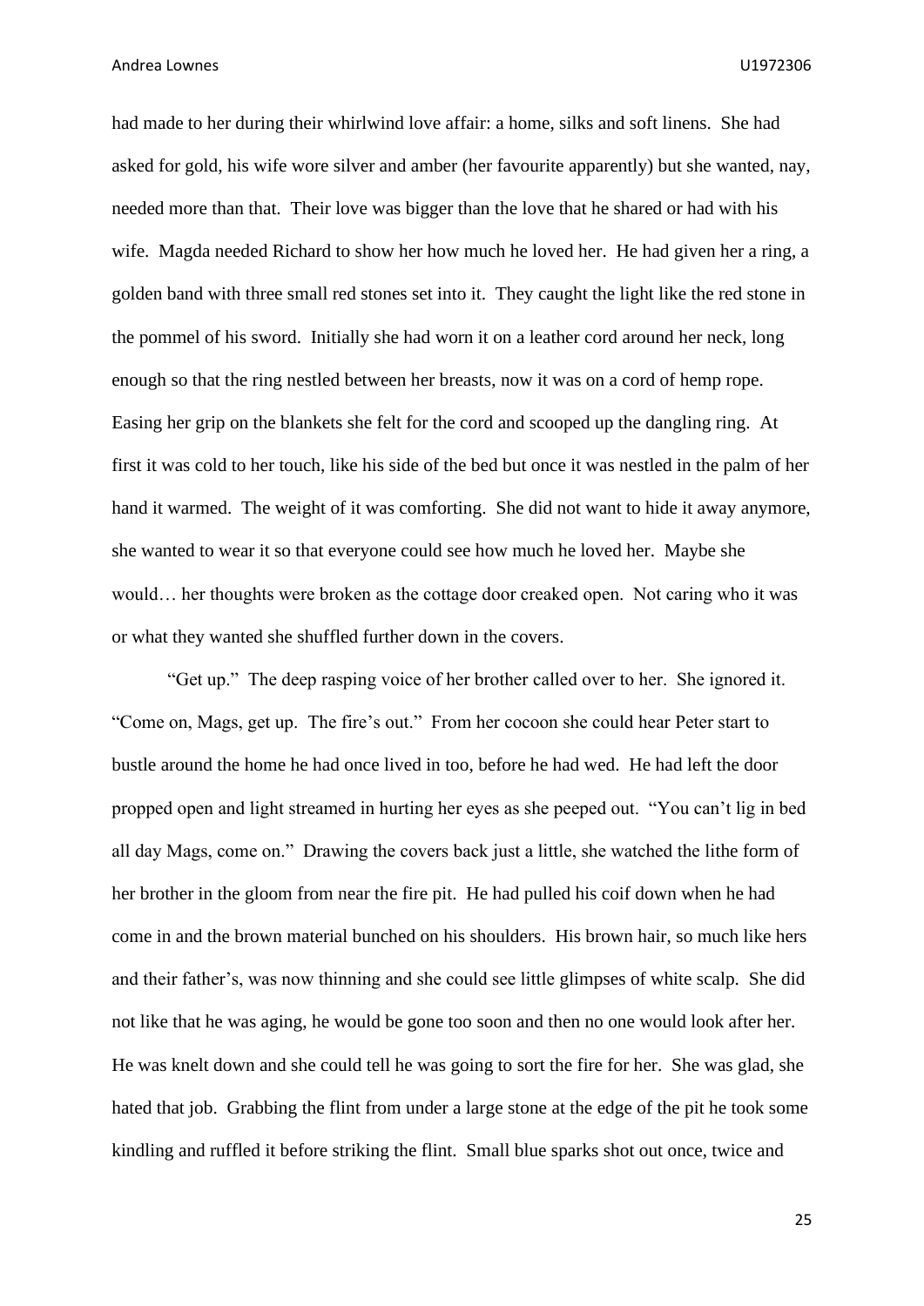had made to her during their whirlwind love affair: a home, silks and soft linens. She had asked for gold, his wife wore silver and amber (her favourite apparently) but she wanted, nay, needed more than that. Their love was bigger than the love that he shared or had with his wife. Magda needed Richard to show her how much he loved her. He had given her a ring, a golden band with three small red stones set into it. They caught the light like the red stone in the pommel of his sword. Initially she had worn it on a leather cord around her neck, long enough so that the ring nestled between her breasts, now it was on a cord of hemp rope. Easing her grip on the blankets she felt for the cord and scooped up the dangling ring. At first it was cold to her touch, like his side of the bed but once it was nestled in the palm of her hand it warmed. The weight of it was comforting. She did not want to hide it away anymore, she wanted to wear it so that everyone could see how much he loved her. Maybe she would… her thoughts were broken as the cottage door creaked open. Not caring who it was or what they wanted she shuffled further down in the covers.

"Get up." The deep rasping voice of her brother called over to her. She ignored it. "Come on, Mags, get up. The fire's out." From her cocoon she could hear Peter start to bustle around the home he had once lived in too, before he had wed. He had left the door propped open and light streamed in hurting her eyes as she peeped out. "You can't lig in bed all day Mags, come on." Drawing the covers back just a little, she watched the lithe form of her brother in the gloom from near the fire pit. He had pulled his coif down when he had come in and the brown material bunched on his shoulders. His brown hair, so much like hers and their father's, was now thinning and she could see little glimpses of white scalp. She did not like that he was aging, he would be gone too soon and then no one would look after her. He was knelt down and she could tell he was going to sort the fire for her. She was glad, she hated that job. Grabbing the flint from under a large stone at the edge of the pit he took some kindling and ruffled it before striking the flint. Small blue sparks shot out once, twice and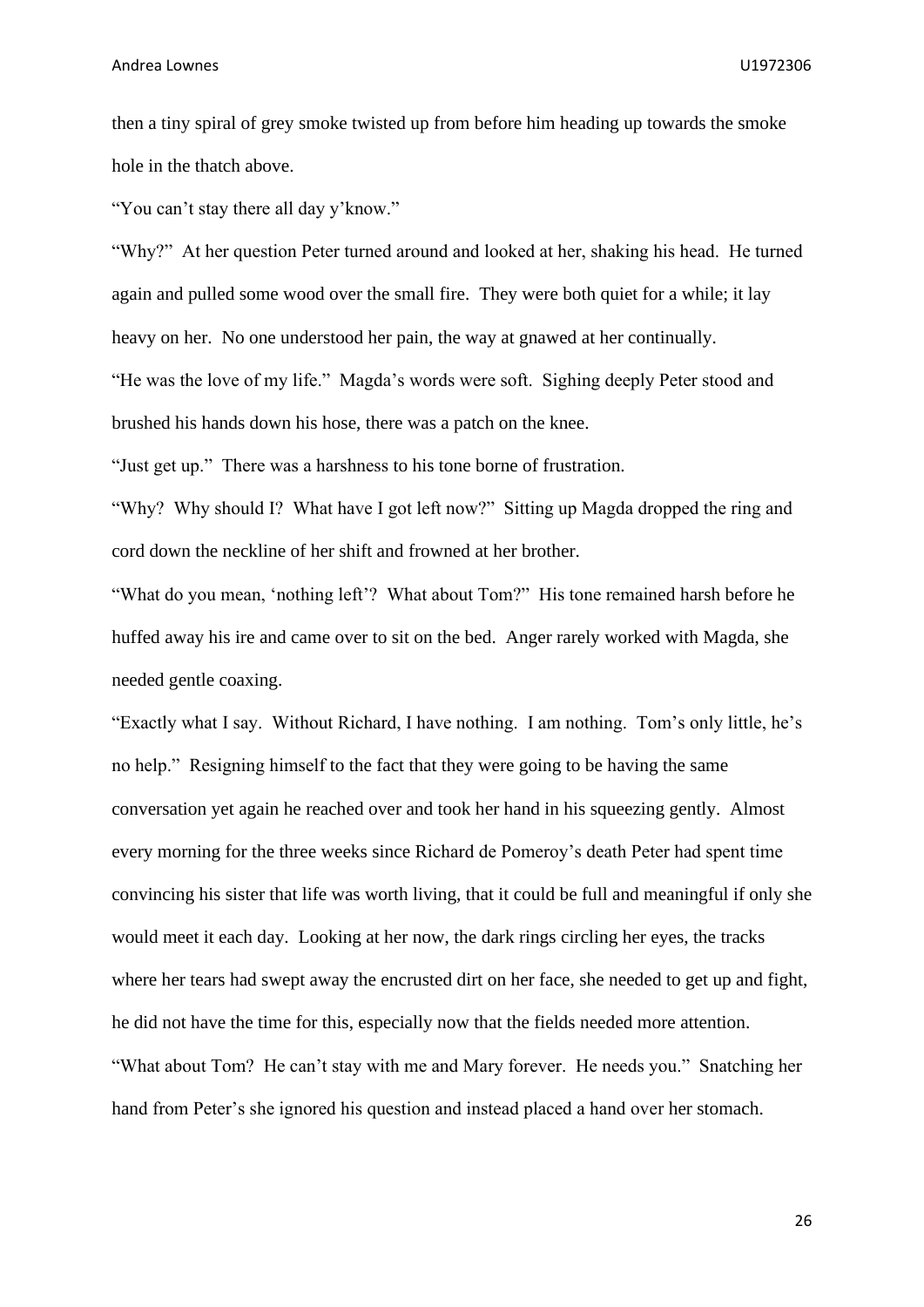then a tiny spiral of grey smoke twisted up from before him heading up towards the smoke hole in the thatch above.

"You can't stay there all day y'know."

"Why?" At her question Peter turned around and looked at her, shaking his head. He turned again and pulled some wood over the small fire. They were both quiet for a while; it lay heavy on her. No one understood her pain, the way at gnawed at her continually.

"He was the love of my life." Magda's words were soft. Sighing deeply Peter stood and brushed his hands down his hose, there was a patch on the knee.

"Just get up." There was a harshness to his tone borne of frustration.

"Why? Why should I? What have I got left now?" Sitting up Magda dropped the ring and cord down the neckline of her shift and frowned at her brother.

"What do you mean, 'nothing left'? What about Tom?" His tone remained harsh before he huffed away his ire and came over to sit on the bed. Anger rarely worked with Magda, she needed gentle coaxing.

"Exactly what I say. Without Richard, I have nothing. I am nothing. Tom's only little, he's no help." Resigning himself to the fact that they were going to be having the same conversation yet again he reached over and took her hand in his squeezing gently. Almost every morning for the three weeks since Richard de Pomeroy's death Peter had spent time convincing his sister that life was worth living, that it could be full and meaningful if only she would meet it each day. Looking at her now, the dark rings circling her eyes, the tracks where her tears had swept away the encrusted dirt on her face, she needed to get up and fight, he did not have the time for this, especially now that the fields needed more attention.

"What about Tom? He can't stay with me and Mary forever. He needs you." Snatching her hand from Peter's she ignored his question and instead placed a hand over her stomach.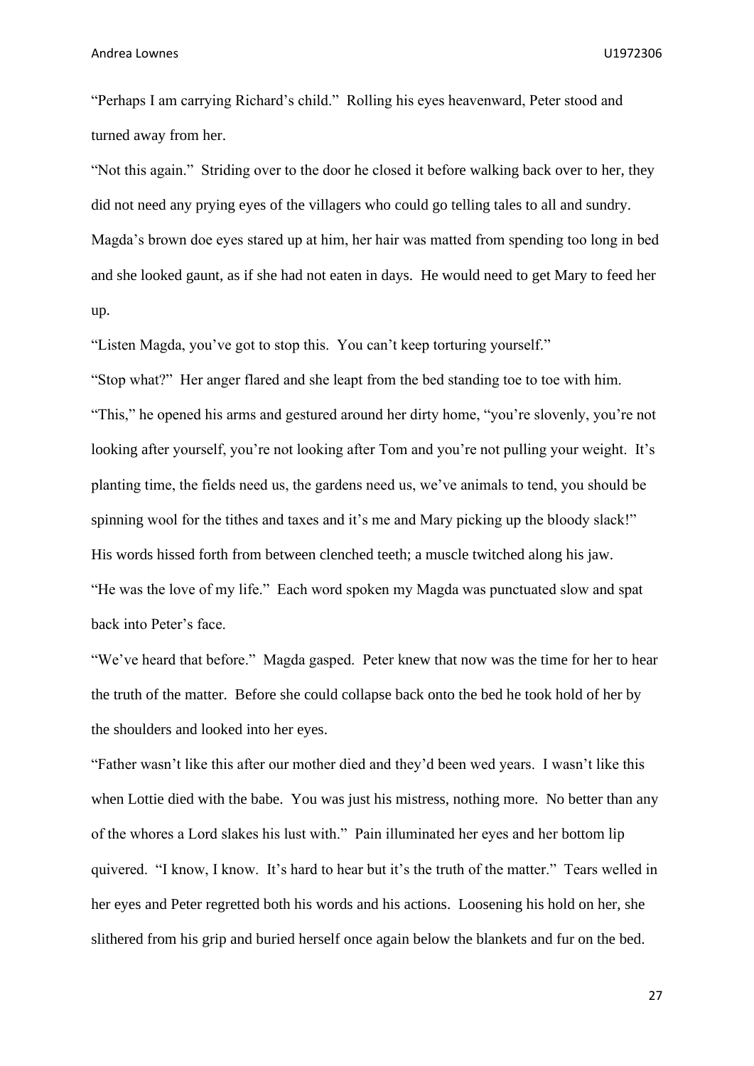“Perhaps I am carrying Richard’s child.” Rolling his eyes heavenward, Peter stood and turned away from her.

“Not this again.” Striding over to the door he closed it before walking back over to her, they did not need any prying eyes of the villagers who could go telling tales to all and sundry. Magda’s brown doe eyes stared up at him, her hair was matted from spending too long in bed and she looked gaunt, as if she had not eaten in days. He would need to get Mary to feed her up.

“Listen Magda, you’ve got to stop this. You can’t keep torturing yourself.”

“Stop what?” Her anger flared and she leapt from the bed standing toe to toe with him.

“This,” he opened his arms and gestured around her dirty home, “you’re slovenly, you’re not looking after yourself, you’re not looking after Tom and you’re not pulling your weight. It’s planting time, the fields need us, the gardens need us, we’ve animals to tend, you should be spinning wool for the tithes and taxes and it’s me and Mary picking up the bloody slack!” His words hissed forth from between clenched teeth; a muscle twitched along his jaw.

“He was the love of my life.” Each word spoken my Magda was punctuated slow and spat back into Peter’s face.

“We’ve heard that before.” Magda gasped. Peter knew that now was the time for her to hear the truth of the matter. Before she could collapse back onto the bed he took hold of her by the shoulders and looked into her eyes.

“Father wasn’t like this after our mother died and they’d been wed years. I wasn’t like this when Lottie died with the babe. You was just his mistress, nothing more. No better than any of the whores a Lord slakes his lust with.” Pain illuminated her eyes and her bottom lip quivered. “I know, I know. It’s hard to hear but it’s the truth of the matter.” Tears welled in her eyes and Peter regretted both his words and his actions. Loosening his hold on her, she slithered from his grip and buried herself once again below the blankets and fur on the bed.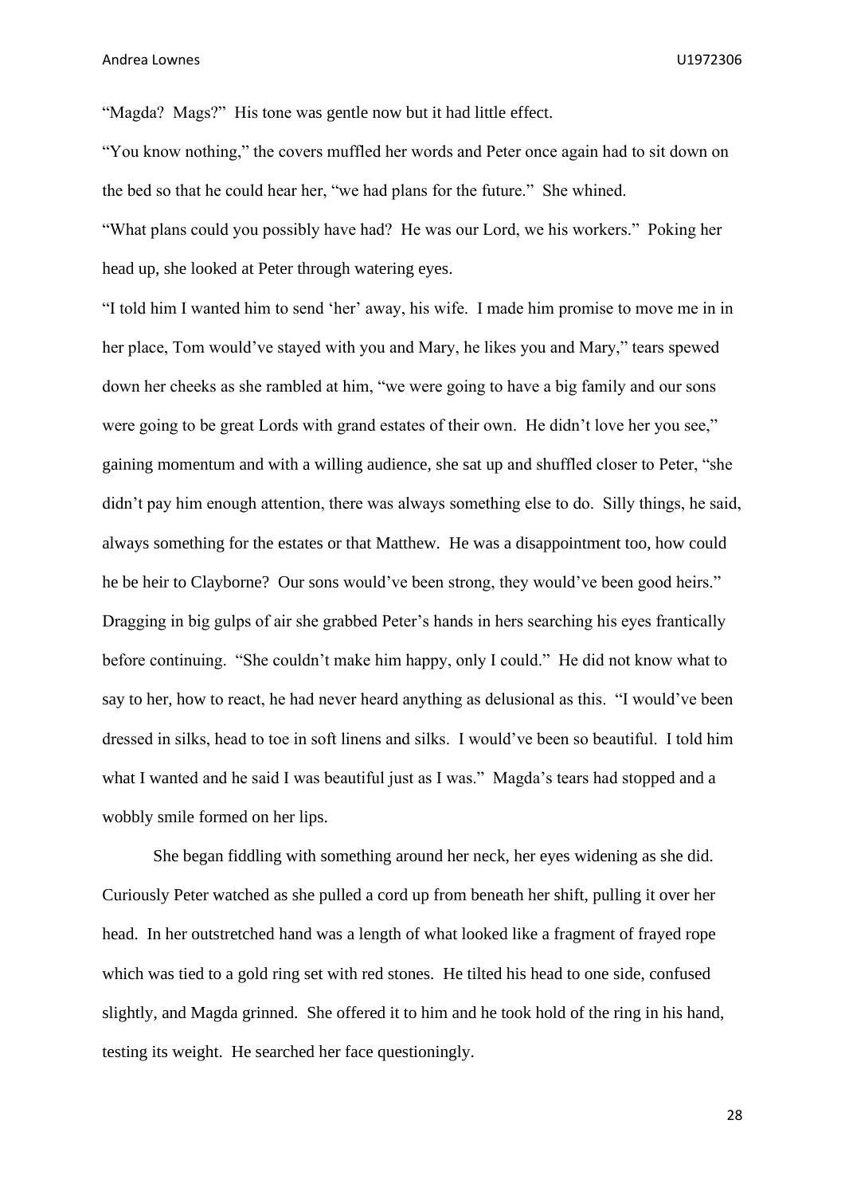"Magda? Mags?" His tone was gentle now but it had little effect.

"You know nothing," the covers muffled her words and Peter once again had to sit down on the bed so that he could hear her, "we had plans for the future." She whined.

"What plans could you possibly have had? He was our Lord, we his workers." Poking her head up, she looked at Peter through watering eyes.

"I told him I wanted him to send 'her' away, his wife. I made him promise to move me in in her place, Tom would've stayed with you and Mary, he likes you and Mary," tears spewed down her cheeks as she rambled at him, "we were going to have a big family and our sons were going to be great Lords with grand estates of their own. He didn't love her you see," gaining momentum and with a willing audience, she sat up and shuffled closer to Peter, "she didn't pay him enough attention, there was always something else to do. Silly things, he said, always something for the estates or that Matthew. He was a disappointment too, how could he be heir to Clayborne? Our sons would've been strong, they would've been good heirs." Dragging in big gulps of air she grabbed Peter's hands in hers searching his eyes frantically before continuing. "She couldn't make him happy, only I could." He did not know what to say to her, how to react, he had never heard anything as delusional as this. "I would've been dressed in silks, head to toe in soft linens and silks. I would've been so beautiful. I told him what I wanted and he said I was beautiful just as I was." Magda's tears had stopped and a wobbly smile formed on her lips.

She began fiddling with something around her neck, her eyes widening as she did. Curiously Peter watched as she pulled a cord up from beneath her shift, pulling it over her head. In her outstretched hand was a length of what looked like a fragment of frayed rope which was tied to a gold ring set with red stones. He tilted his head to one side, confused slightly, and Magda grinned. She offered it to him and he took hold of the ring in his hand, testing its weight. He searched her face questioningly.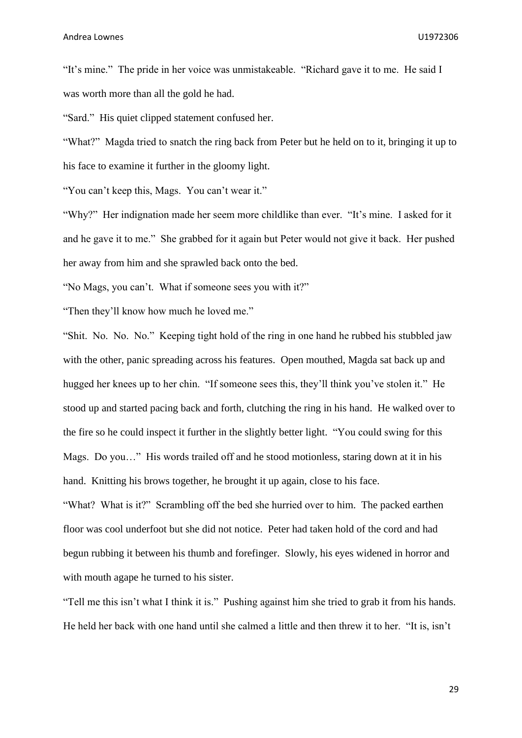"It's mine." The pride in her voice was unmistakeable. "Richard gave it to me. He said I was worth more than all the gold he had.

"Sard." His quiet clipped statement confused her.

"What?" Magda tried to snatch the ring back from Peter but he held on to it, bringing it up to his face to examine it further in the gloomy light.

"You can't keep this, Mags. You can't wear it."

"Why?" Her indignation made her seem more childlike than ever. "It's mine. I asked for it and he gave it to me." She grabbed for it again but Peter would not give it back. Her pushed her away from him and she sprawled back onto the bed.

"No Mags, you can't. What if someone sees you with it?"

"Then they'll know how much he loved me."

"Shit. No. No. No." Keeping tight hold of the ring in one hand he rubbed his stubbled jaw with the other, panic spreading across his features. Open mouthed, Magda sat back up and hugged her knees up to her chin. "If someone sees this, they'll think you've stolen it." He stood up and started pacing back and forth, clutching the ring in his hand. He walked over to the fire so he could inspect it further in the slightly better light. "You could swing for this Mags. Do you…" His words trailed off and he stood motionless, staring down at it in his hand. Knitting his brows together, he brought it up again, close to his face.

"What? What is it?" Scrambling off the bed she hurried over to him. The packed earthen floor was cool underfoot but she did not notice. Peter had taken hold of the cord and had begun rubbing it between his thumb and forefinger. Slowly, his eyes widened in horror and with mouth agape he turned to his sister.

"Tell me this isn't what I think it is." Pushing against him she tried to grab it from his hands. He held her back with one hand until she calmed a little and then threw it to her. "It is, isn't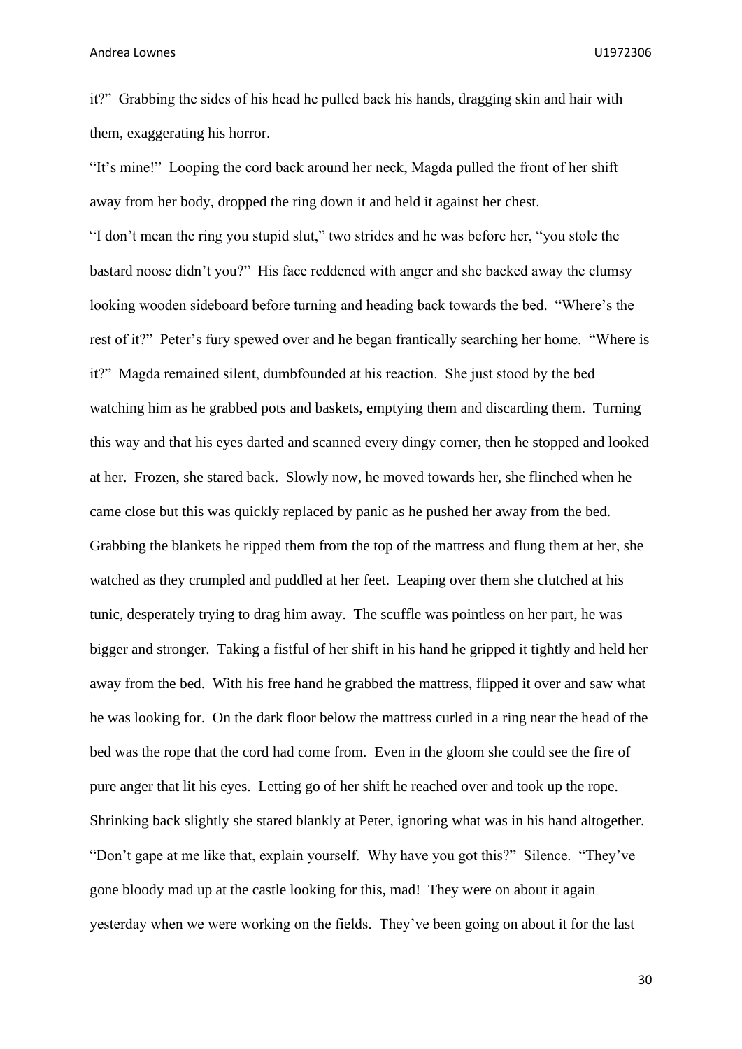it?" Grabbing the sides of his head he pulled back his hands, dragging skin and hair with them, exaggerating his horror.

"It's mine!" Looping the cord back around her neck, Magda pulled the front of her shift away from her body, dropped the ring down it and held it against her chest.

"I don't mean the ring you stupid slut," two strides and he was before her, "you stole the bastard noose didn't you?" His face reddened with anger and she backed away the clumsy looking wooden sideboard before turning and heading back towards the bed. "Where's the rest of it?" Peter's fury spewed over and he began frantically searching her home. "Where is it?" Magda remained silent, dumbfounded at his reaction. She just stood by the bed watching him as he grabbed pots and baskets, emptying them and discarding them. Turning this way and that his eyes darted and scanned every dingy corner, then he stopped and looked at her. Frozen, she stared back. Slowly now, he moved towards her, she flinched when he came close but this was quickly replaced by panic as he pushed her away from the bed. Grabbing the blankets he ripped them from the top of the mattress and flung them at her, she watched as they crumpled and puddled at her feet. Leaping over them she clutched at his tunic, desperately trying to drag him away. The scuffle was pointless on her part, he was bigger and stronger. Taking a fistful of her shift in his hand he gripped it tightly and held her away from the bed. With his free hand he grabbed the mattress, flipped it over and saw what he was looking for. On the dark floor below the mattress curled in a ring near the head of the bed was the rope that the cord had come from. Even in the gloom she could see the fire of pure anger that lit his eyes. Letting go of her shift he reached over and took up the rope. Shrinking back slightly she stared blankly at Peter, ignoring what was in his hand altogether.

"Don't gape at me like that, explain yourself. Why have you got this?" Silence. "They've gone bloody mad up at the castle looking for this, mad! They were on about it again yesterday when we were working on the fields. They've been going on about it for the last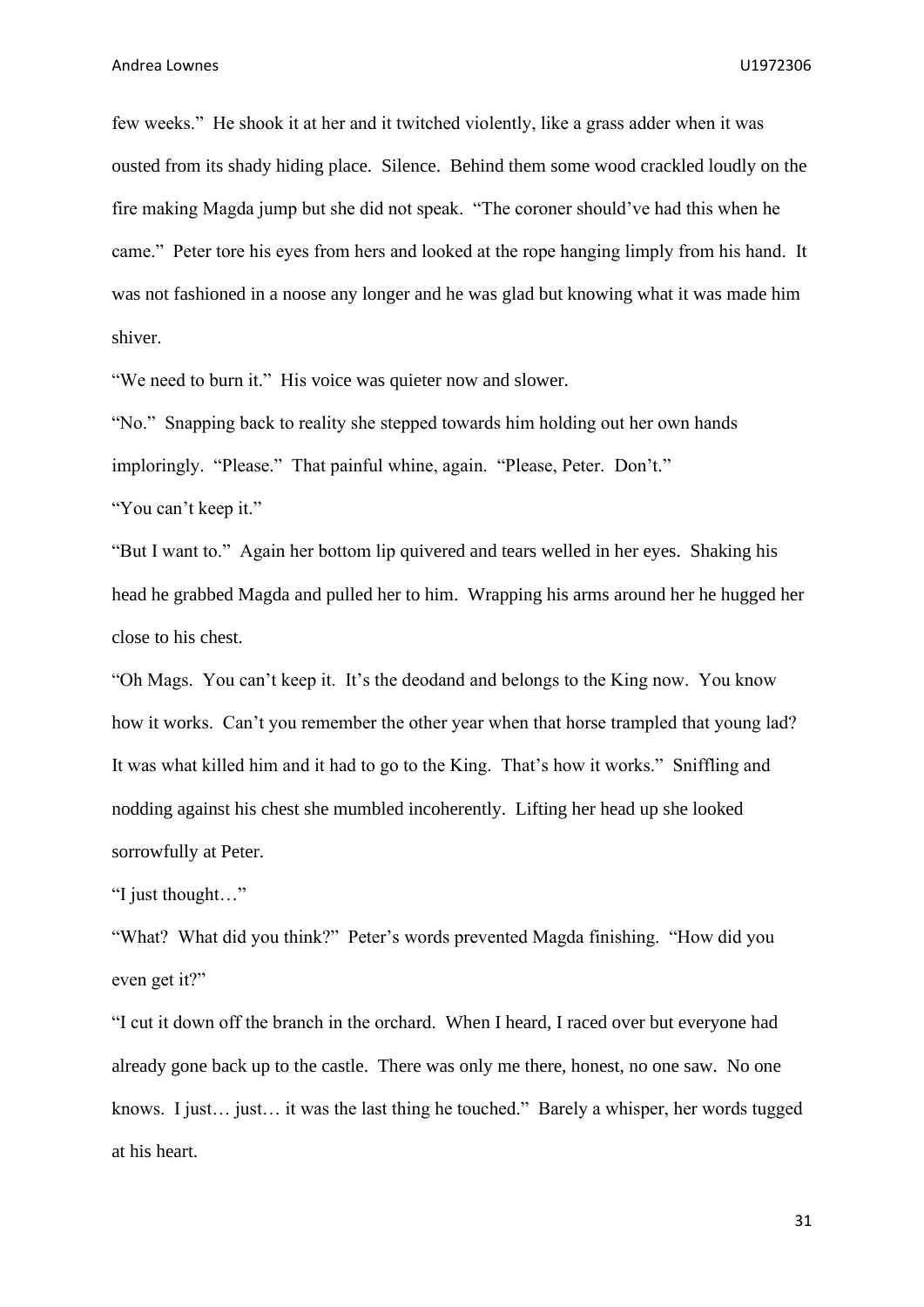few weeks." He shook it at her and it twitched violently, like a grass adder when it was ousted from its shady hiding place. Silence. Behind them some wood crackled loudly on the fire making Magda jump but she did not speak. "The coroner should've had this when he came." Peter tore his eyes from hers and looked at the rope hanging limply from his hand. It was not fashioned in a noose any longer and he was glad but knowing what it was made him shiver.

"We need to burn it." His voice was quieter now and slower.

"No." Snapping back to reality she stepped towards him holding out her own hands imploringly. "Please." That painful whine, again. "Please, Peter. Don't."

"You can't keep it."

"But I want to." Again her bottom lip quivered and tears welled in her eyes. Shaking his head he grabbed Magda and pulled her to him. Wrapping his arms around her he hugged her close to his chest.

"Oh Mags. You can't keep it. It's the deodand and belongs to the King now. You know how it works. Can't you remember the other year when that horse trampled that young lad? It was what killed him and it had to go to the King. That's how it works." Sniffling and nodding against his chest she mumbled incoherently. Lifting her head up she looked sorrowfully at Peter.

"I just thought…"

"What? What did you think?" Peter's words prevented Magda finishing. "How did you even get it?"

"I cut it down off the branch in the orchard. When I heard, I raced over but everyone had already gone back up to the castle. There was only me there, honest, no one saw. No one knows. I just… just… it was the last thing he touched." Barely a whisper, her words tugged at his heart.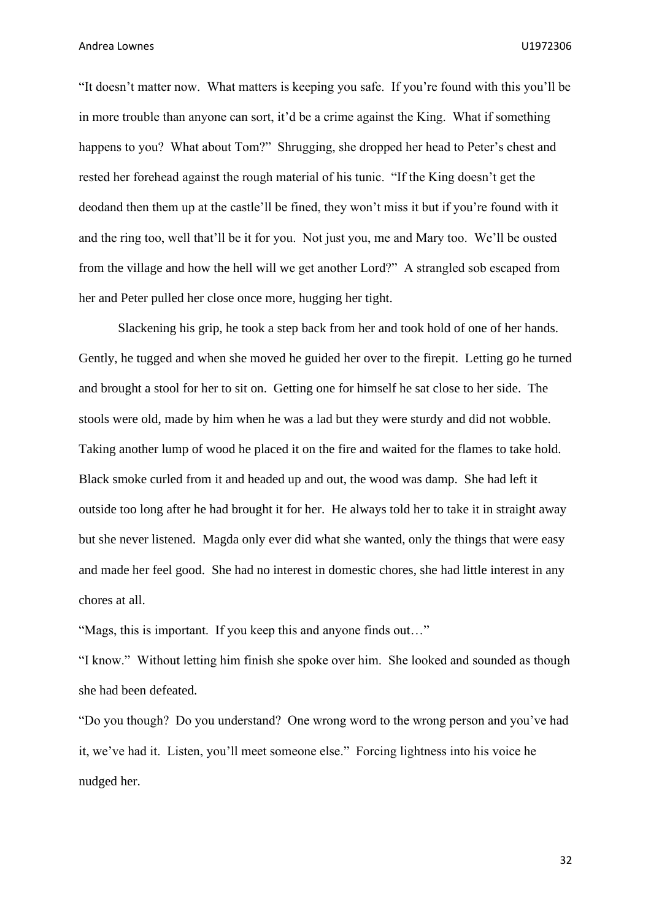"It doesn't matter now. What matters is keeping you safe. If you're found with this you'll be in more trouble than anyone can sort, it'd be a crime against the King. What if something happens to you? What about Tom?" Shrugging, she dropped her head to Peter's chest and rested her forehead against the rough material of his tunic. "If the King doesn't get the deodand then them up at the castle'll be fined, they won't miss it but if you're found with it and the ring too, well that'll be it for you. Not just you, me and Mary too. We'll be ousted from the village and how the hell will we get another Lord?" A strangled sob escaped from her and Peter pulled her close once more, hugging her tight.

Slackening his grip, he took a step back from her and took hold of one of her hands. Gently, he tugged and when she moved he guided her over to the firepit. Letting go he turned and brought a stool for her to sit on. Getting one for himself he sat close to her side. The stools were old, made by him when he was a lad but they were sturdy and did not wobble. Taking another lump of wood he placed it on the fire and waited for the flames to take hold. Black smoke curled from it and headed up and out, the wood was damp. She had left it outside too long after he had brought it for her. He always told her to take it in straight away but she never listened. Magda only ever did what she wanted, only the things that were easy and made her feel good. She had no interest in domestic chores, she had little interest in any chores at all.

"Mags, this is important. If you keep this and anyone finds out…"

"I know." Without letting him finish she spoke over him. She looked and sounded as though she had been defeated.

"Do you though? Do you understand? One wrong word to the wrong person and you've had it, we've had it. Listen, you'll meet someone else." Forcing lightness into his voice he nudged her.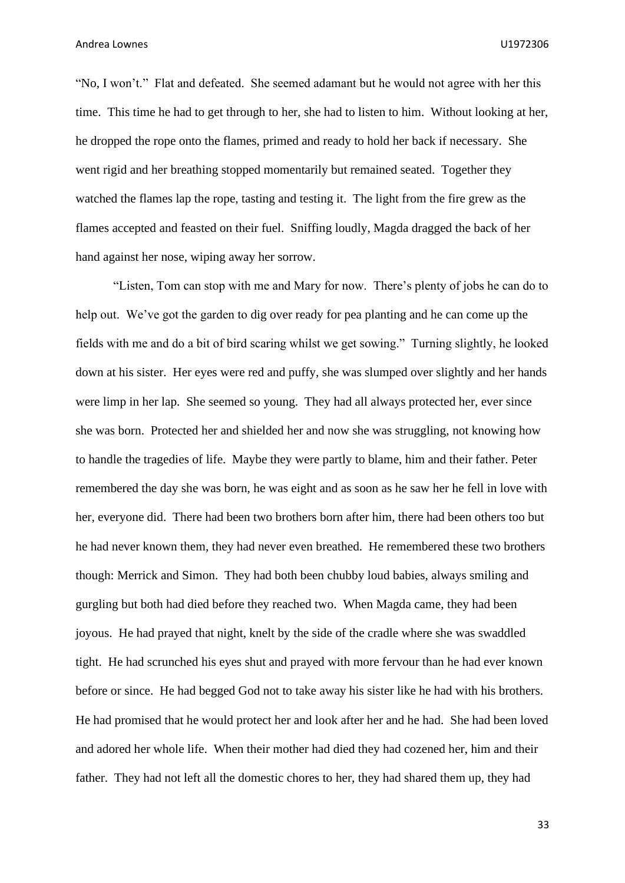"No, I won't." Flat and defeated. She seemed adamant but he would not agree with her this time. This time he had to get through to her, she had to listen to him. Without looking at her, he dropped the rope onto the flames, primed and ready to hold her back if necessary. She went rigid and her breathing stopped momentarily but remained seated. Together they watched the flames lap the rope, tasting and testing it. The light from the fire grew as the flames accepted and feasted on their fuel. Sniffing loudly, Magda dragged the back of her hand against her nose, wiping away her sorrow.

"Listen, Tom can stop with me and Mary for now. There's plenty of jobs he can do to help out. We've got the garden to dig over ready for pea planting and he can come up the fields with me and do a bit of bird scaring whilst we get sowing." Turning slightly, he looked down at his sister. Her eyes were red and puffy, she was slumped over slightly and her hands were limp in her lap. She seemed so young. They had all always protected her, ever since she was born. Protected her and shielded her and now she was struggling, not knowing how to handle the tragedies of life. Maybe they were partly to blame, him and their father. Peter remembered the day she was born, he was eight and as soon as he saw her he fell in love with her, everyone did. There had been two brothers born after him, there had been others too but he had never known them, they had never even breathed. He remembered these two brothers though: Merrick and Simon. They had both been chubby loud babies, always smiling and gurgling but both had died before they reached two. When Magda came, they had been joyous. He had prayed that night, knelt by the side of the cradle where she was swaddled tight. He had scrunched his eyes shut and prayed with more fervour than he had ever known before or since. He had begged God not to take away his sister like he had with his brothers. He had promised that he would protect her and look after her and he had. She had been loved and adored her whole life. When their mother had died they had cozened her, him and their father. They had not left all the domestic chores to her, they had shared them up, they had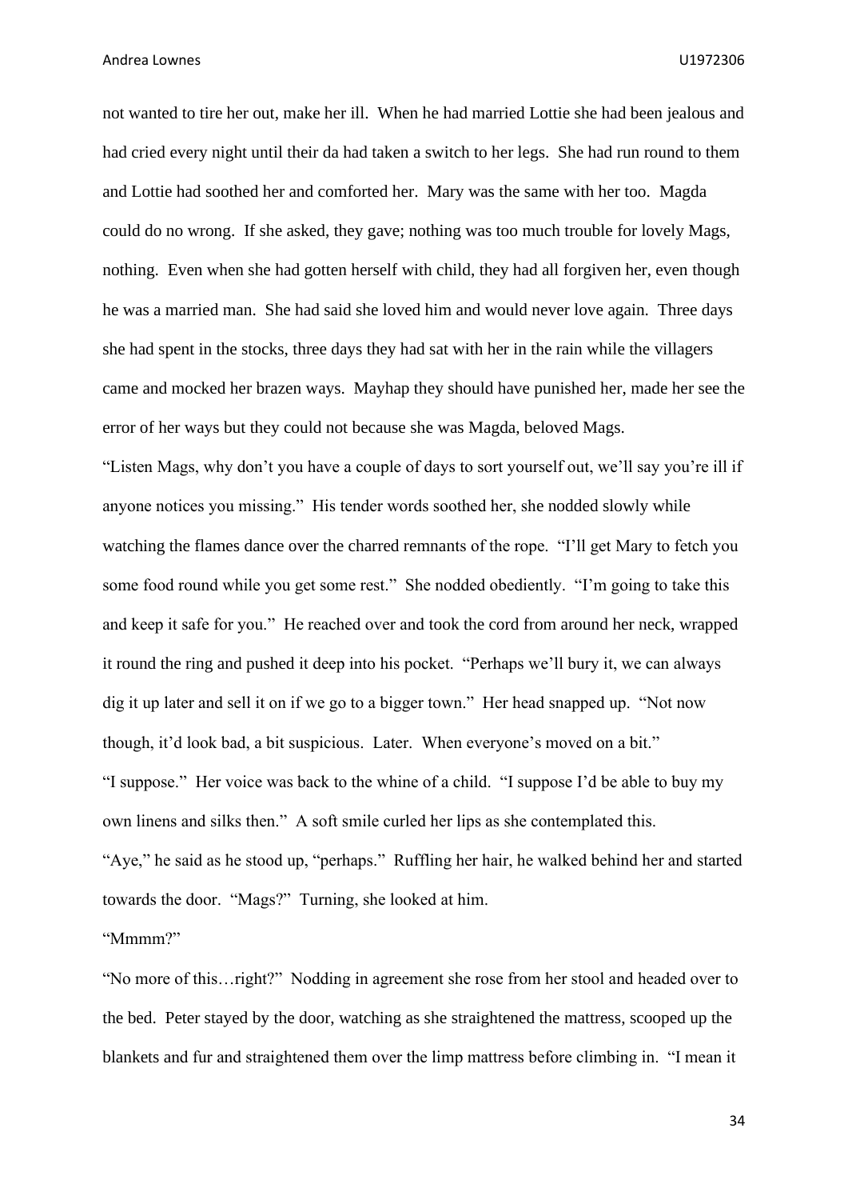not wanted to tire her out, make her ill. When he had married Lottie she had been jealous and had cried every night until their da had taken a switch to her legs. She had run round to them and Lottie had soothed her and comforted her. Mary was the same with her too. Magda could do no wrong. If she asked, they gave; nothing was too much trouble for lovely Mags, nothing. Even when she had gotten herself with child, they had all forgiven her, even though he was a married man. She had said she loved him and would never love again. Three days she had spent in the stocks, three days they had sat with her in the rain while the villagers came and mocked her brazen ways. Mayhap they should have punished her, made her see the error of her ways but they could not because she was Magda, beloved Mags.

"Listen Mags, why don't you have a couple of days to sort yourself out, we'll say you're ill if anyone notices you missing." His tender words soothed her, she nodded slowly while watching the flames dance over the charred remnants of the rope. "I'll get Mary to fetch you some food round while you get some rest." She nodded obediently. "I'm going to take this and keep it safe for you." He reached over and took the cord from around her neck, wrapped it round the ring and pushed it deep into his pocket. "Perhaps we'll bury it, we can always dig it up later and sell it on if we go to a bigger town." Her head snapped up. "Not now though, it'd look bad, a bit suspicious. Later. When everyone's moved on a bit."

"I suppose." Her voice was back to the whine of a child. "I suppose I'd be able to buy my own linens and silks then." A soft smile curled her lips as she contemplated this.

"Aye," he said as he stood up, "perhaps." Ruffling her hair, he walked behind her and started towards the door. "Mags?" Turning, she looked at him.

"Mmmm?"

"No more of this…right?" Nodding in agreement she rose from her stool and headed over to the bed. Peter stayed by the door, watching as she straightened the mattress, scooped up the blankets and fur and straightened them over the limp mattress before climbing in. "I mean it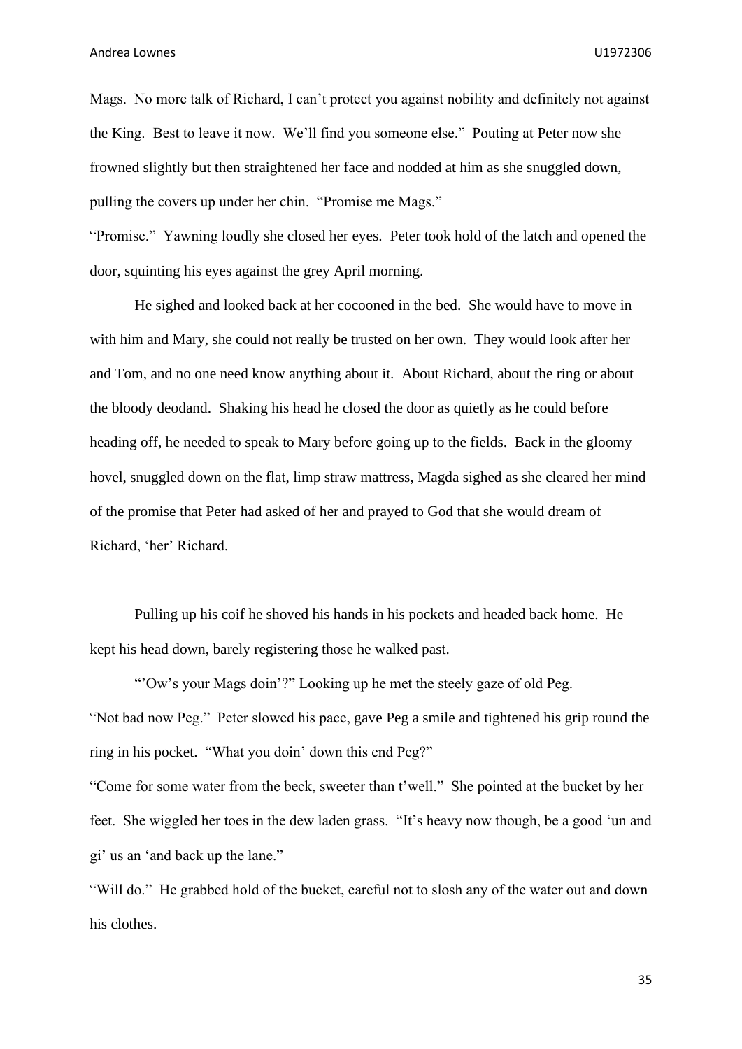Mags. No more talk of Richard, I can't protect you against nobility and definitely not against the King. Best to leave it now. We'll find you someone else." Pouting at Peter now she frowned slightly but then straightened her face and nodded at him as she snuggled down, pulling the covers up under her chin. "Promise me Mags."

"Promise." Yawning loudly she closed her eyes. Peter took hold of the latch and opened the door, squinting his eyes against the grey April morning.

He sighed and looked back at her cocooned in the bed. She would have to move in with him and Mary, she could not really be trusted on her own. They would look after her and Tom, and no one need know anything about it. About Richard, about the ring or about the bloody deodand. Shaking his head he closed the door as quietly as he could before heading off, he needed to speak to Mary before going up to the fields. Back in the gloomy hovel, snuggled down on the flat, limp straw mattress, Magda sighed as she cleared her mind of the promise that Peter had asked of her and prayed to God that she would dream of Richard, 'her' Richard.

Pulling up his coif he shoved his hands in his pockets and headed back home. He kept his head down, barely registering those he walked past.

"'Ow's your Mags doin'?" Looking up he met the steely gaze of old Peg.

"Not bad now Peg." Peter slowed his pace, gave Peg a smile and tightened his grip round the ring in his pocket. "What you doin' down this end Peg?"

"Come for some water from the beck, sweeter than t'well." She pointed at the bucket by her feet. She wiggled her toes in the dew laden grass. "It's heavy now though, be a good 'un and gi' us an 'and back up the lane."

"Will do." He grabbed hold of the bucket, careful not to slosh any of the water out and down his clothes.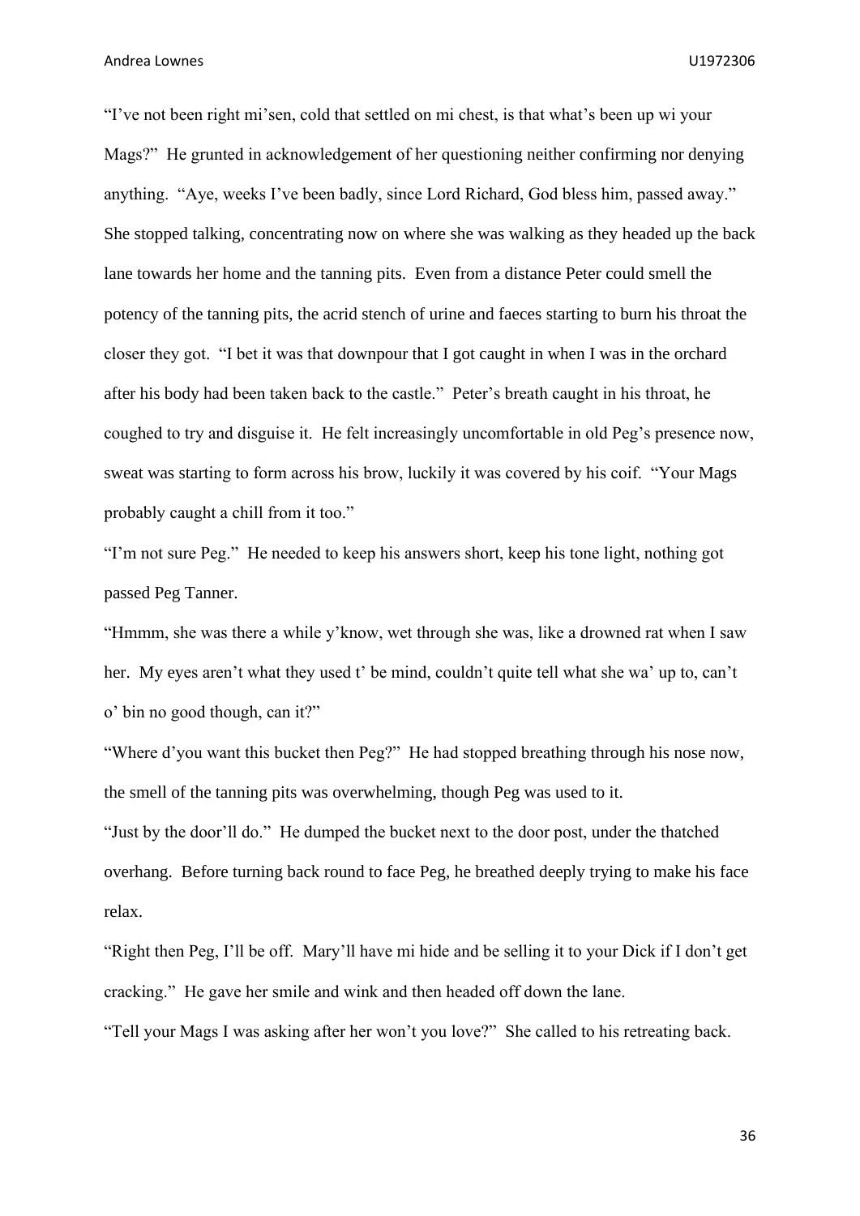"I've not been right mi'sen, cold that settled on mi chest, is that what's been up wi your Mags?" He grunted in acknowledgement of her questioning neither confirming nor denying anything. "Aye, weeks I've been badly, since Lord Richard, God bless him, passed away." She stopped talking, concentrating now on where she was walking as they headed up the back lane towards her home and the tanning pits. Even from a distance Peter could smell the potency of the tanning pits, the acrid stench of urine and faeces starting to burn his throat the closer they got. "I bet it was that downpour that I got caught in when I was in the orchard after his body had been taken back to the castle." Peter's breath caught in his throat, he coughed to try and disguise it. He felt increasingly uncomfortable in old Peg's presence now, sweat was starting to form across his brow, luckily it was covered by his coif. "Your Mags probably caught a chill from it too."

"I'm not sure Peg." He needed to keep his answers short, keep his tone light, nothing got passed Peg Tanner.

"Hmmm, she was there a while y'know, wet through she was, like a drowned rat when I saw her. My eyes aren't what they used t' be mind, couldn't quite tell what she wa' up to, can't o' bin no good though, can it?"

"Where d'you want this bucket then Peg?" He had stopped breathing through his nose now, the smell of the tanning pits was overwhelming, though Peg was used to it.

"Just by the door'll do." He dumped the bucket next to the door post, under the thatched overhang. Before turning back round to face Peg, he breathed deeply trying to make his face relax.

"Right then Peg, I'll be off. Mary'll have mi hide and be selling it to your Dick if I don't get cracking." He gave her smile and wink and then headed off down the lane.

"Tell your Mags I was asking after her won't you love?" She called to his retreating back.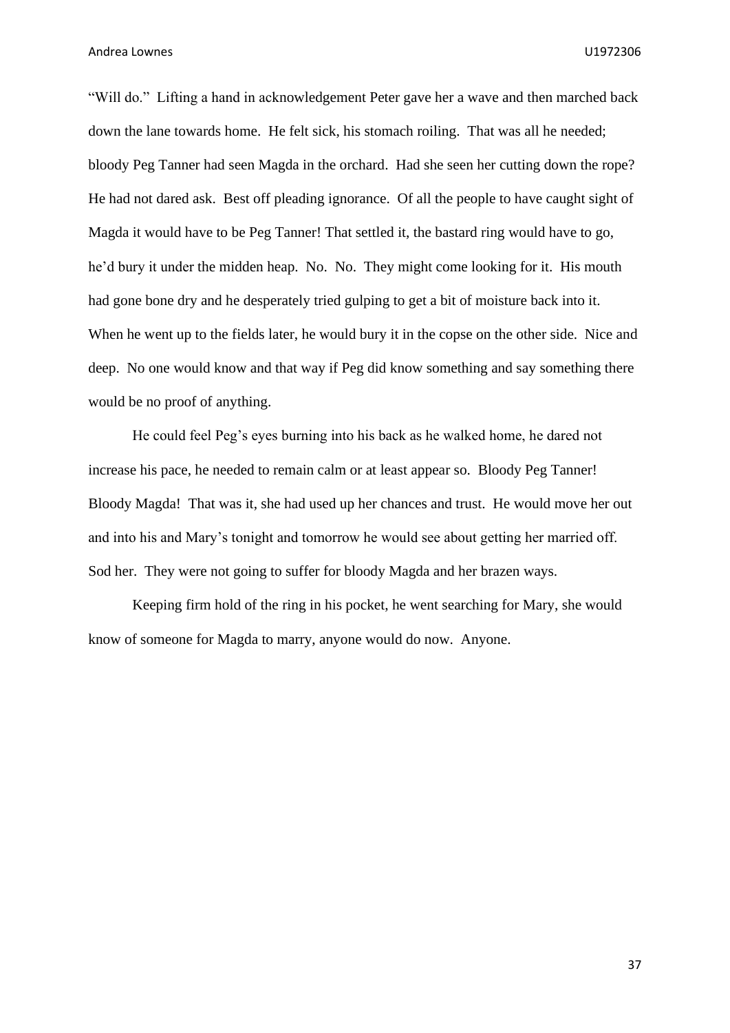"Will do." Lifting a hand in acknowledgement Peter gave her a wave and then marched back down the lane towards home. He felt sick, his stomach roiling. That was all he needed; bloody Peg Tanner had seen Magda in the orchard. Had she seen her cutting down the rope? He had not dared ask. Best off pleading ignorance. Of all the people to have caught sight of Magda it would have to be Peg Tanner! That settled it, the bastard ring would have to go, he'd bury it under the midden heap. No. No. They might come looking for it. His mouth had gone bone dry and he desperately tried gulping to get a bit of moisture back into it. When he went up to the fields later, he would bury it in the copse on the other side. Nice and deep. No one would know and that way if Peg did know something and say something there would be no proof of anything.

He could feel Peg's eyes burning into his back as he walked home, he dared not increase his pace, he needed to remain calm or at least appear so. Bloody Peg Tanner! Bloody Magda! That was it, she had used up her chances and trust. He would move her out and into his and Mary's tonight and tomorrow he would see about getting her married off. Sod her. They were not going to suffer for bloody Magda and her brazen ways.

Keeping firm hold of the ring in his pocket, he went searching for Mary, she would know of someone for Magda to marry, anyone would do now. Anyone.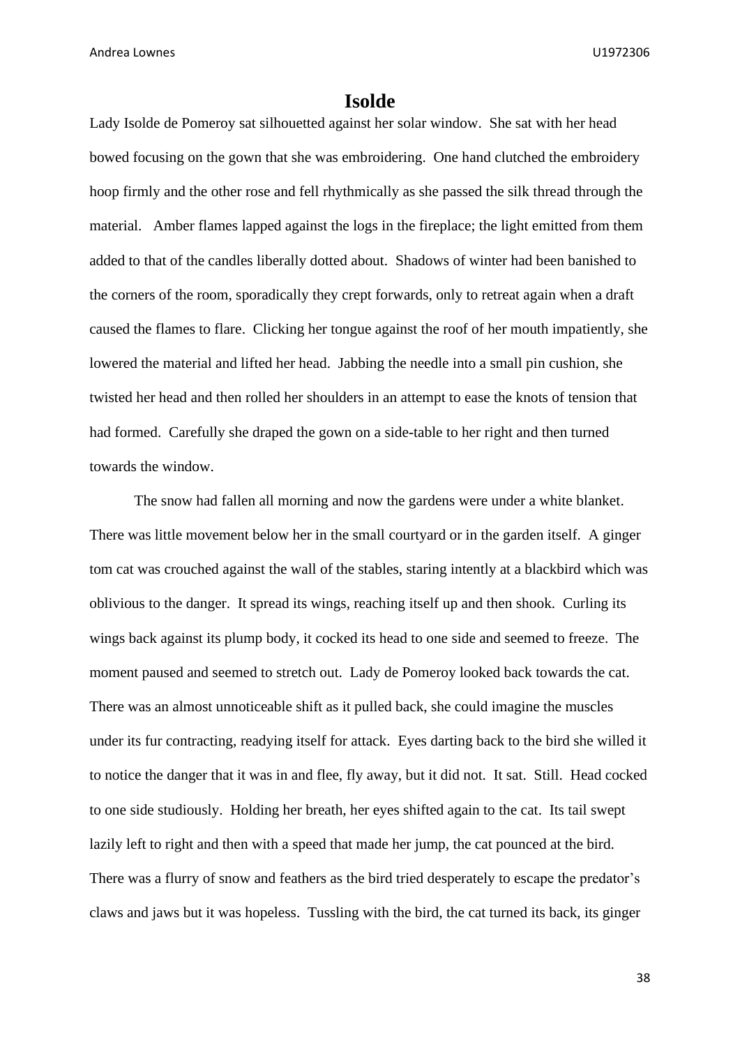# Isolde

Lady Isolde de Pomeroy sat silhouetted against her solar window. She sat with her head bowed focusing on the gown that she was embroidering. One hand clutched the embroidery hoop firmly and the other rose and fell rhythmically as she passed the silk thread through the material. Amber flames lapped against the logs in the fireplace; the light emitted from them added to that of the candles liberally dotted about. Shadows of winter had been banished to the corners of the room, sporadically they crept forwards, only to retreat again when a draft caused the flames to flare. Clicking her tongue against the roof of her mouth impatiently, she lowered the material and lifted her head. Jabbing the needle into a small pin cushion, she twisted her head and then rolled her shoulders in an attempt to ease the knots of tension that had formed. Carefully she draped the gown on a side-table to her right and then turned towards the window.

The snow had fallen all morning and now the gardens were under a white blanket. There was little movement below her in the small courtyard or in the garden itself. A ginger tom cat was crouched against the wall of the stables, staring intently at a blackbird which was oblivious to the danger. It spread its wings, reaching itself up and then shook. Curling its wings back against its plump body, it cocked its head to one side and seemed to freeze. The moment paused and seemed to stretch out. Lady de Pomeroy looked back towards the cat. There was an almost unnoticeable shift as it pulled back, she could imagine the muscles under its fur contracting, readying itself for attack. Eyes darting back to the bird she willed it to notice the danger that it was in and flee, fly away, but it did not. It sat. Still. Head cocked to one side studiously. Holding her breath, her eyes shifted again to the cat. Its tail swept lazily left to right and then with a speed that made her jump, the cat pounced at the bird. There was a flurry of snow and feathers as the bird tried desperately to escape the predator's claws and jaws but it was hopeless. Tussling with the bird, the cat turned its back, its ginger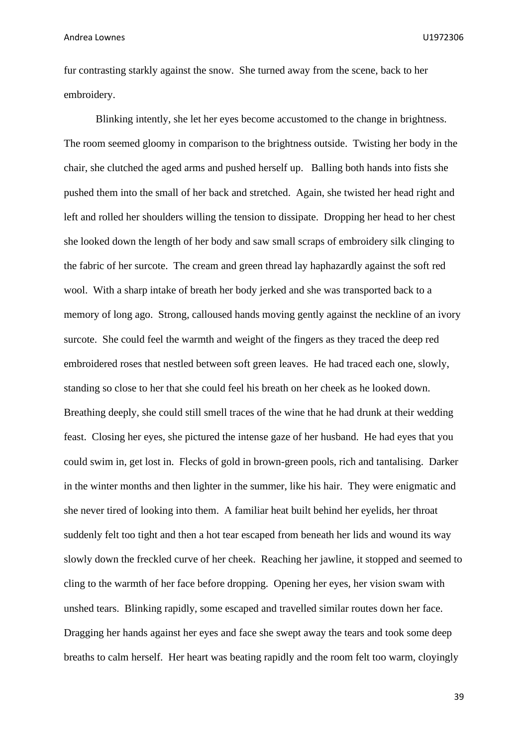fur contrasting starkly against the snow.  She turned away from the scene, back to her embroidery.

Blinking intently, she let her eyes become accustomed to the change in brightness.  The room seemed gloomy in comparison to the brightness outside.  Twisting her body in the chair, she clutched the aged arms and pushed herself up.   Balling both hands into fists she pushed them into the small of her back and stretched.  Again, she twisted her head right and left and rolled her shoulders willing the tension to dissipate.  Dropping her head to her chest she looked down the length of her body and saw small scraps of embroidery silk clinging to the fabric of her surcote.  The cream and green thread lay haphazardly against the soft red wool.  With a sharp intake of breath her body jerked and she was transported back to a memory of long ago.  Strong, calloused hands moving gently against the neckline of an ivory surcote.  She could feel the warmth and weight of the fingers as they traced the deep red embroidered roses that nestled between soft green leaves.  He had traced each one, slowly, standing so close to her that she could feel his breath on her cheek as he looked down.  Breathing deeply, she could still smell traces of the wine that he had drunk at their wedding feast.  Closing her eyes, she pictured the intense gaze of her husband.  He had eyes that you could swim in, get lost in.  Flecks of gold in brown-green pools, rich and tantalising.  Darker in the winter months and then lighter in the summer, like his hair.  They were enigmatic and she never tired of looking into them.  A familiar heat built behind her eyelids, her throat suddenly felt too tight and then a hot tear escaped from beneath her lids and wound its way slowly down the freckled curve of her cheek.  Reaching her jawline, it stopped and seemed to cling to the warmth of her face before dropping.  Opening her eyes, her vision swam with unshed tears.  Blinking rapidly, some escaped and travelled similar routes down her face.  Dragging her hands against her eyes and face she swept away the tears and took some deep breaths to calm herself.  Her heart was beating rapidly and the room felt too warm, cloyingly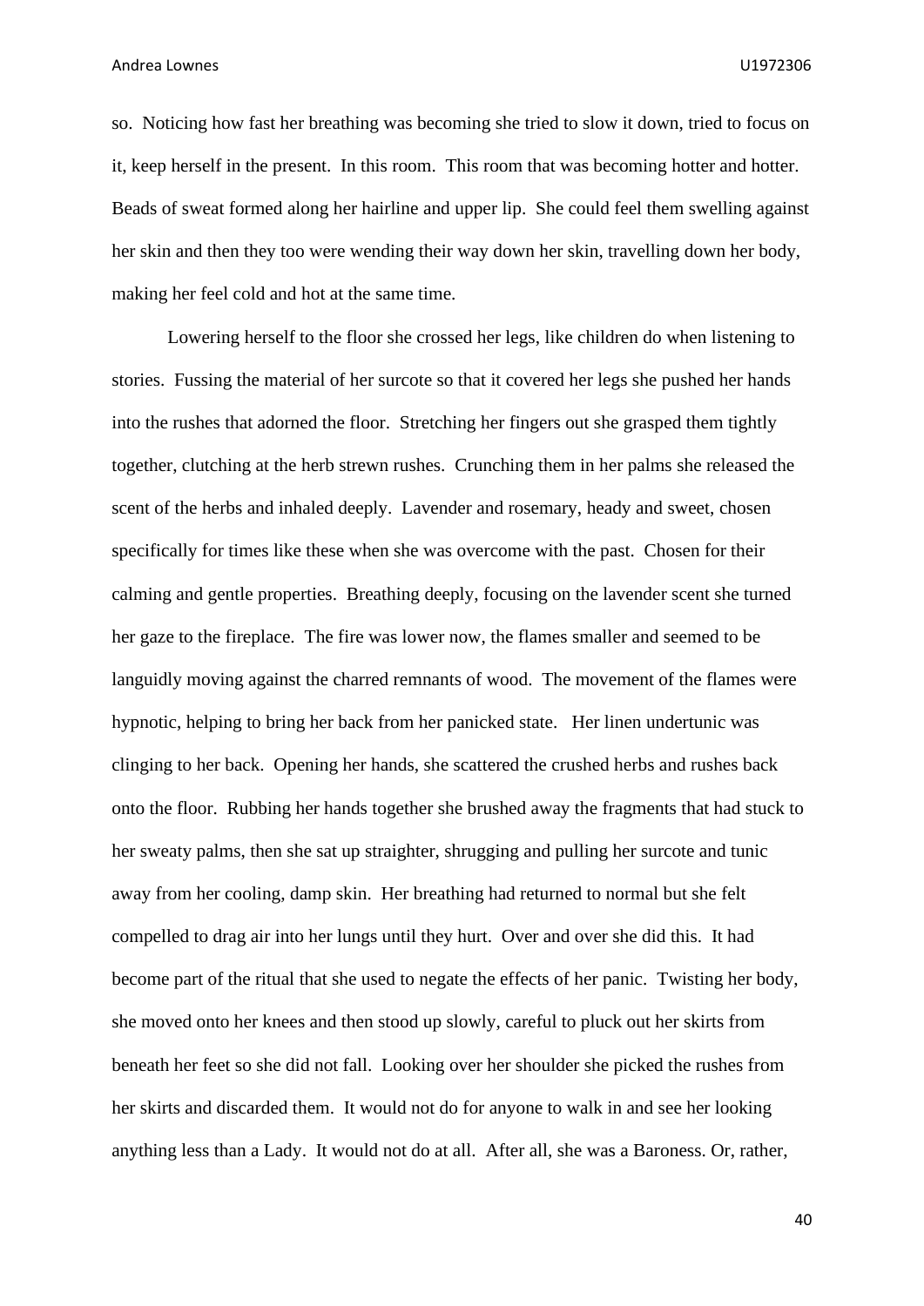so. Noticing how fast her breathing was becoming she tried to slow it down, tried to focus on it, keep herself in the present. In this room. This room that was becoming hotter and hotter. Beads of sweat formed along her hairline and upper lip. She could feel them swelling against her skin and then they too were wending their way down her skin, travelling down her body, making her feel cold and hot at the same time.

Lowering herself to the floor she crossed her legs, like children do when listening to stories. Fussing the material of her surcote so that it covered her legs she pushed her hands into the rushes that adorned the floor. Stretching her fingers out she grasped them tightly together, clutching at the herb strewn rushes. Crunching them in her palms she released the scent of the herbs and inhaled deeply. Lavender and rosemary, heady and sweet, chosen specifically for times like these when she was overcome with the past. Chosen for their calming and gentle properties. Breathing deeply, focusing on the lavender scent she turned her gaze to the fireplace. The fire was lower now, the flames smaller and seemed to be languidly moving against the charred remnants of wood. The movement of the flames were hypnotic, helping to bring her back from her panicked state. Her linen undertunic was clinging to her back. Opening her hands, she scattered the crushed herbs and rushes back onto the floor. Rubbing her hands together she brushed away the fragments that had stuck to her sweaty palms, then she sat up straighter, shrugging and pulling her surcote and tunic away from her cooling, damp skin. Her breathing had returned to normal but she felt compelled to drag air into her lungs until they hurt. Over and over she did this. It had become part of the ritual that she used to negate the effects of her panic. Twisting her body, she moved onto her knees and then stood up slowly, careful to pluck out her skirts from beneath her feet so she did not fall. Looking over her shoulder she picked the rushes from her skirts and discarded them. It would not do for anyone to walk in and see her looking anything less than a Lady. It would not do at all. After all, she was a Baroness. Or, rather,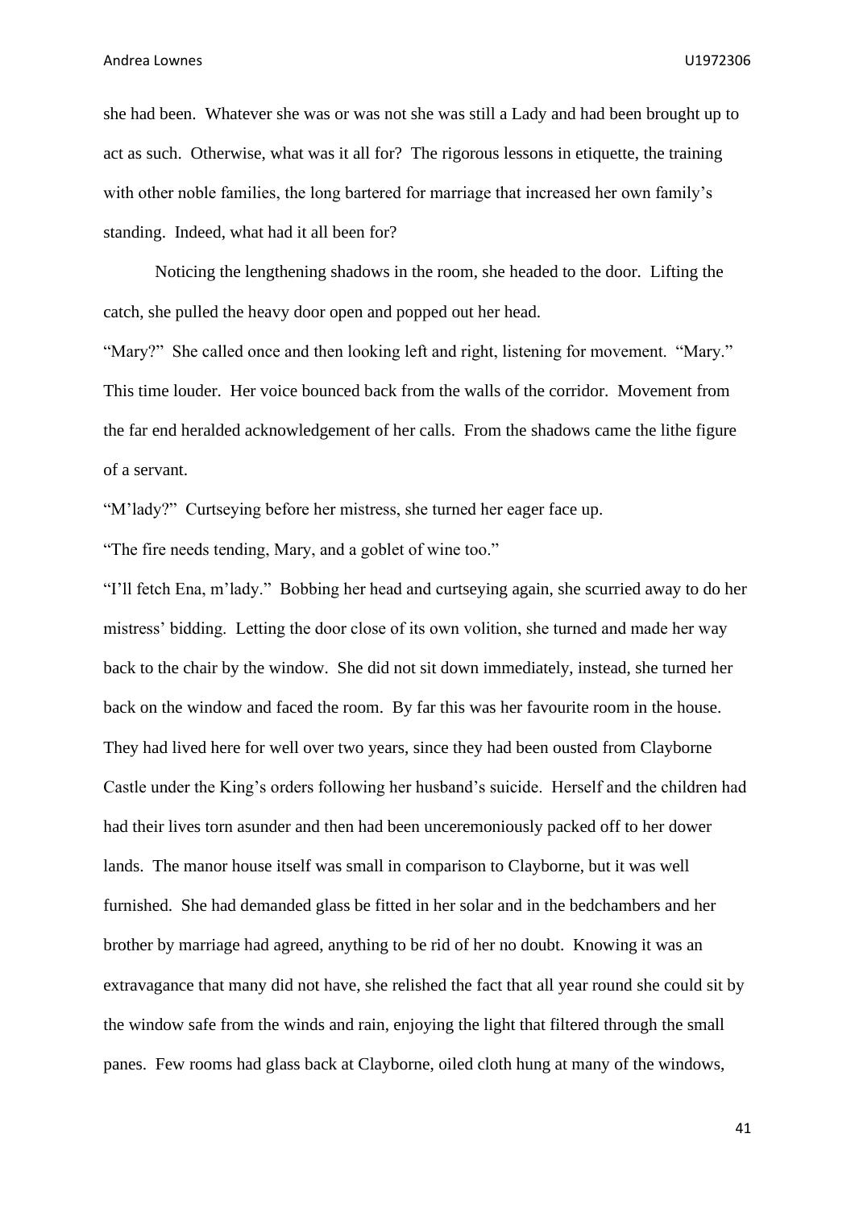she had been. Whatever she was or was not she was still a Lady and had been brought up to act as such. Otherwise, what was it all for? The rigorous lessons in etiquette, the training with other noble families, the long bartered for marriage that increased her own family's standing. Indeed, what had it all been for?

Noticing the lengthening shadows in the room, she headed to the door. Lifting the catch, she pulled the heavy door open and popped out her head.

"Mary?" She called once and then looking left and right, listening for movement. "Mary." This time louder. Her voice bounced back from the walls of the corridor. Movement from the far end heralded acknowledgement of her calls. From the shadows came the lithe figure of a servant.

"M'lady?" Curtseying before her mistress, she turned her eager face up.

"The fire needs tending, Mary, and a goblet of wine too."

"I'll fetch Ena, m'lady." Bobbing her head and curtseying again, she scurried away to do her mistress' bidding. Letting the door close of its own volition, she turned and made her way back to the chair by the window. She did not sit down immediately, instead, she turned her back on the window and faced the room. By far this was her favourite room in the house. They had lived here for well over two years, since they had been ousted from Clayborne Castle under the King's orders following her husband's suicide. Herself and the children had had their lives torn asunder and then had been unceremoniously packed off to her dower lands. The manor house itself was small in comparison to Clayborne, but it was well furnished. She had demanded glass be fitted in her solar and in the bedchambers and her brother by marriage had agreed, anything to be rid of her no doubt. Knowing it was an extravagance that many did not have, she relished the fact that all year round she could sit by the window safe from the winds and rain, enjoying the light that filtered through the small panes. Few rooms had glass back at Clayborne, oiled cloth hung at many of the windows,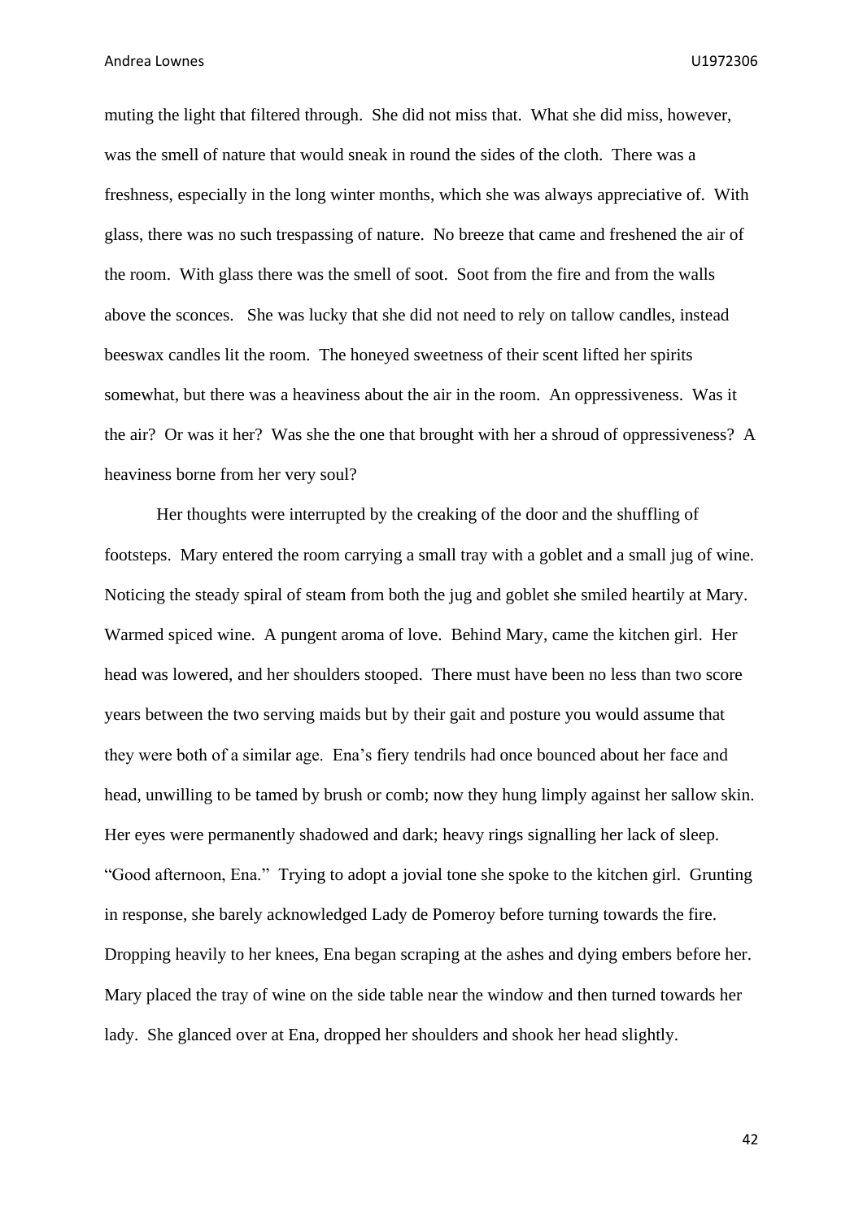muting the light that filtered through. She did not miss that. What she did miss, however, was the smell of nature that would sneak in round the sides of the cloth. There was a freshness, especially in the long winter months, which she was always appreciative of. With glass, there was no such trespassing of nature. No breeze that came and freshened the air of the room. With glass there was the smell of soot. Soot from the fire and from the walls above the sconces. She was lucky that she did not need to rely on tallow candles, instead beeswax candles lit the room. The honeyed sweetness of their scent lifted her spirits somewhat, but there was a heaviness about the air in the room. An oppressiveness. Was it the air? Or was it her? Was she the one that brought with her a shroud of oppressiveness? A heaviness borne from her very soul?

Her thoughts were interrupted by the creaking of the door and the shuffling of footsteps. Mary entered the room carrying a small tray with a goblet and a small jug of wine. Noticing the steady spiral of steam from both the jug and goblet she smiled heartily at Mary. Warmed spiced wine. A pungent aroma of love. Behind Mary, came the kitchen girl. Her head was lowered, and her shoulders stooped. There must have been no less than two score years between the two serving maids but by their gait and posture you would assume that they were both of a similar age. Ena's fiery tendrils had once bounced about her face and head, unwilling to be tamed by brush or comb; now they hung limply against her sallow skin. Her eyes were permanently shadowed and dark; heavy rings signalling her lack of sleep. "Good afternoon, Ena." Trying to adopt a jovial tone she spoke to the kitchen girl. Grunting in response, she barely acknowledged Lady de Pomeroy before turning towards the fire. Dropping heavily to her knees, Ena began scraping at the ashes and dying embers before her. Mary placed the tray of wine on the side table near the window and then turned towards her lady. She glanced over at Ena, dropped her shoulders and shook her head slightly.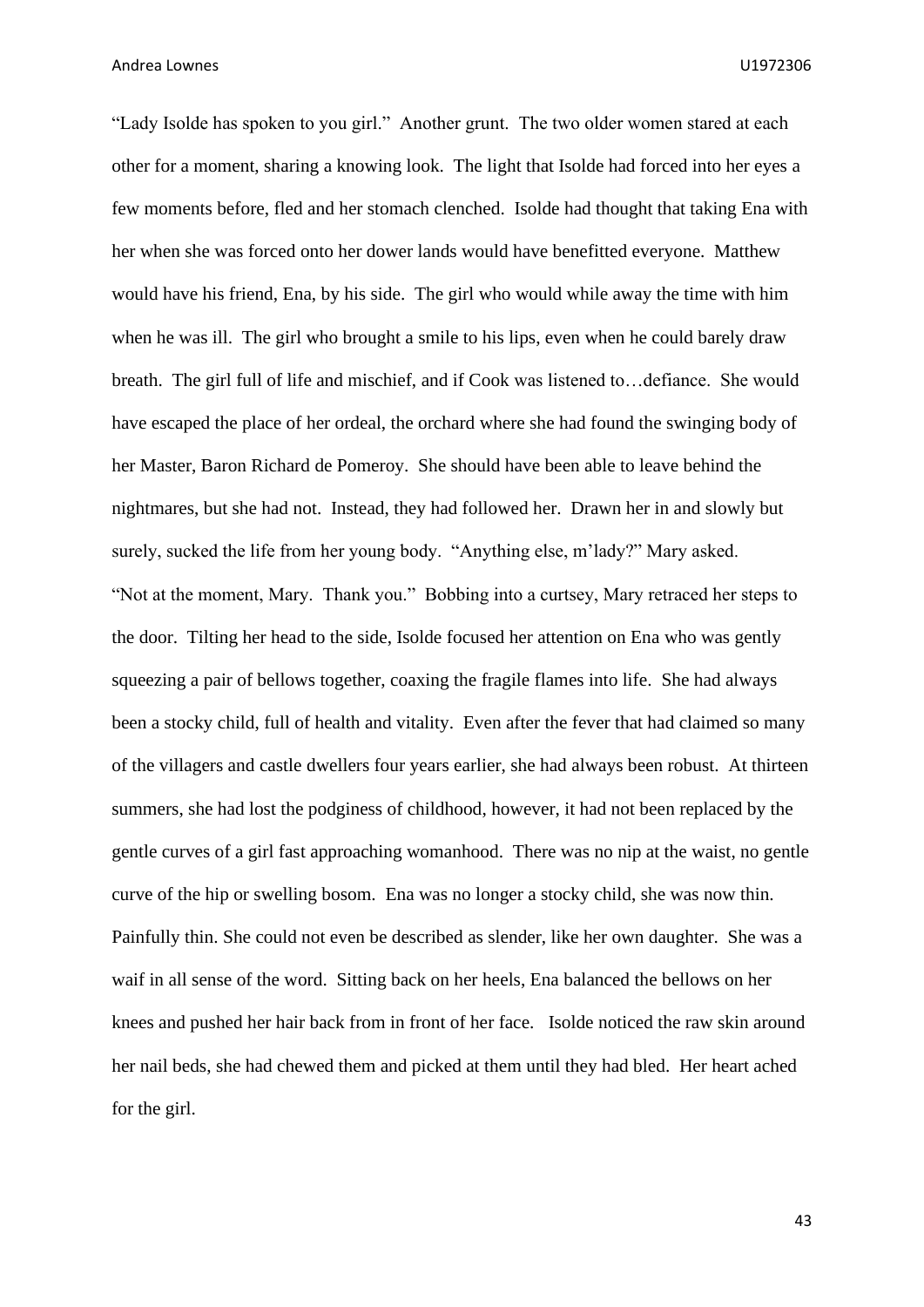"Lady Isolde has spoken to you girl." Another grunt. The two older women stared at each other for a moment, sharing a knowing look. The light that Isolde had forced into her eyes a few moments before, fled and her stomach clenched. Isolde had thought that taking Ena with her when she was forced onto her dower lands would have benefitted everyone. Matthew would have his friend, Ena, by his side. The girl who would while away the time with him when he was ill. The girl who brought a smile to his lips, even when he could barely draw breath. The girl full of life and mischief, and if Cook was listened to…defiance. She would have escaped the place of her ordeal, the orchard where she had found the swinging body of her Master, Baron Richard de Pomeroy. She should have been able to leave behind the nightmares, but she had not. Instead, they had followed her. Drawn her in and slowly but surely, sucked the life from her young body. "Anything else, m'lady?" Mary asked.

"Not at the moment, Mary. Thank you." Bobbing into a curtsey, Mary retraced her steps to the door. Tilting her head to the side, Isolde focused her attention on Ena who was gently squeezing a pair of bellows together, coaxing the fragile flames into life. She had always been a stocky child, full of health and vitality. Even after the fever that had claimed so many of the villagers and castle dwellers four years earlier, she had always been robust. At thirteen summers, she had lost the podginess of childhood, however, it had not been replaced by the gentle curves of a girl fast approaching womanhood. There was no nip at the waist, no gentle curve of the hip or swelling bosom. Ena was no longer a stocky child, she was now thin. Painfully thin. She could not even be described as slender, like her own daughter. She was a waif in all sense of the word. Sitting back on her heels, Ena balanced the bellows on her knees and pushed her hair back from in front of her face. Isolde noticed the raw skin around her nail beds, she had chewed them and picked at them until they had bled. Her heart ached for the girl.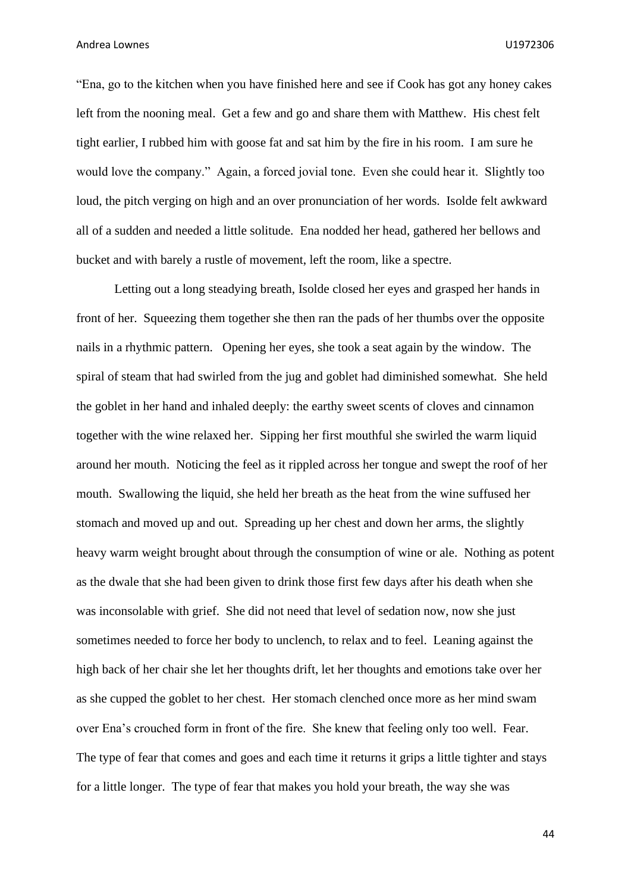"Ena, go to the kitchen when you have finished here and see if Cook has got any honey cakes left from the nooning meal. Get a few and go and share them with Matthew. His chest felt tight earlier, I rubbed him with goose fat and sat him by the fire in his room. I am sure he would love the company." Again, a forced jovial tone. Even she could hear it. Slightly too loud, the pitch verging on high and an over pronunciation of her words. Isolde felt awkward all of a sudden and needed a little solitude. Ena nodded her head, gathered her bellows and bucket and with barely a rustle of movement, left the room, like a spectre.

Letting out a long steadying breath, Isolde closed her eyes and grasped her hands in front of her. Squeezing them together she then ran the pads of her thumbs over the opposite nails in a rhythmic pattern. Opening her eyes, she took a seat again by the window. The spiral of steam that had swirled from the jug and goblet had diminished somewhat. She held the goblet in her hand and inhaled deeply: the earthy sweet scents of cloves and cinnamon together with the wine relaxed her. Sipping her first mouthful she swirled the warm liquid around her mouth. Noticing the feel as it rippled across her tongue and swept the roof of her mouth. Swallowing the liquid, she held her breath as the heat from the wine suffused her stomach and moved up and out. Spreading up her chest and down her arms, the slightly heavy warm weight brought about through the consumption of wine or ale. Nothing as potent as the dwale that she had been given to drink those first few days after his death when she was inconsolable with grief. She did not need that level of sedation now, now she just sometimes needed to force her body to unclench, to relax and to feel. Leaning against the high back of her chair she let her thoughts drift, let her thoughts and emotions take over her as she cupped the goblet to her chest. Her stomach clenched once more as her mind swam over Ena's crouched form in front of the fire. She knew that feeling only too well. Fear. The type of fear that comes and goes and each time it returns it grips a little tighter and stays for a little longer. The type of fear that makes you hold your breath, the way she was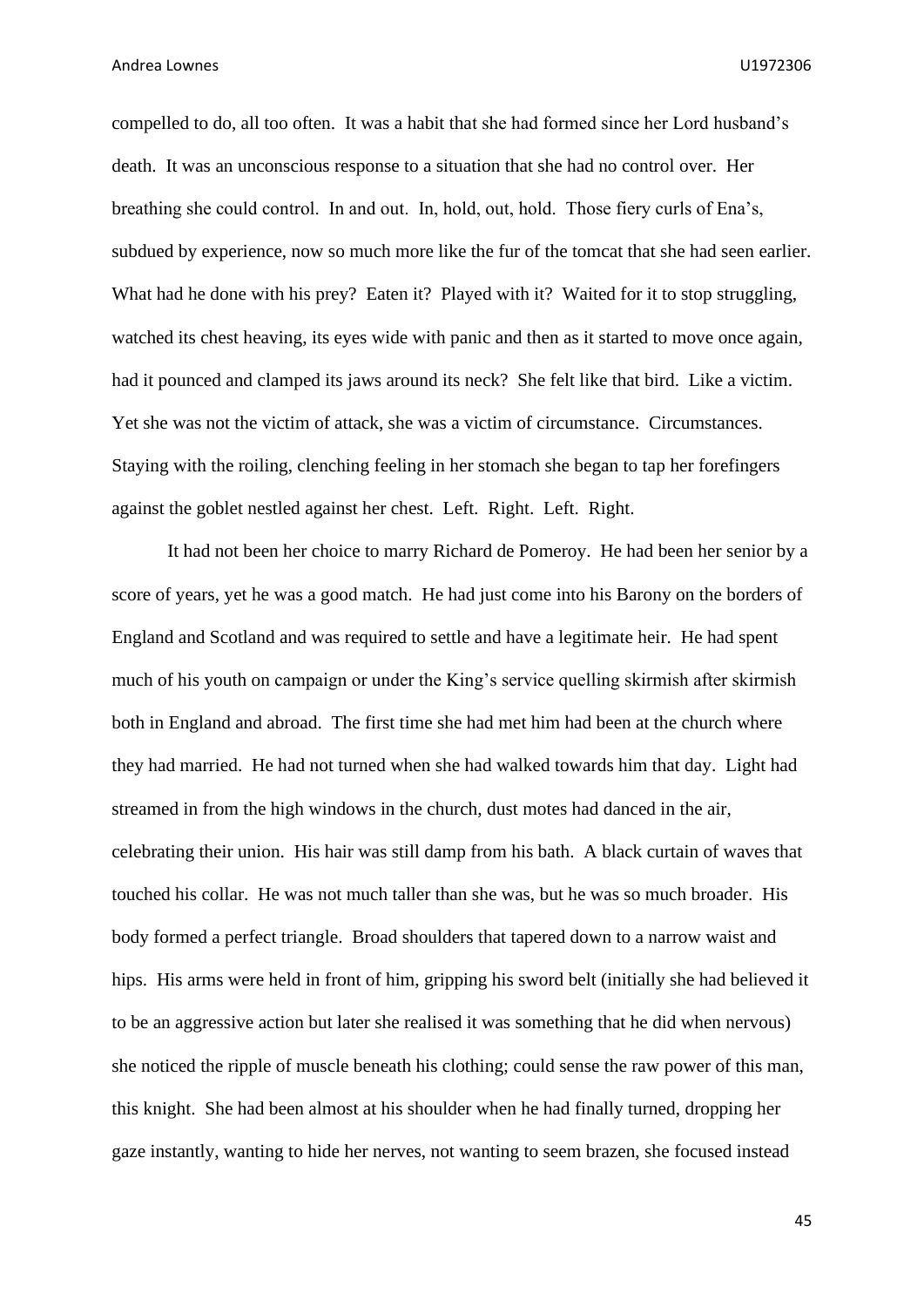compelled to do, all too often. It was a habit that she had formed since her Lord husband's death. It was an unconscious response to a situation that she had no control over. Her breathing she could control. In and out. In, hold, out, hold. Those fiery curls of Ena's, subdued by experience, now so much more like the fur of the tomcat that she had seen earlier. What had he done with his prey? Eaten it? Played with it? Waited for it to stop struggling, watched its chest heaving, its eyes wide with panic and then as it started to move once again, had it pounced and clamped its jaws around its neck? She felt like that bird. Like a victim. Yet she was not the victim of attack, she was a victim of circumstance. Circumstances. Staying with the roiling, clenching feeling in her stomach she began to tap her forefingers against the goblet nestled against her chest. Left. Right. Left. Right.

It had not been her choice to marry Richard de Pomeroy. He had been her senior by a score of years, yet he was a good match. He had just come into his Barony on the borders of England and Scotland and was required to settle and have a legitimate heir. He had spent much of his youth on campaign or under the King's service quelling skirmish after skirmish both in England and abroad. The first time she had met him had been at the church where they had married. He had not turned when she had walked towards him that day. Light had streamed in from the high windows in the church, dust motes had danced in the air, celebrating their union. His hair was still damp from his bath. A black curtain of waves that touched his collar. He was not much taller than she was, but he was so much broader. His body formed a perfect triangle. Broad shoulders that tapered down to a narrow waist and hips. His arms were held in front of him, gripping his sword belt (initially she had believed it to be an aggressive action but later she realised it was something that he did when nervous) she noticed the ripple of muscle beneath his clothing; could sense the raw power of this man, this knight. She had been almost at his shoulder when he had finally turned, dropping her gaze instantly, wanting to hide her nerves, not wanting to seem brazen, she focused instead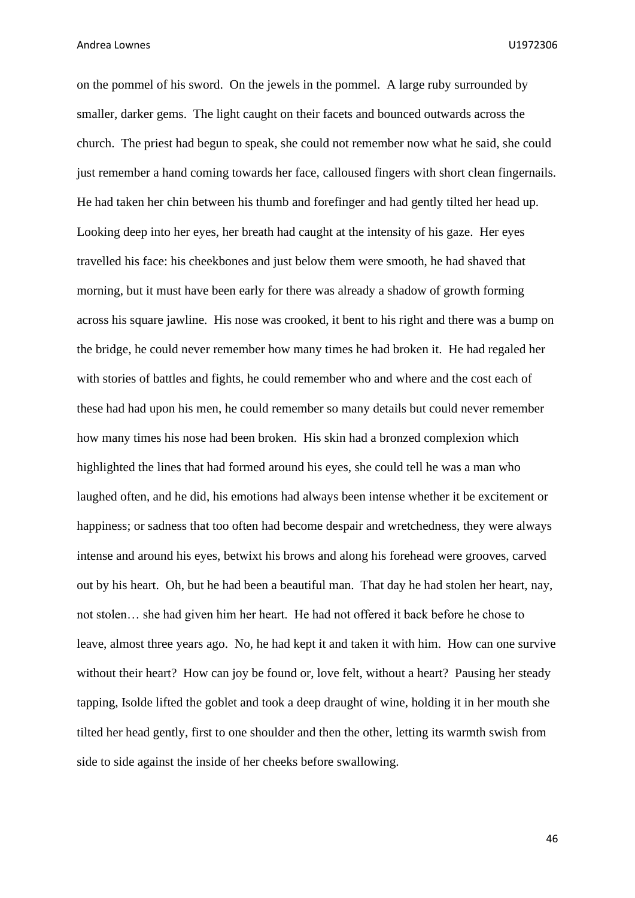on the pommel of his sword. On the jewels in the pommel. A large ruby surrounded by smaller, darker gems. The light caught on their facets and bounced outwards across the church. The priest had begun to speak, she could not remember now what he said, she could just remember a hand coming towards her face, calloused fingers with short clean fingernails. He had taken her chin between his thumb and forefinger and had gently tilted her head up. Looking deep into her eyes, her breath had caught at the intensity of his gaze. Her eyes travelled his face: his cheekbones and just below them were smooth, he had shaved that morning, but it must have been early for there was already a shadow of growth forming across his square jawline. His nose was crooked, it bent to his right and there was a bump on the bridge, he could never remember how many times he had broken it. He had regaled her with stories of battles and fights, he could remember who and where and the cost each of these had had upon his men, he could remember so many details but could never remember how many times his nose had been broken. His skin had a bronzed complexion which highlighted the lines that had formed around his eyes, she could tell he was a man who laughed often, and he did, his emotions had always been intense whether it be excitement or happiness; or sadness that too often had become despair and wretchedness, they were always intense and around his eyes, betwixt his brows and along his forehead were grooves, carved out by his heart. Oh, but he had been a beautiful man. That day he had stolen her heart, nay, not stolen… she had given him her heart. He had not offered it back before he chose to leave, almost three years ago. No, he had kept it and taken it with him. How can one survive without their heart? How can joy be found or, love felt, without a heart? Pausing her steady tapping, Isolde lifted the goblet and took a deep draught of wine, holding it in her mouth she tilted her head gently, first to one shoulder and then the other, letting its warmth swish from side to side against the inside of her cheeks before swallowing.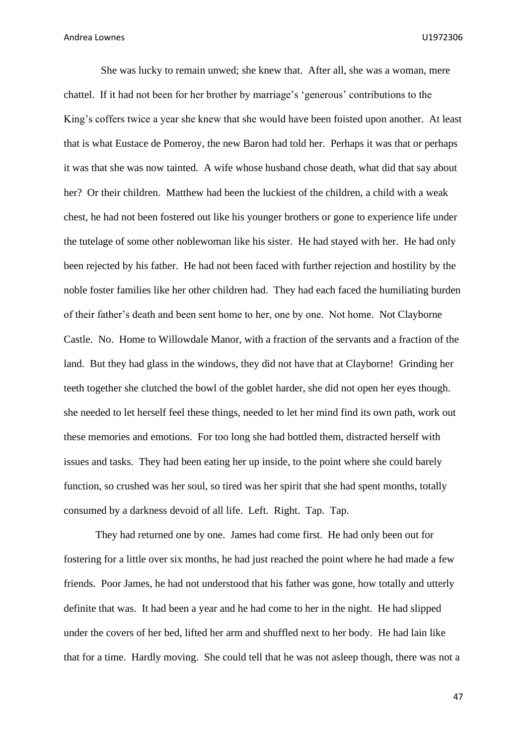She was lucky to remain unwed; she knew that. After all, she was a woman, mere chattel. If it had not been for her brother by marriage's 'generous' contributions to the King's coffers twice a year she knew that she would have been foisted upon another. At least that is what Eustace de Pomeroy, the new Baron had told her. Perhaps it was that or perhaps it was that she was now tainted. A wife whose husband chose death, what did that say about her? Or their children. Matthew had been the luckiest of the children, a child with a weak chest, he had not been fostered out like his younger brothers or gone to experience life under the tutelage of some other noblewoman like his sister. He had stayed with her. He had only been rejected by his father. He had not been faced with further rejection and hostility by the noble foster families like her other children had. They had each faced the humiliating burden of their father's death and been sent home to her, one by one. Not home. Not Clayborne Castle. No. Home to Willowdale Manor, with a fraction of the servants and a fraction of the land. But they had glass in the windows, they did not have that at Clayborne! Grinding her teeth together she clutched the bowl of the goblet harder, she did not open her eyes though. she needed to let herself feel these things, needed to let her mind find its own path, work out these memories and emotions. For too long she had bottled them, distracted herself with issues and tasks. They had been eating her up inside, to the point where she could barely function, so crushed was her soul, so tired was her spirit that she had spent months, totally consumed by a darkness devoid of all life. Left. Right. Tap. Tap.

They had returned one by one. James had come first. He had only been out for fostering for a little over six months, he had just reached the point where he had made a few friends. Poor James, he had not understood that his father was gone, how totally and utterly definite that was. It had been a year and he had come to her in the night. He had slipped under the covers of her bed, lifted her arm and shuffled next to her body. He had lain like that for a time. Hardly moving. She could tell that he was not asleep though, there was not a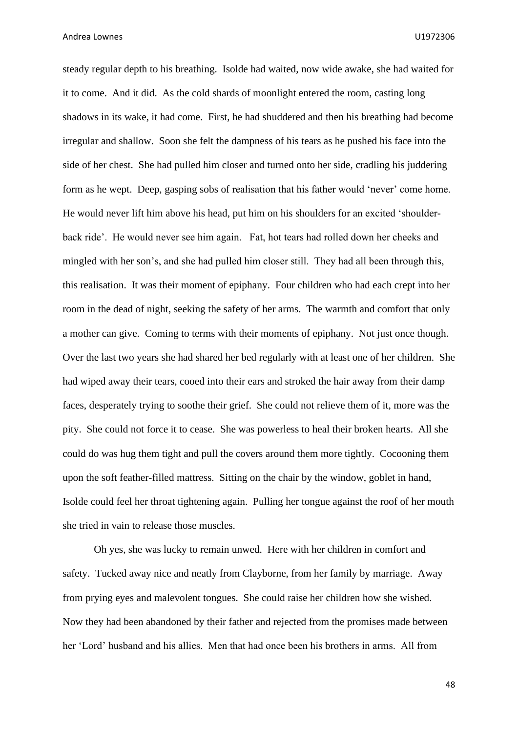steady regular depth to his breathing. Isolde had waited, now wide awake, she had waited for it to come. And it did. As the cold shards of moonlight entered the room, casting long shadows in its wake, it had come. First, he had shuddered and then his breathing had become irregular and shallow. Soon she felt the dampness of his tears as he pushed his face into the side of her chest. She had pulled him closer and turned onto her side, cradling his juddering form as he wept. Deep, gasping sobs of realisation that his father would 'never' come home. He would never lift him above his head, put him on his shoulders for an excited 'shoulder-back ride'. He would never see him again. Fat, hot tears had rolled down her cheeks and mingled with her son's, and she had pulled him closer still. They had all been through this, this realisation. It was their moment of epiphany. Four children who had each crept into her room in the dead of night, seeking the safety of her arms. The warmth and comfort that only a mother can give. Coming to terms with their moments of epiphany. Not just once though. Over the last two years she had shared her bed regularly with at least one of her children. She had wiped away their tears, cooed into their ears and stroked the hair away from their damp faces, desperately trying to soothe their grief. She could not relieve them of it, more was the pity. She could not force it to cease. She was powerless to heal their broken hearts. All she could do was hug them tight and pull the covers around them more tightly. Cocooning them upon the soft feather-filled mattress. Sitting on the chair by the window, goblet in hand, Isolde could feel her throat tightening again. Pulling her tongue against the roof of her mouth she tried in vain to release those muscles.

Oh yes, she was lucky to remain unwed. Here with her children in comfort and safety. Tucked away nice and neatly from Clayborne, from her family by marriage. Away from prying eyes and malevolent tongues. She could raise her children how she wished. Now they had been abandoned by their father and rejected from the promises made between her 'Lord' husband and his allies. Men that had once been his brothers in arms. All from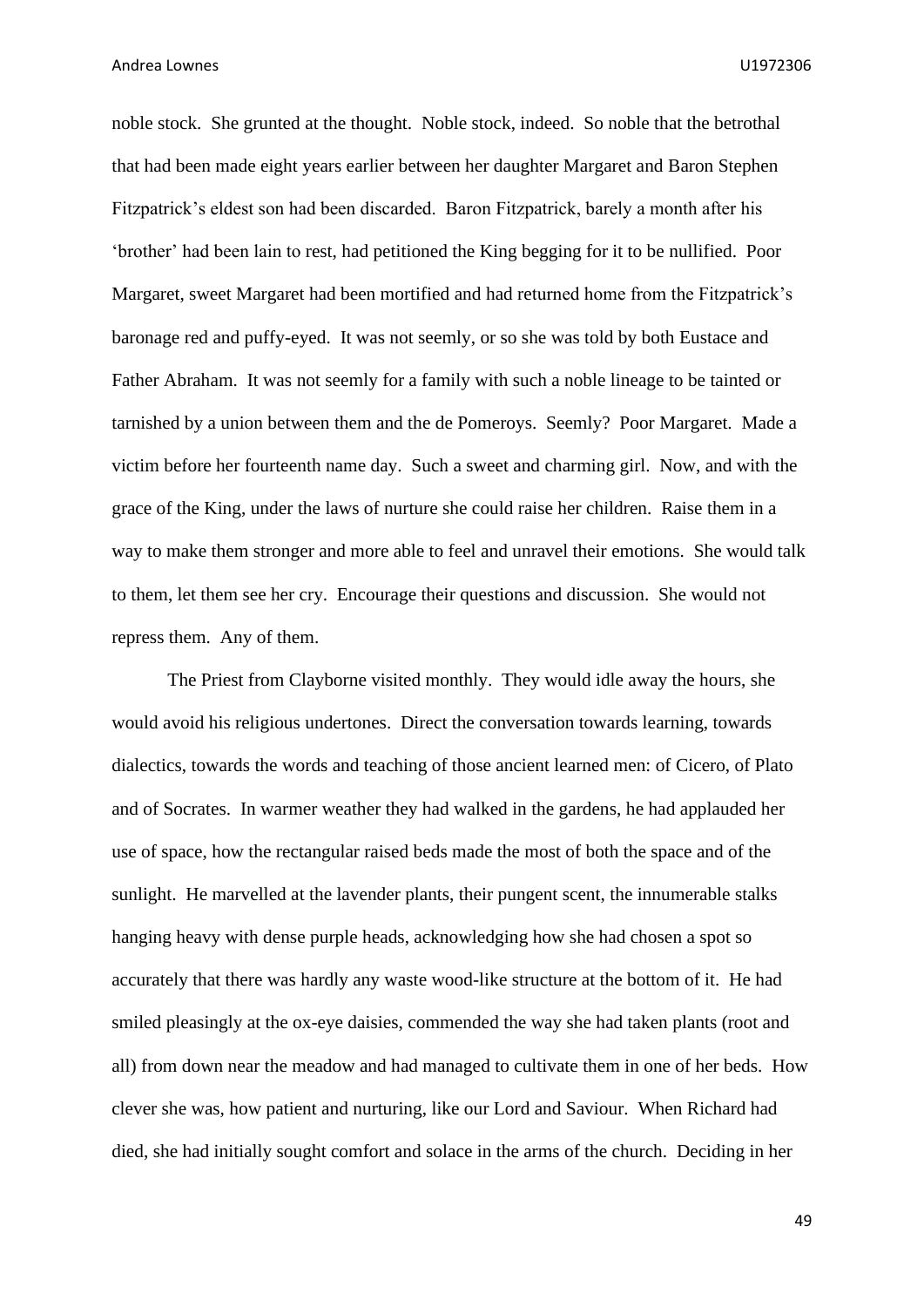noble stock. She grunted at the thought. Noble stock, indeed. So noble that the betrothal that had been made eight years earlier between her daughter Margaret and Baron Stephen Fitzpatrick's eldest son had been discarded. Baron Fitzpatrick, barely a month after his 'brother' had been lain to rest, had petitioned the King begging for it to be nullified. Poor Margaret, sweet Margaret had been mortified and had returned home from the Fitzpatrick's baronage red and puffy-eyed. It was not seemly, or so she was told by both Eustace and Father Abraham. It was not seemly for a family with such a noble lineage to be tainted or tarnished by a union between them and the de Pomeroys. Seemly? Poor Margaret. Made a victim before her fourteenth name day. Such a sweet and charming girl. Now, and with the grace of the King, under the laws of nurture she could raise her children. Raise them in a way to make them stronger and more able to feel and unravel their emotions. She would talk to them, let them see her cry. Encourage their questions and discussion. She would not repress them. Any of them.

The Priest from Clayborne visited monthly. They would idle away the hours, she would avoid his religious undertones. Direct the conversation towards learning, towards dialectics, towards the words and teaching of those ancient learned men: of Cicero, of Plato and of Socrates. In warmer weather they had walked in the gardens, he had applauded her use of space, how the rectangular raised beds made the most of both the space and of the sunlight. He marvelled at the lavender plants, their pungent scent, the innumerable stalks hanging heavy with dense purple heads, acknowledging how she had chosen a spot so accurately that there was hardly any waste wood-like structure at the bottom of it. He had smiled pleasingly at the ox-eye daisies, commended the way she had taken plants (root and all) from down near the meadow and had managed to cultivate them in one of her beds. How clever she was, how patient and nurturing, like our Lord and Saviour. When Richard had died, she had initially sought comfort and solace in the arms of the church. Deciding in her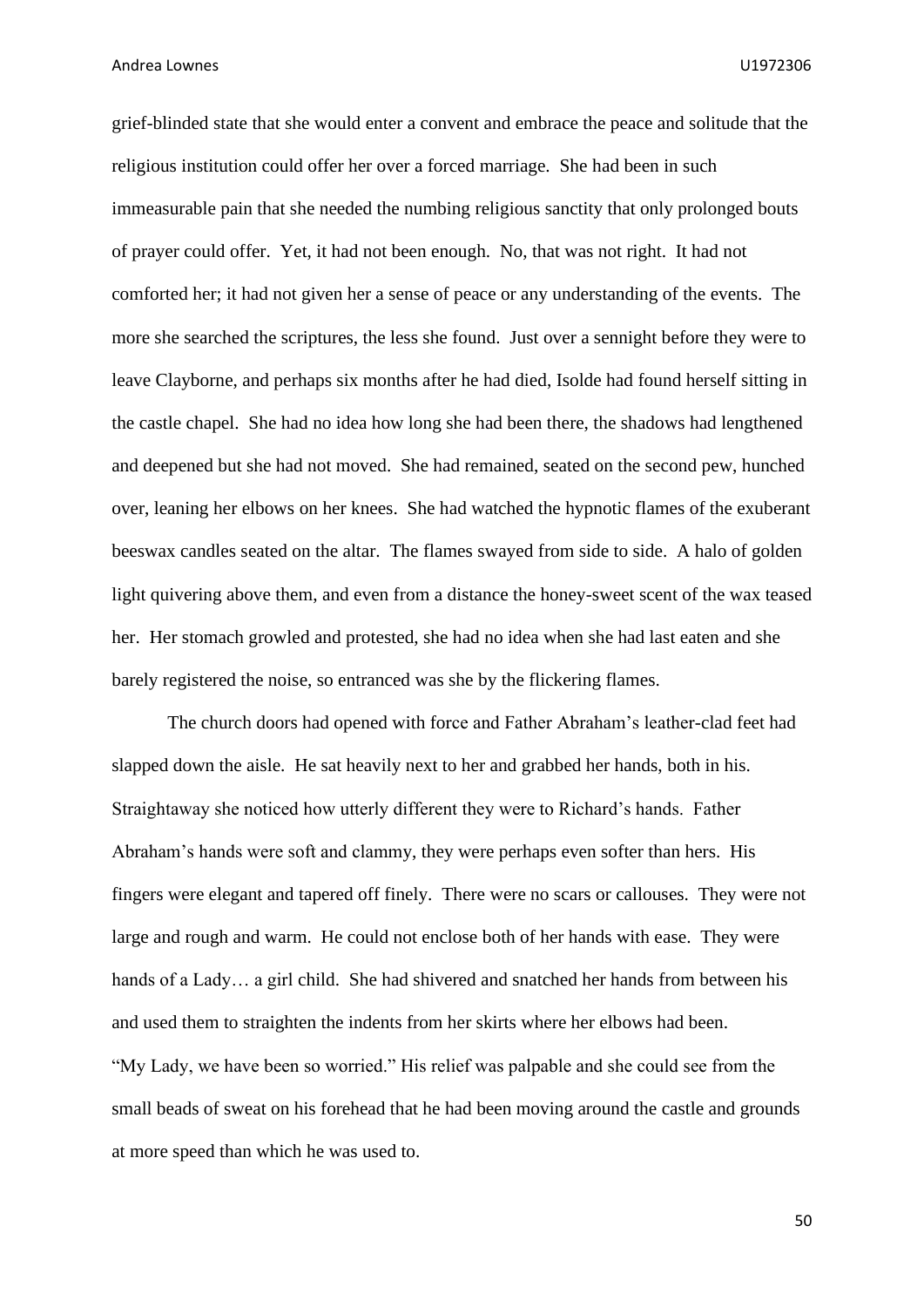grief-blinded state that she would enter a convent and embrace the peace and solitude that the religious institution could offer her over a forced marriage. She had been in such immeasurable pain that she needed the numbing religious sanctity that only prolonged bouts of prayer could offer. Yet, it had not been enough. No, that was not right. It had not comforted her; it had not given her a sense of peace or any understanding of the events. The more she searched the scriptures, the less she found. Just over a sennight before they were to leave Clayborne, and perhaps six months after he had died, Isolde had found herself sitting in the castle chapel. She had no idea how long she had been there, the shadows had lengthened and deepened but she had not moved. She had remained, seated on the second pew, hunched over, leaning her elbows on her knees. She had watched the hypnotic flames of the exuberant beeswax candles seated on the altar. The flames swayed from side to side. A halo of golden light quivering above them, and even from a distance the honey-sweet scent of the wax teased her. Her stomach growled and protested, she had no idea when she had last eaten and she barely registered the noise, so entranced was she by the flickering flames.

The church doors had opened with force and Father Abraham's leather-clad feet had slapped down the aisle. He sat heavily next to her and grabbed her hands, both in his. Straightaway she noticed how utterly different they were to Richard's hands. Father Abraham's hands were soft and clammy, they were perhaps even softer than hers. His fingers were elegant and tapered off finely. There were no scars or callouses. They were not large and rough and warm. He could not enclose both of her hands with ease. They were hands of a Lady… a girl child. She had shivered and snatched her hands from between his and used them to straighten the indents from her skirts where her elbows had been.

"My Lady, we have been so worried." His relief was palpable and she could see from the small beads of sweat on his forehead that he had been moving around the castle and grounds at more speed than which he was used to.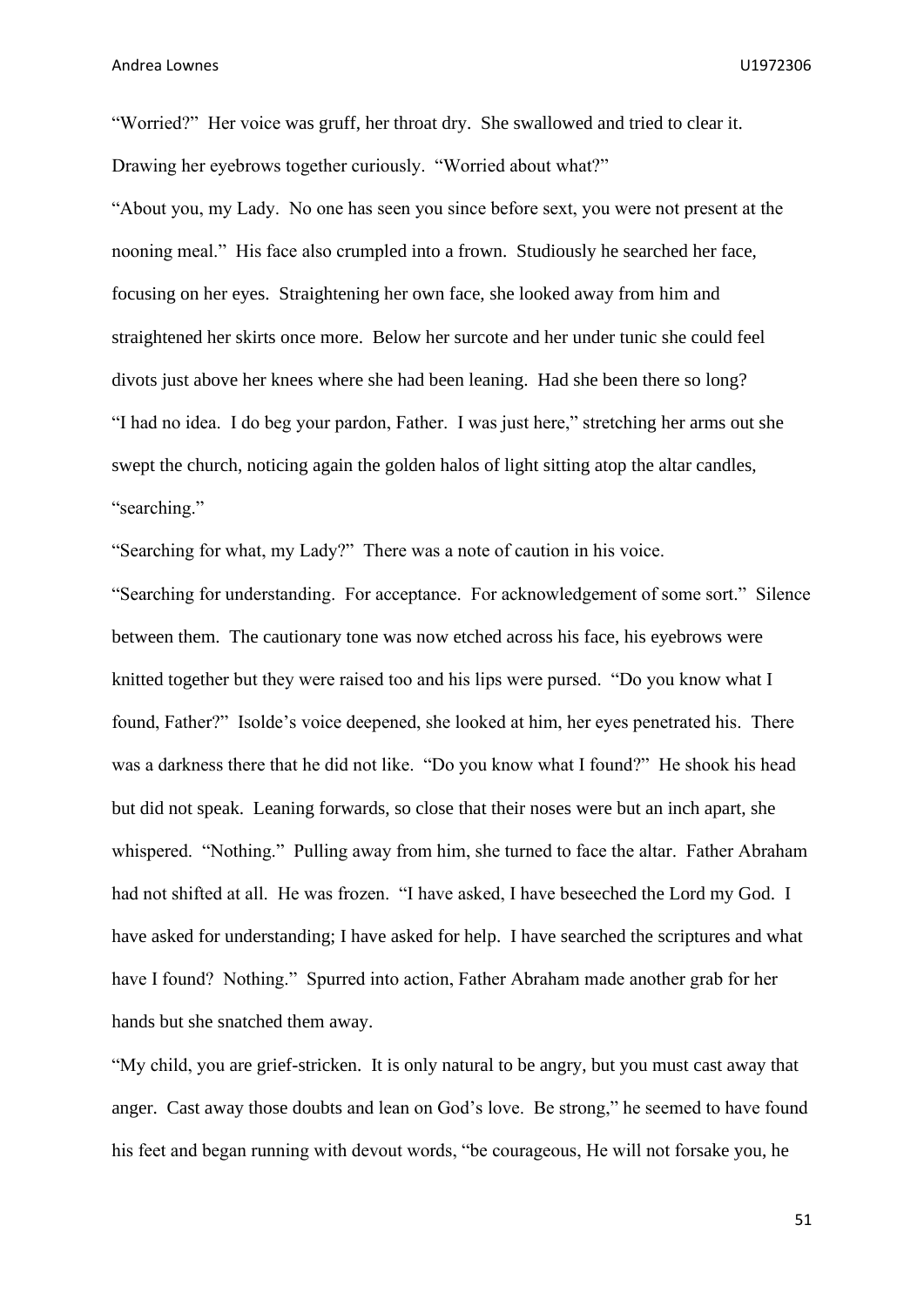"Worried?" Her voice was gruff, her throat dry. She swallowed and tried to clear it. Drawing her eyebrows together curiously. "Worried about what?"

"About you, my Lady. No one has seen you since before sext, you were not present at the nooning meal." His face also crumpled into a frown. Studiously he searched her face, focusing on her eyes. Straightening her own face, she looked away from him and straightened her skirts once more. Below her surcote and her under tunic she could feel divots just above her knees where she had been leaning. Had she been there so long?

"I had no idea. I do beg your pardon, Father. I was just here," stretching her arms out she swept the church, noticing again the golden halos of light sitting atop the altar candles, "searching."

"Searching for what, my Lady?" There was a note of caution in his voice.

"Searching for understanding. For acceptance. For acknowledgement of some sort." Silence between them. The cautionary tone was now etched across his face, his eyebrows were knitted together but they were raised too and his lips were pursed. "Do you know what I found, Father?" Isolde's voice deepened, she looked at him, her eyes penetrated his. There was a darkness there that he did not like. "Do you know what I found?" He shook his head but did not speak. Leaning forwards, so close that their noses were but an inch apart, she whispered. "Nothing." Pulling away from him, she turned to face the altar. Father Abraham had not shifted at all. He was frozen. "I have asked, I have beseeched the Lord my God. I have asked for understanding; I have asked for help. I have searched the scriptures and what have I found? Nothing." Spurred into action, Father Abraham made another grab for her hands but she snatched them away.

"My child, you are grief-stricken. It is only natural to be angry, but you must cast away that anger. Cast away those doubts and lean on God's love. Be strong," he seemed to have found his feet and began running with devout words, "be courageous, He will not forsake you, he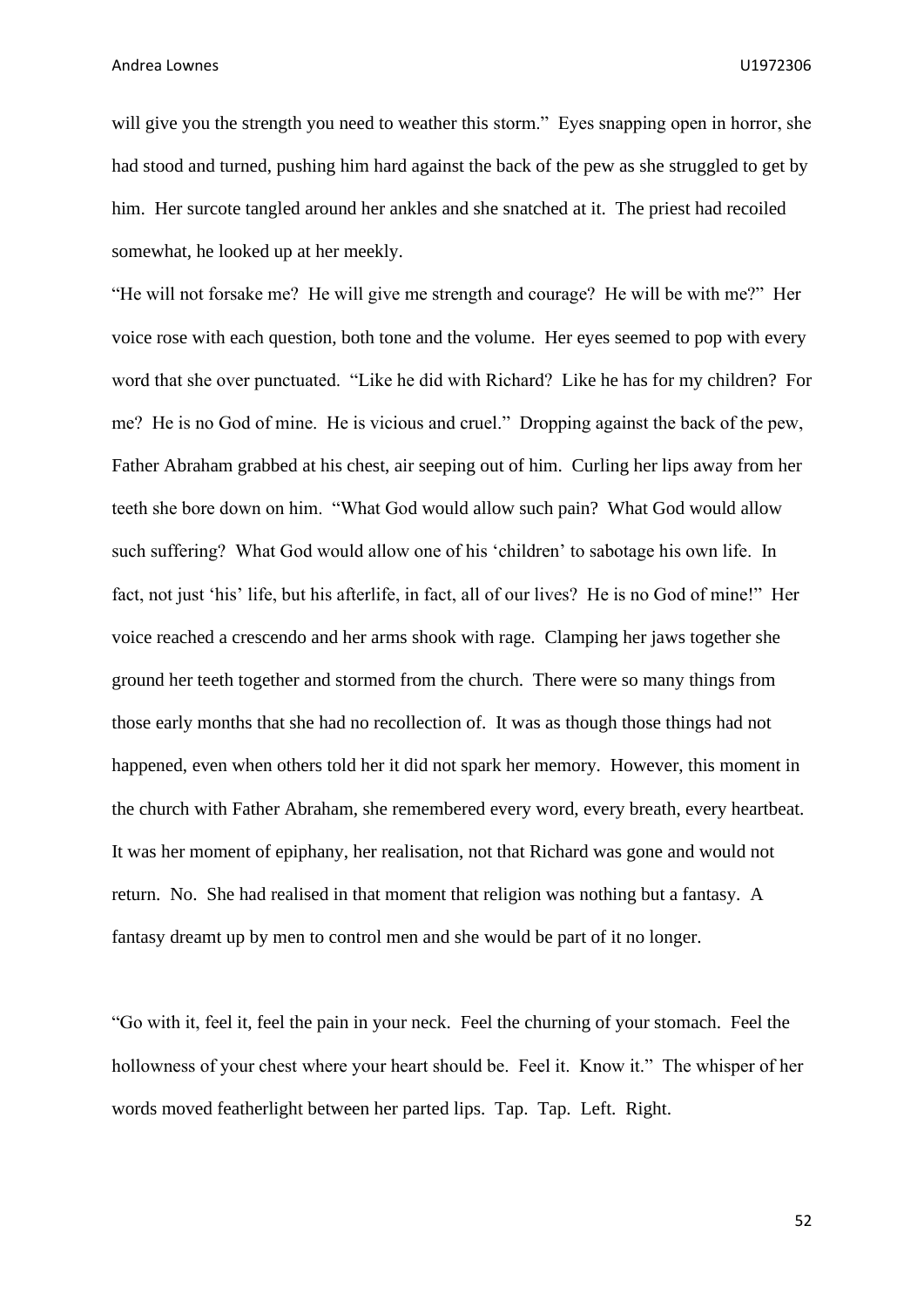will give you the strength you need to weather this storm." Eyes snapping open in horror, she had stood and turned, pushing him hard against the back of the pew as she struggled to get by him. Her surcote tangled around her ankles and she snatched at it. The priest had recoiled somewhat, he looked up at her meekly.

"He will not forsake me? He will give me strength and courage? He will be with me?" Her voice rose with each question, both tone and the volume. Her eyes seemed to pop with every word that she over punctuated. "Like he did with Richard? Like he has for my children? For me? He is no God of mine. He is vicious and cruel." Dropping against the back of the pew, Father Abraham grabbed at his chest, air seeping out of him. Curling her lips away from her teeth she bore down on him. "What God would allow such pain? What God would allow such suffering? What God would allow one of his 'children' to sabotage his own life. In fact, not just 'his' life, but his afterlife, in fact, all of our lives? He is no God of mine!" Her voice reached a crescendo and her arms shook with rage. Clamping her jaws together she ground her teeth together and stormed from the church. There were so many things from those early months that she had no recollection of. It was as though those things had not happened, even when others told her it did not spark her memory. However, this moment in the church with Father Abraham, she remembered every word, every breath, every heartbeat. It was her moment of epiphany, her realisation, not that Richard was gone and would not return. No. She had realised in that moment that religion was nothing but a fantasy. A fantasy dreamt up by men to control men and she would be part of it no longer.

"Go with it, feel it, feel the pain in your neck. Feel the churning of your stomach. Feel the hollowness of your chest where your heart should be. Feel it. Know it." The whisper of her words moved featherlight between her parted lips. Tap. Tap. Left. Right.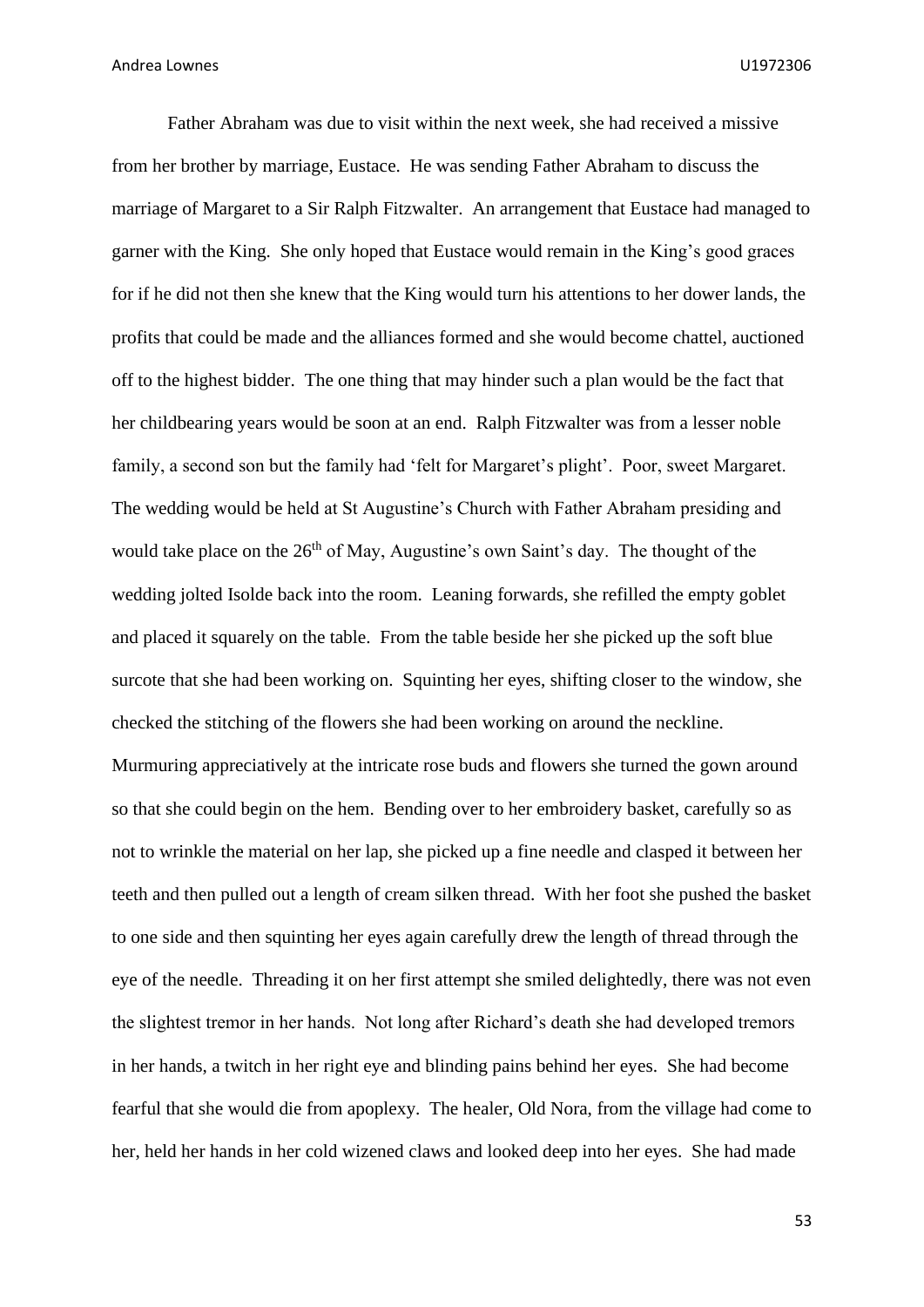Father Abraham was due to visit within the next week, she had received a missive from her brother by marriage, Eustace. He was sending Father Abraham to discuss the marriage of Margaret to a Sir Ralph Fitzwalter. An arrangement that Eustace had managed to garner with the King. She only hoped that Eustace would remain in the King's good graces for if he did not then she knew that the King would turn his attentions to her dower lands, the profits that could be made and the alliances formed and she would become chattel, auctioned off to the highest bidder. The one thing that may hinder such a plan would be the fact that her childbearing years would be soon at an end. Ralph Fitzwalter was from a lesser noble family, a second son but the family had 'felt for Margaret's plight'. Poor, sweet Margaret. The wedding would be held at St Augustine's Church with Father Abraham presiding and would take place on the 26th of May, Augustine's own Saint's day. The thought of the wedding jolted Isolde back into the room. Leaning forwards, she refilled the empty goblet and placed it squarely on the table. From the table beside her she picked up the soft blue surcote that she had been working on. Squinting her eyes, shifting closer to the window, she checked the stitching of the flowers she had been working on around the neckline. Murmuring appreciatively at the intricate rose buds and flowers she turned the gown around so that she could begin on the hem. Bending over to her embroidery basket, carefully so as not to wrinkle the material on her lap, she picked up a fine needle and clasped it between her teeth and then pulled out a length of cream silken thread. With her foot she pushed the basket to one side and then squinting her eyes again carefully drew the length of thread through the eye of the needle. Threading it on her first attempt she smiled delightedly, there was not even the slightest tremor in her hands. Not long after Richard's death she had developed tremors in her hands, a twitch in her right eye and blinding pains behind her eyes. She had become fearful that she would die from apoplexy. The healer, Old Nora, from the village had come to her, held her hands in her cold wizened claws and looked deep into her eyes. She had made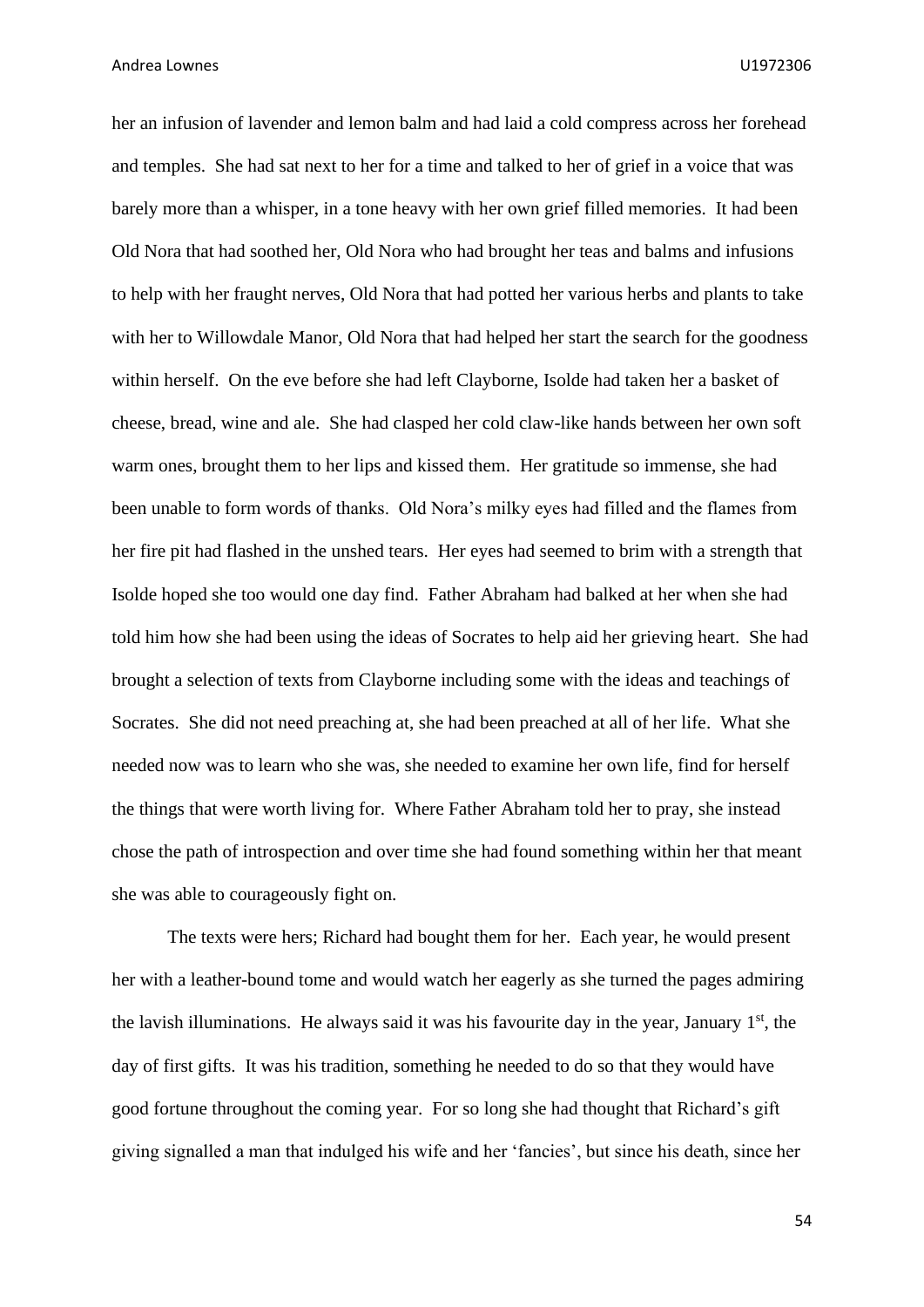her an infusion of lavender and lemon balm and had laid a cold compress across her forehead and temples. She had sat next to her for a time and talked to her of grief in a voice that was barely more than a whisper, in a tone heavy with her own grief filled memories. It had been Old Nora that had soothed her, Old Nora who had brought her teas and balms and infusions to help with her fraught nerves, Old Nora that had potted her various herbs and plants to take with her to Willowdale Manor, Old Nora that had helped her start the search for the goodness within herself. On the eve before she had left Clayborne, Isolde had taken her a basket of cheese, bread, wine and ale. She had clasped her cold claw-like hands between her own soft warm ones, brought them to her lips and kissed them. Her gratitude so immense, she had been unable to form words of thanks. Old Nora's milky eyes had filled and the flames from her fire pit had flashed in the unshed tears. Her eyes had seemed to brim with a strength that Isolde hoped she too would one day find. Father Abraham had balked at her when she had told him how she had been using the ideas of Socrates to help aid her grieving heart. She had brought a selection of texts from Clayborne including some with the ideas and teachings of Socrates. She did not need preaching at, she had been preached at all of her life. What she needed now was to learn who she was, she needed to examine her own life, find for herself the things that were worth living for. Where Father Abraham told her to pray, she instead chose the path of introspection and over time she had found something within her that meant she was able to courageously fight on.

The texts were hers; Richard had bought them for her. Each year, he would present her with a leather-bound tome and would watch her eagerly as she turned the pages admiring the lavish illuminations. He always said it was his favourite day in the year, January 1st, the day of first gifts. It was his tradition, something he needed to do so that they would have good fortune throughout the coming year. For so long she had thought that Richard's gift giving signalled a man that indulged his wife and her 'fancies', but since his death, since her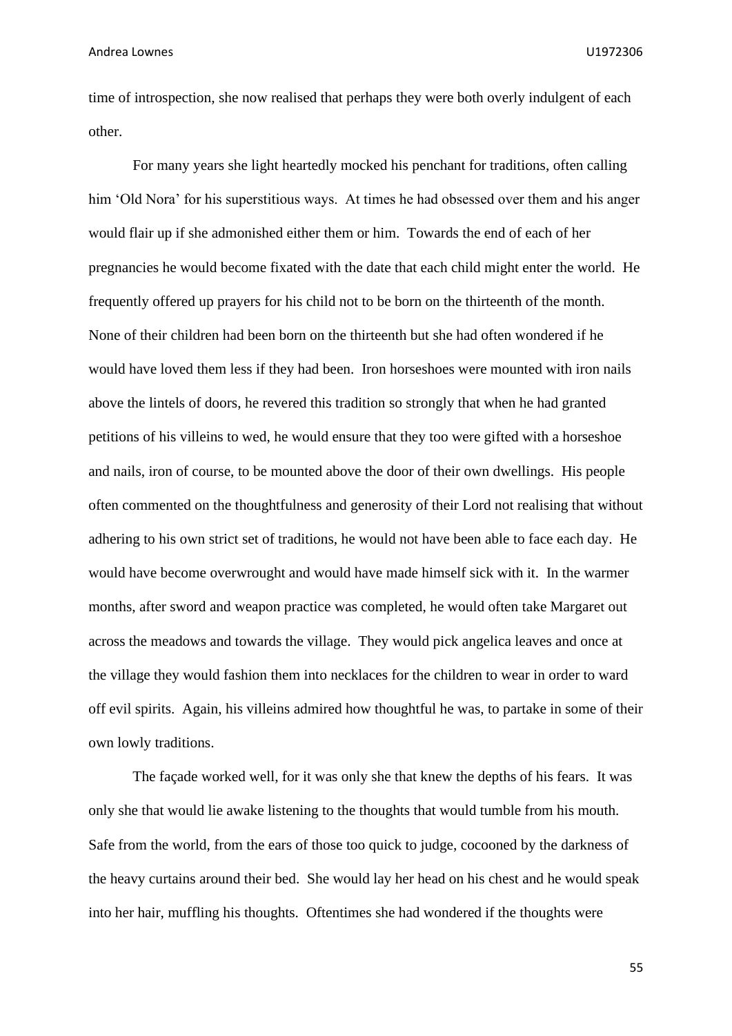time of introspection, she now realised that perhaps they were both overly indulgent of each other.

For many years she light heartedly mocked his penchant for traditions, often calling him 'Old Nora' for his superstitious ways. At times he had obsessed over them and his anger would flair up if she admonished either them or him. Towards the end of each of her pregnancies he would become fixated with the date that each child might enter the world. He frequently offered up prayers for his child not to be born on the thirteenth of the month. None of their children had been born on the thirteenth but she had often wondered if he would have loved them less if they had been. Iron horseshoes were mounted with iron nails above the lintels of doors, he revered this tradition so strongly that when he had granted petitions of his villeins to wed, he would ensure that they too were gifted with a horseshoe and nails, iron of course, to be mounted above the door of their own dwellings. His people often commented on the thoughtfulness and generosity of their Lord not realising that without adhering to his own strict set of traditions, he would not have been able to face each day. He would have become overwrought and would have made himself sick with it. In the warmer months, after sword and weapon practice was completed, he would often take Margaret out across the meadows and towards the village. They would pick angelica leaves and once at the village they would fashion them into necklaces for the children to wear in order to ward off evil spirits. Again, his villeins admired how thoughtful he was, to partake in some of their own lowly traditions.

The façade worked well, for it was only she that knew the depths of his fears. It was only she that would lie awake listening to the thoughts that would tumble from his mouth. Safe from the world, from the ears of those too quick to judge, cocooned by the darkness of the heavy curtains around their bed. She would lay her head on his chest and he would speak into her hair, muffling his thoughts. Oftentimes she had wondered if the thoughts were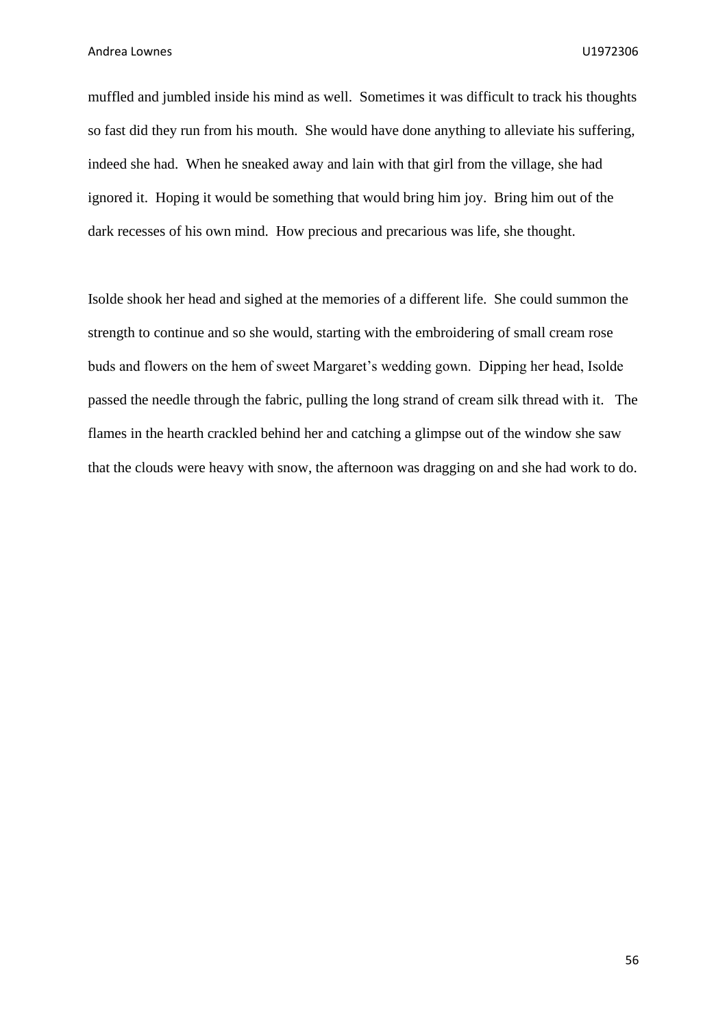muffled and jumbled inside his mind as well. Sometimes it was difficult to track his thoughts so fast did they run from his mouth. She would have done anything to alleviate his suffering, indeed she had. When he sneaked away and lain with that girl from the village, she had ignored it. Hoping it would be something that would bring him joy. Bring him out of the dark recesses of his own mind. How precious and precarious was life, she thought.

Isolde shook her head and sighed at the memories of a different life. She could summon the strength to continue and so she would, starting with the embroidering of small cream rose buds and flowers on the hem of sweet Margaret's wedding gown. Dipping her head, Isolde passed the needle through the fabric, pulling the long strand of cream silk thread with it. The flames in the hearth crackled behind her and catching a glimpse out of the window she saw that the clouds were heavy with snow, the afternoon was dragging on and she had work to do.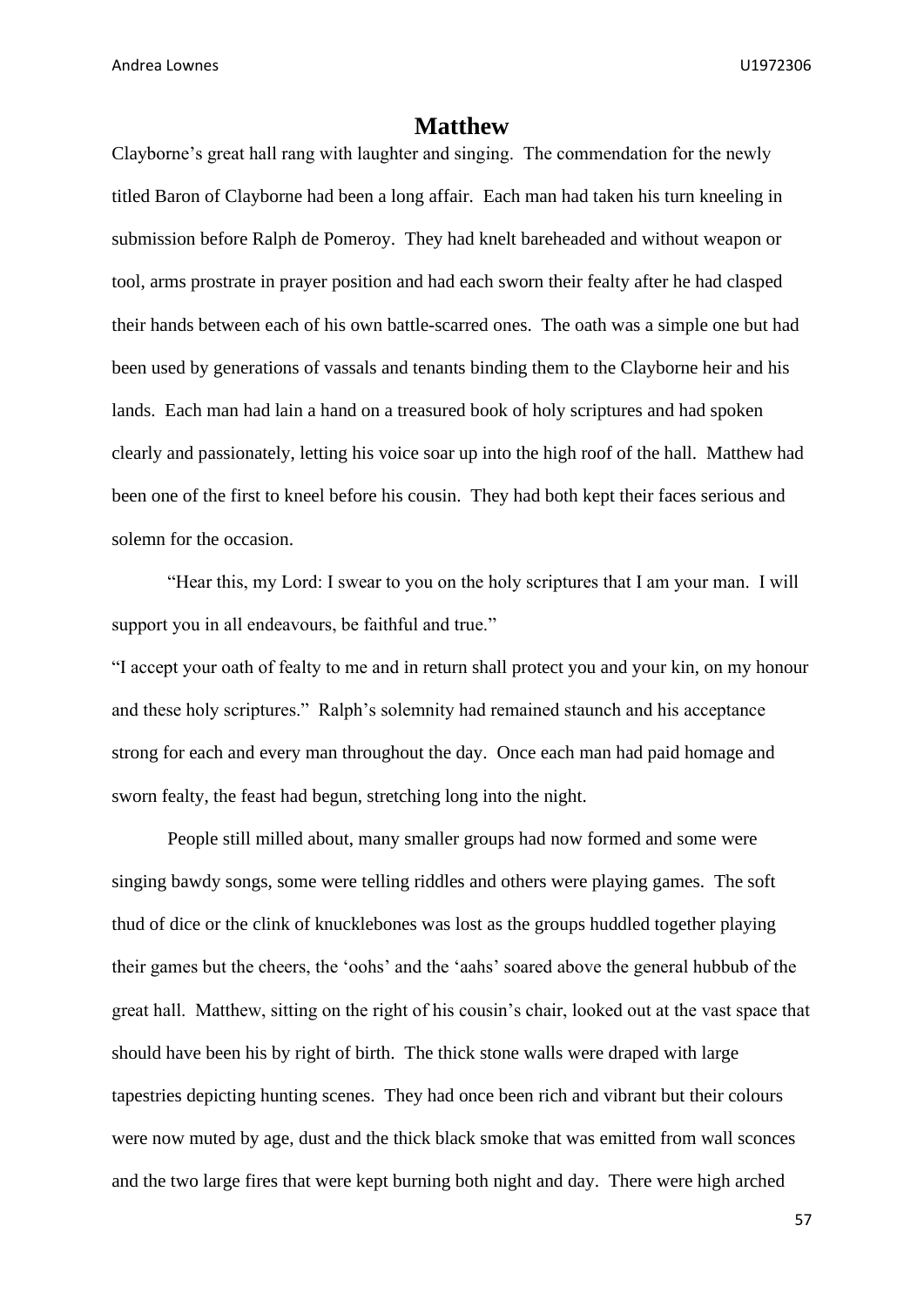## Matthew

Clayborne's great hall rang with laughter and singing. The commendation for the newly titled Baron of Clayborne had been a long affair. Each man had taken his turn kneeling in submission before Ralph de Pomeroy. They had knelt bareheaded and without weapon or tool, arms prostrate in prayer position and had each sworn their fealty after he had clasped their hands between each of his own battle-scarred ones. The oath was a simple one but had been used by generations of vassals and tenants binding them to the Clayborne heir and his lands. Each man had lain a hand on a treasured book of holy scriptures and had spoken clearly and passionately, letting his voice soar up into the high roof of the hall. Matthew had been one of the first to kneel before his cousin. They had both kept their faces serious and solemn for the occasion.

"Hear this, my Lord: I swear to you on the holy scriptures that I am your man. I will support you in all endeavours, be faithful and true."

"I accept your oath of fealty to me and in return shall protect you and your kin, on my honour and these holy scriptures." Ralph's solemnity had remained staunch and his acceptance strong for each and every man throughout the day. Once each man had paid homage and sworn fealty, the feast had begun, stretching long into the night.

People still milled about, many smaller groups had now formed and some were singing bawdy songs, some were telling riddles and others were playing games. The soft thud of dice or the clink of knucklebones was lost as the groups huddled together playing their games but the cheers, the 'oohs' and the 'aahs' soared above the general hubbub of the great hall. Matthew, sitting on the right of his cousin's chair, looked out at the vast space that should have been his by right of birth. The thick stone walls were draped with large tapestries depicting hunting scenes. They had once been rich and vibrant but their colours were now muted by age, dust and the thick black smoke that was emitted from wall sconces and the two large fires that were kept burning both night and day. There were high arched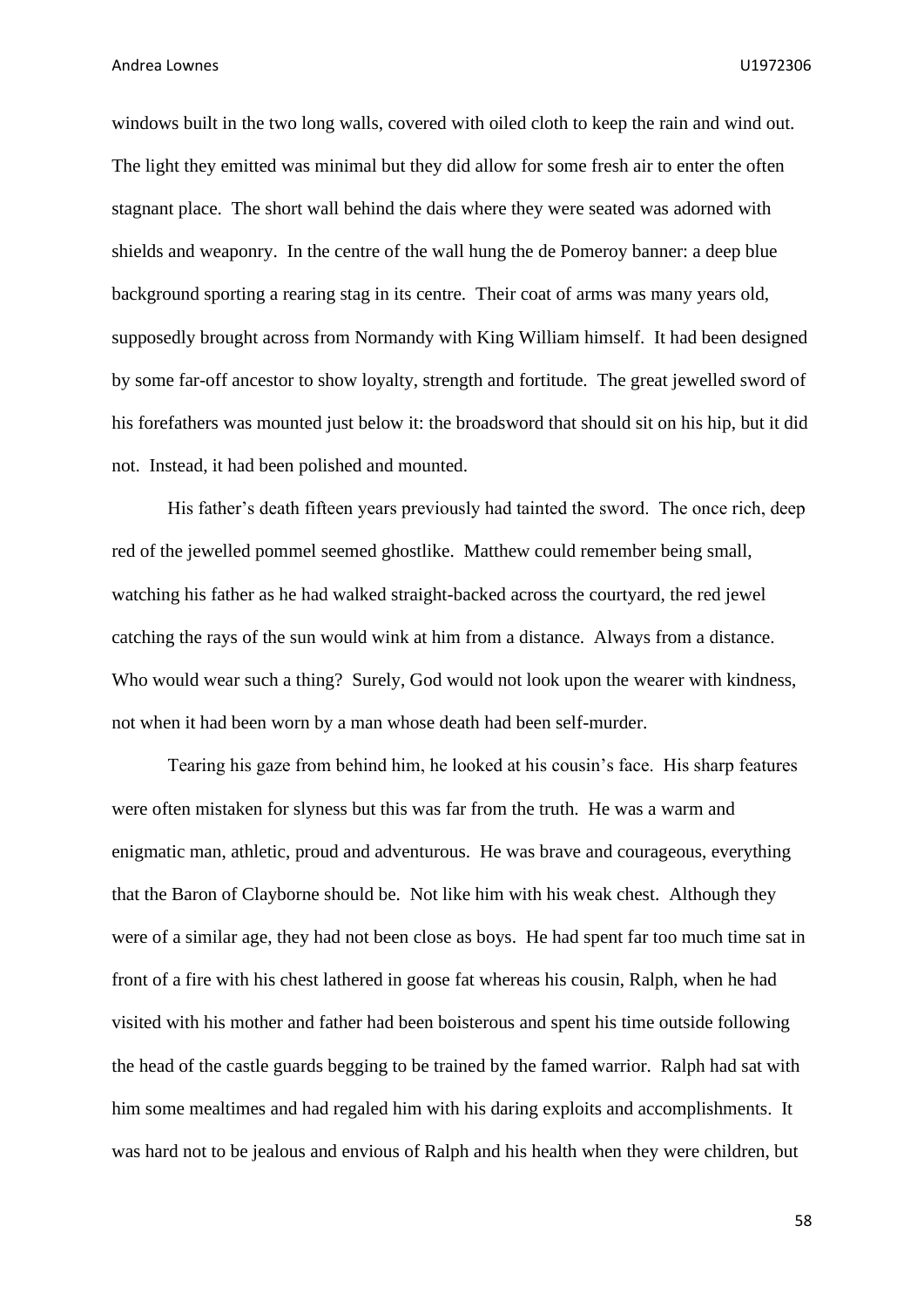windows built in the two long walls, covered with oiled cloth to keep the rain and wind out. The light they emitted was minimal but they did allow for some fresh air to enter the often stagnant place. The short wall behind the dais where they were seated was adorned with shields and weaponry. In the centre of the wall hung the de Pomeroy banner: a deep blue background sporting a rearing stag in its centre. Their coat of arms was many years old, supposedly brought across from Normandy with King William himself. It had been designed by some far-off ancestor to show loyalty, strength and fortitude. The great jewelled sword of his forefathers was mounted just below it: the broadsword that should sit on his hip, but it did not. Instead, it had been polished and mounted.

His father's death fifteen years previously had tainted the sword. The once rich, deep red of the jewelled pommel seemed ghostlike. Matthew could remember being small, watching his father as he had walked straight-backed across the courtyard, the red jewel catching the rays of the sun would wink at him from a distance. Always from a distance. Who would wear such a thing? Surely, God would not look upon the wearer with kindness, not when it had been worn by a man whose death had been self-murder.

Tearing his gaze from behind him, he looked at his cousin's face. His sharp features were often mistaken for slyness but this was far from the truth. He was a warm and enigmatic man, athletic, proud and adventurous. He was brave and courageous, everything that the Baron of Clayborne should be. Not like him with his weak chest. Although they were of a similar age, they had not been close as boys. He had spent far too much time sat in front of a fire with his chest lathered in goose fat whereas his cousin, Ralph, when he had visited with his mother and father had been boisterous and spent his time outside following the head of the castle guards begging to be trained by the famed warrior. Ralph had sat with him some mealtimes and had regaled him with his daring exploits and accomplishments. It was hard not to be jealous and envious of Ralph and his health when they were children, but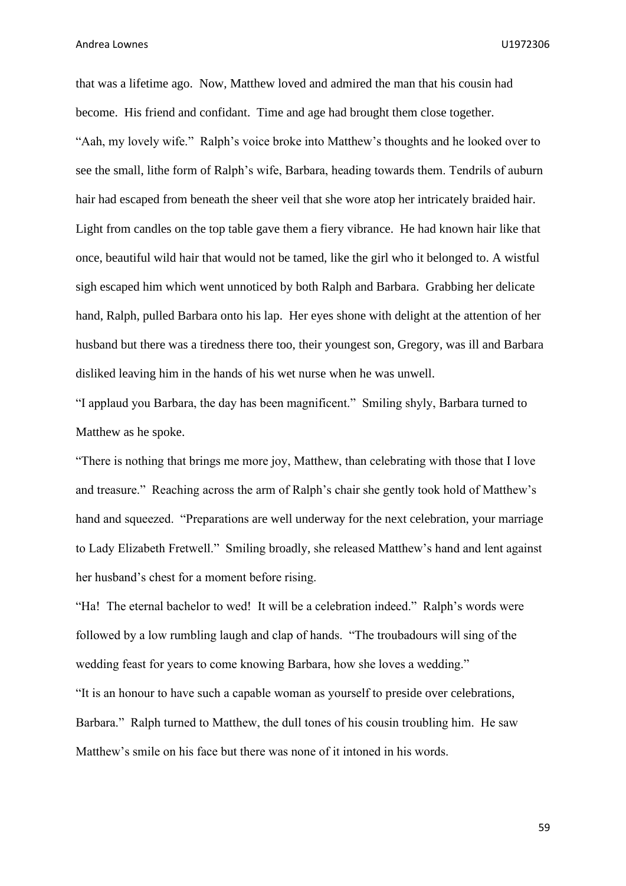that was a lifetime ago. Now, Matthew loved and admired the man that his cousin had become. His friend and confidant. Time and age had brought them close together.

"Aah, my lovely wife." Ralph's voice broke into Matthew's thoughts and he looked over to see the small, lithe form of Ralph's wife, Barbara, heading towards them. Tendrils of auburn hair had escaped from beneath the sheer veil that she wore atop her intricately braided hair. Light from candles on the top table gave them a fiery vibrance. He had known hair like that once, beautiful wild hair that would not be tamed, like the girl who it belonged to. A wistful sigh escaped him which went unnoticed by both Ralph and Barbara. Grabbing her delicate hand, Ralph, pulled Barbara onto his lap. Her eyes shone with delight at the attention of her husband but there was a tiredness there too, their youngest son, Gregory, was ill and Barbara disliked leaving him in the hands of his wet nurse when he was unwell.

"I applaud you Barbara, the day has been magnificent." Smiling shyly, Barbara turned to Matthew as he spoke.

"There is nothing that brings me more joy, Matthew, than celebrating with those that I love and treasure." Reaching across the arm of Ralph's chair she gently took hold of Matthew's hand and squeezed. "Preparations are well underway for the next celebration, your marriage to Lady Elizabeth Fretwell." Smiling broadly, she released Matthew's hand and lent against her husband's chest for a moment before rising.

"Ha! The eternal bachelor to wed! It will be a celebration indeed." Ralph's words were followed by a low rumbling laugh and clap of hands. "The troubadours will sing of the wedding feast for years to come knowing Barbara, how she loves a wedding."

"It is an honour to have such a capable woman as yourself to preside over celebrations, Barbara." Ralph turned to Matthew, the dull tones of his cousin troubling him. He saw Matthew's smile on his face but there was none of it intoned in his words.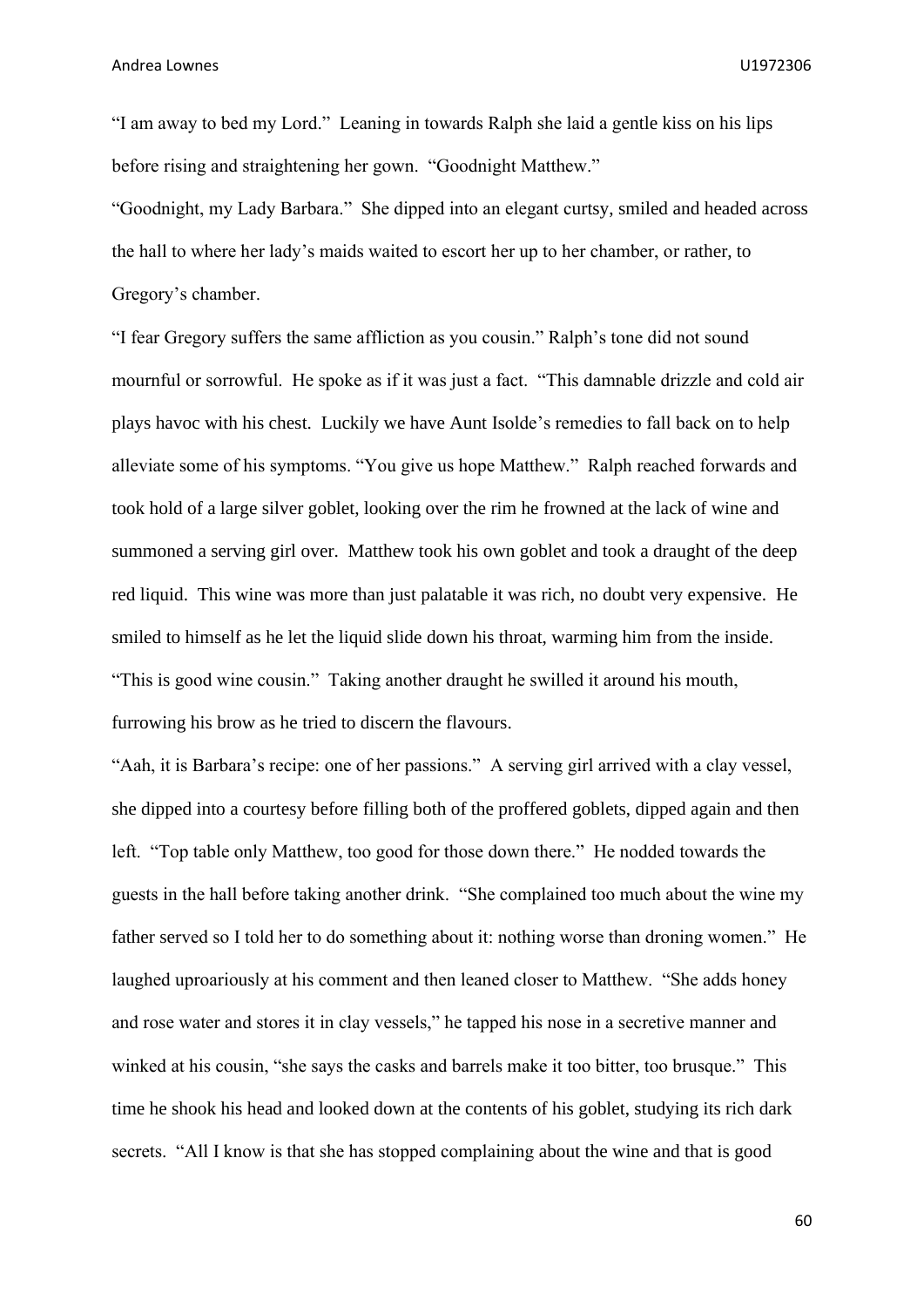"I am away to bed my Lord." Leaning in towards Ralph she laid a gentle kiss on his lips before rising and straightening her gown. "Goodnight Matthew."

"Goodnight, my Lady Barbara." She dipped into an elegant curtsy, smiled and headed across the hall to where her lady's maids waited to escort her up to her chamber, or rather, to Gregory's chamber.

"I fear Gregory suffers the same affliction as you cousin." Ralph's tone did not sound mournful or sorrowful. He spoke as if it was just a fact. "This damnable drizzle and cold air plays havoc with his chest. Luckily we have Aunt Isolde's remedies to fall back on to help alleviate some of his symptoms. "You give us hope Matthew." Ralph reached forwards and took hold of a large silver goblet, looking over the rim he frowned at the lack of wine and summoned a serving girl over. Matthew took his own goblet and took a draught of the deep red liquid. This wine was more than just palatable it was rich, no doubt very expensive. He smiled to himself as he let the liquid slide down his throat, warming him from the inside. "This is good wine cousin." Taking another draught he swilled it around his mouth, furrowing his brow as he tried to discern the flavours.

"Aah, it is Barbara's recipe: one of her passions." A serving girl arrived with a clay vessel, she dipped into a courtesy before filling both of the proffered goblets, dipped again and then left. "Top table only Matthew, too good for those down there." He nodded towards the guests in the hall before taking another drink. "She complained too much about the wine my father served so I told her to do something about it: nothing worse than droning women." He laughed uproariously at his comment and then leaned closer to Matthew. "She adds honey and rose water and stores it in clay vessels," he tapped his nose in a secretive manner and winked at his cousin, "she says the casks and barrels make it too bitter, too brusque." This time he shook his head and looked down at the contents of his goblet, studying its rich dark secrets. "All I know is that she has stopped complaining about the wine and that is good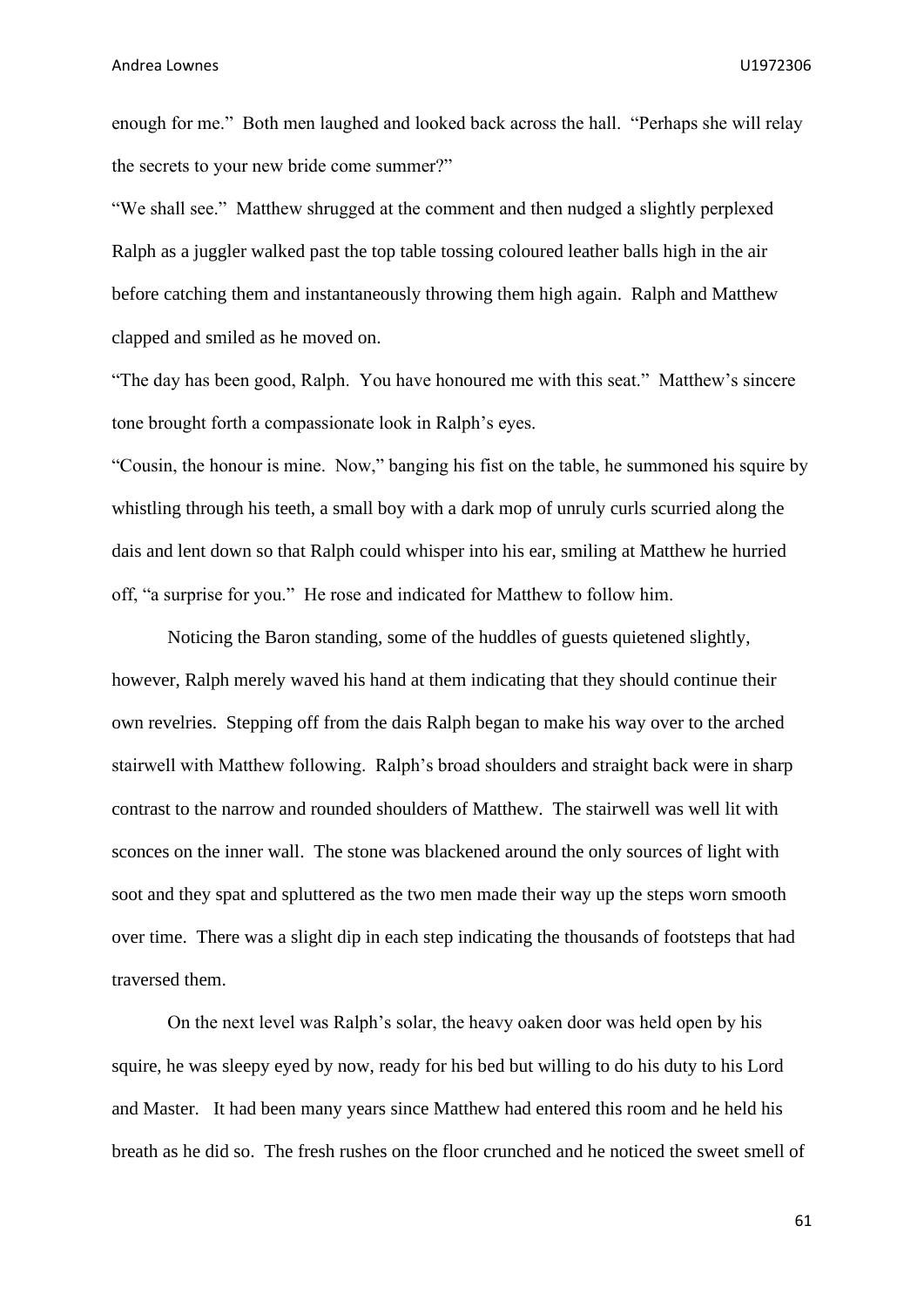enough for me." Both men laughed and looked back across the hall. "Perhaps she will relay the secrets to your new bride come summer?"

"We shall see." Matthew shrugged at the comment and then nudged a slightly perplexed Ralph as a juggler walked past the top table tossing coloured leather balls high in the air before catching them and instantaneously throwing them high again. Ralph and Matthew clapped and smiled as he moved on.

"The day has been good, Ralph. You have honoured me with this seat." Matthew's sincere tone brought forth a compassionate look in Ralph's eyes.

"Cousin, the honour is mine. Now," banging his fist on the table, he summoned his squire by whistling through his teeth, a small boy with a dark mop of unruly curls scurried along the dais and lent down so that Ralph could whisper into his ear, smiling at Matthew he hurried off, "a surprise for you." He rose and indicated for Matthew to follow him.

Noticing the Baron standing, some of the huddles of guests quietened slightly, however, Ralph merely waved his hand at them indicating that they should continue their own revelries. Stepping off from the dais Ralph began to make his way over to the arched stairwell with Matthew following. Ralph's broad shoulders and straight back were in sharp contrast to the narrow and rounded shoulders of Matthew. The stairwell was well lit with sconces on the inner wall. The stone was blackened around the only sources of light with soot and they spat and spluttered as the two men made their way up the steps worn smooth over time. There was a slight dip in each step indicating the thousands of footsteps that had traversed them.

On the next level was Ralph's solar, the heavy oaken door was held open by his squire, he was sleepy eyed by now, ready for his bed but willing to do his duty to his Lord and Master. It had been many years since Matthew had entered this room and he held his breath as he did so. The fresh rushes on the floor crunched and he noticed the sweet smell of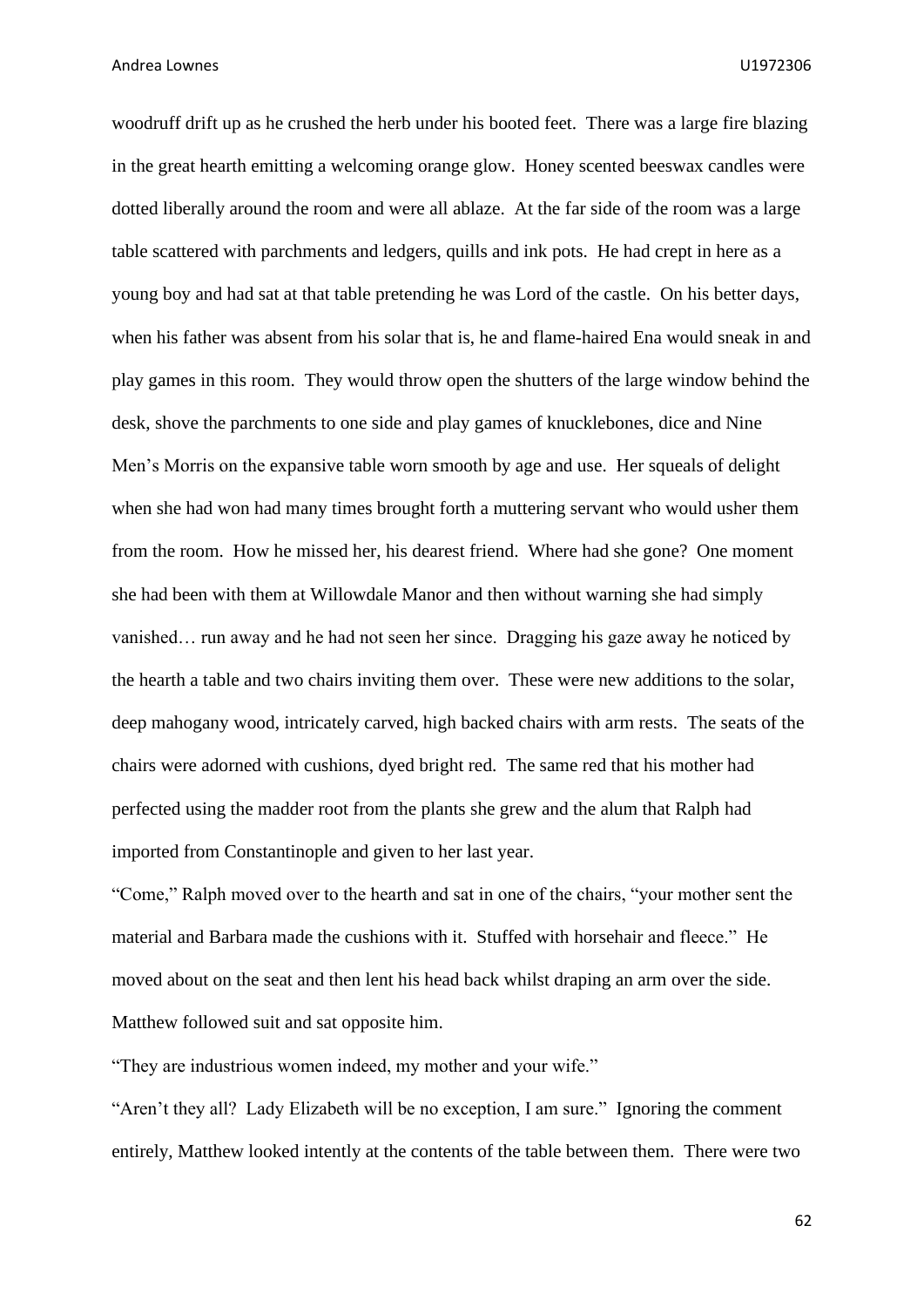woodruff drift up as he crushed the herb under his booted feet. There was a large fire blazing in the great hearth emitting a welcoming orange glow. Honey scented beeswax candles were dotted liberally around the room and were all ablaze. At the far side of the room was a large table scattered with parchments and ledgers, quills and ink pots. He had crept in here as a young boy and had sat at that table pretending he was Lord of the castle. On his better days, when his father was absent from his solar that is, he and flame-haired Ena would sneak in and play games in this room. They would throw open the shutters of the large window behind the desk, shove the parchments to one side and play games of knucklebones, dice and Nine Men's Morris on the expansive table worn smooth by age and use. Her squeals of delight when she had won had many times brought forth a muttering servant who would usher them from the room. How he missed her, his dearest friend. Where had she gone? One moment she had been with them at Willowdale Manor and then without warning she had simply vanished… run away and he had not seen her since. Dragging his gaze away he noticed by the hearth a table and two chairs inviting them over. These were new additions to the solar, deep mahogany wood, intricately carved, high backed chairs with arm rests. The seats of the chairs were adorned with cushions, dyed bright red. The same red that his mother had perfected using the madder root from the plants she grew and the alum that Ralph had imported from Constantinople and given to her last year.

"Come," Ralph moved over to the hearth and sat in one of the chairs, "your mother sent the material and Barbara made the cushions with it. Stuffed with horsehair and fleece." He moved about on the seat and then lent his head back whilst draping an arm over the side. Matthew followed suit and sat opposite him.

"They are industrious women indeed, my mother and your wife."

"Aren't they all? Lady Elizabeth will be no exception, I am sure." Ignoring the comment entirely, Matthew looked intently at the contents of the table between them. There were two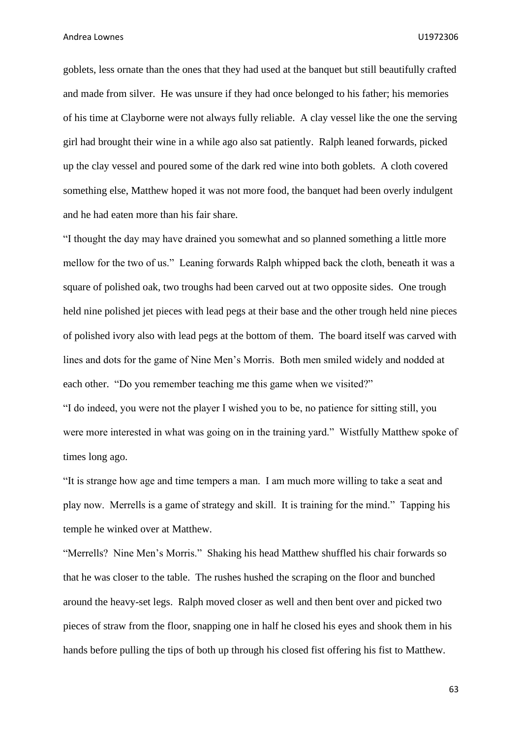goblets, less ornate than the ones that they had used at the banquet but still beautifully crafted and made from silver. He was unsure if they had once belonged to his father; his memories of his time at Clayborne were not always fully reliable. A clay vessel like the one the serving girl had brought their wine in a while ago also sat patiently. Ralph leaned forwards, picked up the clay vessel and poured some of the dark red wine into both goblets. A cloth covered something else, Matthew hoped it was not more food, the banquet had been overly indulgent and he had eaten more than his fair share.

"I thought the day may have drained you somewhat and so planned something a little more mellow for the two of us." Leaning forwards Ralph whipped back the cloth, beneath it was a square of polished oak, two troughs had been carved out at two opposite sides. One trough held nine polished jet pieces with lead pegs at their base and the other trough held nine pieces of polished ivory also with lead pegs at the bottom of them. The board itself was carved with lines and dots for the game of Nine Men's Morris. Both men smiled widely and nodded at each other. "Do you remember teaching me this game when we visited?"

"I do indeed, you were not the player I wished you to be, no patience for sitting still, you were more interested in what was going on in the training yard." Wistfully Matthew spoke of times long ago.

"It is strange how age and time tempers a man. I am much more willing to take a seat and play now. Merrells is a game of strategy and skill. It is training for the mind." Tapping his temple he winked over at Matthew.

"Merrells? Nine Men's Morris." Shaking his head Matthew shuffled his chair forwards so that he was closer to the table. The rushes hushed the scraping on the floor and bunched around the heavy-set legs. Ralph moved closer as well and then bent over and picked two pieces of straw from the floor, snapping one in half he closed his eyes and shook them in his hands before pulling the tips of both up through his closed fist offering his fist to Matthew.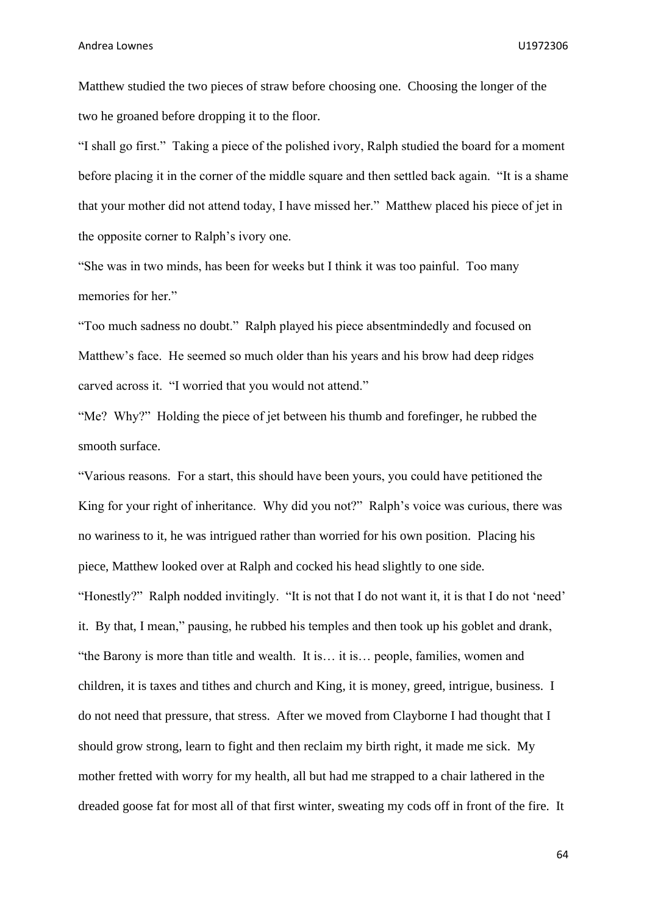Matthew studied the two pieces of straw before choosing one. Choosing the longer of the two he groaned before dropping it to the floor.

"I shall go first." Taking a piece of the polished ivory, Ralph studied the board for a moment before placing it in the corner of the middle square and then settled back again. "It is a shame that your mother did not attend today, I have missed her." Matthew placed his piece of jet in the opposite corner to Ralph's ivory one.

"She was in two minds, has been for weeks but I think it was too painful. Too many memories for her."

"Too much sadness no doubt." Ralph played his piece absentmindedly and focused on Matthew's face. He seemed so much older than his years and his brow had deep ridges carved across it. "I worried that you would not attend."

"Me? Why?" Holding the piece of jet between his thumb and forefinger, he rubbed the smooth surface.

"Various reasons. For a start, this should have been yours, you could have petitioned the King for your right of inheritance. Why did you not?" Ralph's voice was curious, there was no wariness to it, he was intrigued rather than worried for his own position. Placing his piece, Matthew looked over at Ralph and cocked his head slightly to one side.

"Honestly?" Ralph nodded invitingly. "It is not that I do not want it, it is that I do not 'need' it. By that, I mean," pausing, he rubbed his temples and then took up his goblet and drank, "the Barony is more than title and wealth. It is… it is… people, families, women and children, it is taxes and tithes and church and King, it is money, greed, intrigue, business. I do not need that pressure, that stress. After we moved from Clayborne I had thought that I should grow strong, learn to fight and then reclaim my birth right, it made me sick. My mother fretted with worry for my health, all but had me strapped to a chair lathered in the dreaded goose fat for most all of that first winter, sweating my cods off in front of the fire. It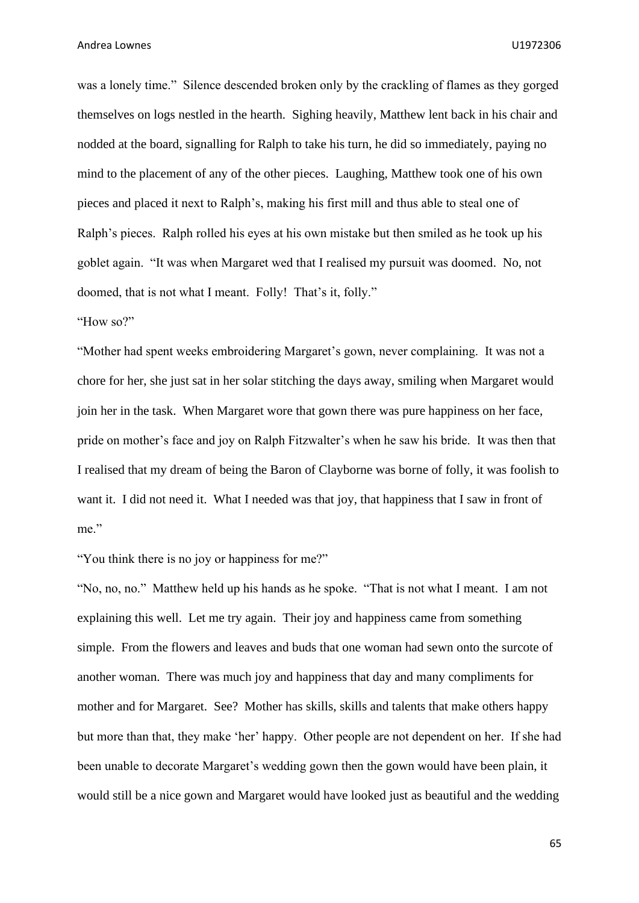was a lonely time." Silence descended broken only by the crackling of flames as they gorged themselves on logs nestled in the hearth. Sighing heavily, Matthew lent back in his chair and nodded at the board, signalling for Ralph to take his turn, he did so immediately, paying no mind to the placement of any of the other pieces. Laughing, Matthew took one of his own pieces and placed it next to Ralph's, making his first mill and thus able to steal one of Ralph's pieces. Ralph rolled his eyes at his own mistake but then smiled as he took up his goblet again. "It was when Margaret wed that I realised my pursuit was doomed. No, not doomed, that is not what I meant. Folly! That's it, folly."

"How so?"

"Mother had spent weeks embroidering Margaret's gown, never complaining. It was not a chore for her, she just sat in her solar stitching the days away, smiling when Margaret would join her in the task. When Margaret wore that gown there was pure happiness on her face, pride on mother's face and joy on Ralph Fitzwalter's when he saw his bride. It was then that I realised that my dream of being the Baron of Clayborne was borne of folly, it was foolish to want it. I did not need it. What I needed was that joy, that happiness that I saw in front of me."

"You think there is no joy or happiness for me?"

"No, no, no." Matthew held up his hands as he spoke. "That is not what I meant. I am not explaining this well. Let me try again. Their joy and happiness came from something simple. From the flowers and leaves and buds that one woman had sewn onto the surcote of another woman. There was much joy and happiness that day and many compliments for mother and for Margaret. See? Mother has skills, skills and talents that make others happy but more than that, they make 'her' happy. Other people are not dependent on her. If she had been unable to decorate Margaret's wedding gown then the gown would have been plain, it would still be a nice gown and Margaret would have looked just as beautiful and the wedding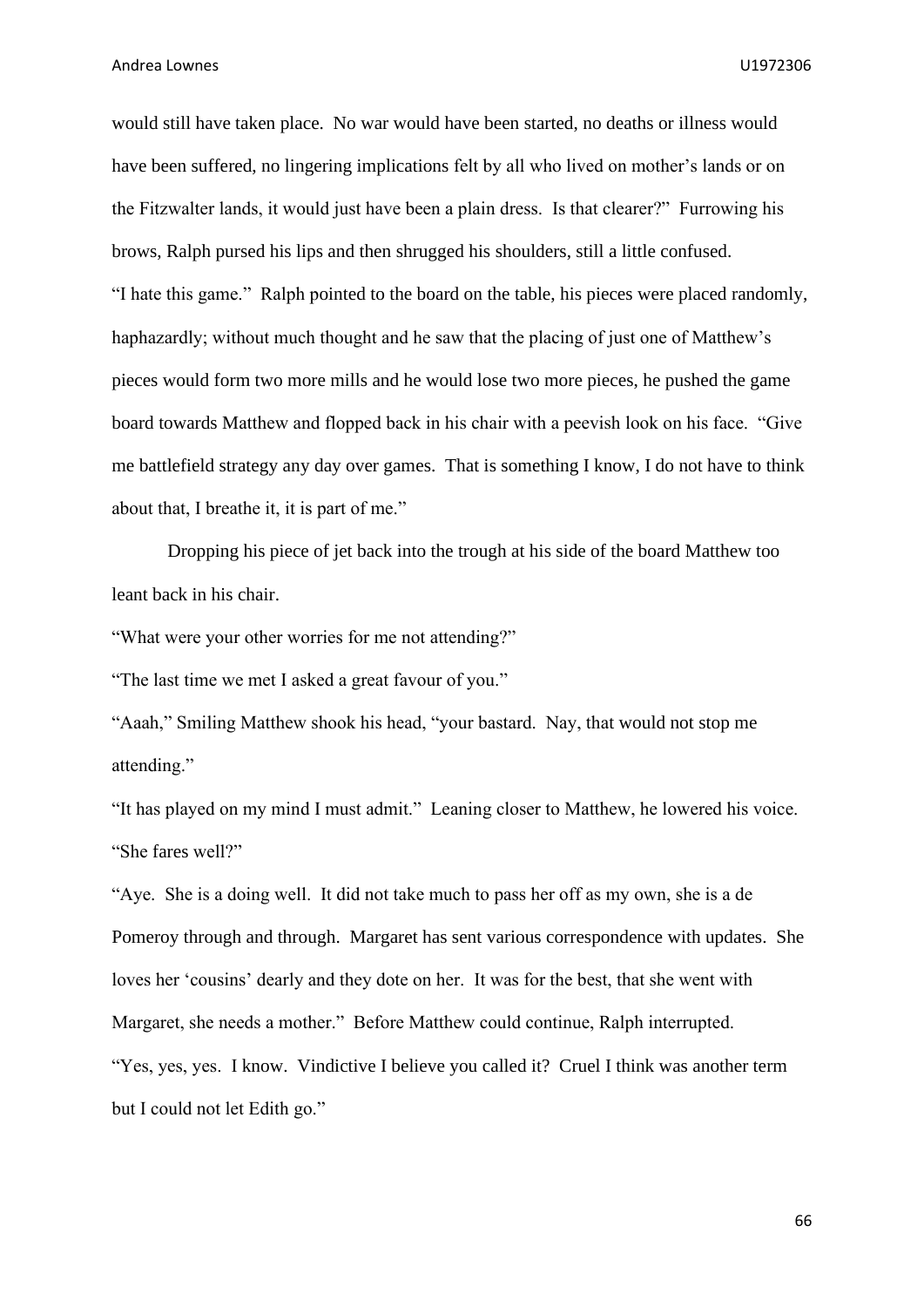would still have taken place. No war would have been started, no deaths or illness would have been suffered, no lingering implications felt by all who lived on mother's lands or on the Fitzwalter lands, it would just have been a plain dress. Is that clearer?" Furrowing his brows, Ralph pursed his lips and then shrugged his shoulders, still a little confused.

"I hate this game." Ralph pointed to the board on the table, his pieces were placed randomly, haphazardly; without much thought and he saw that the placing of just one of Matthew's pieces would form two more mills and he would lose two more pieces, he pushed the game board towards Matthew and flopped back in his chair with a peevish look on his face. "Give me battlefield strategy any day over games. That is something I know, I do not have to think about that, I breathe it, it is part of me."

Dropping his piece of jet back into the trough at his side of the board Matthew too leant back in his chair.

"What were your other worries for me not attending?"

"The last time we met I asked a great favour of you."

"Aaah," Smiling Matthew shook his head, "your bastard. Nay, that would not stop me attending."

"It has played on my mind I must admit." Leaning closer to Matthew, he lowered his voice. "She fares well?"

"Aye. She is a doing well. It did not take much to pass her off as my own, she is a de Pomeroy through and through. Margaret has sent various correspondence with updates. She loves her 'cousins' dearly and they dote on her. It was for the best, that she went with Margaret, she needs a mother." Before Matthew could continue, Ralph interrupted.

"Yes, yes, yes. I know. Vindictive I believe you called it? Cruel I think was another term but I could not let Edith go."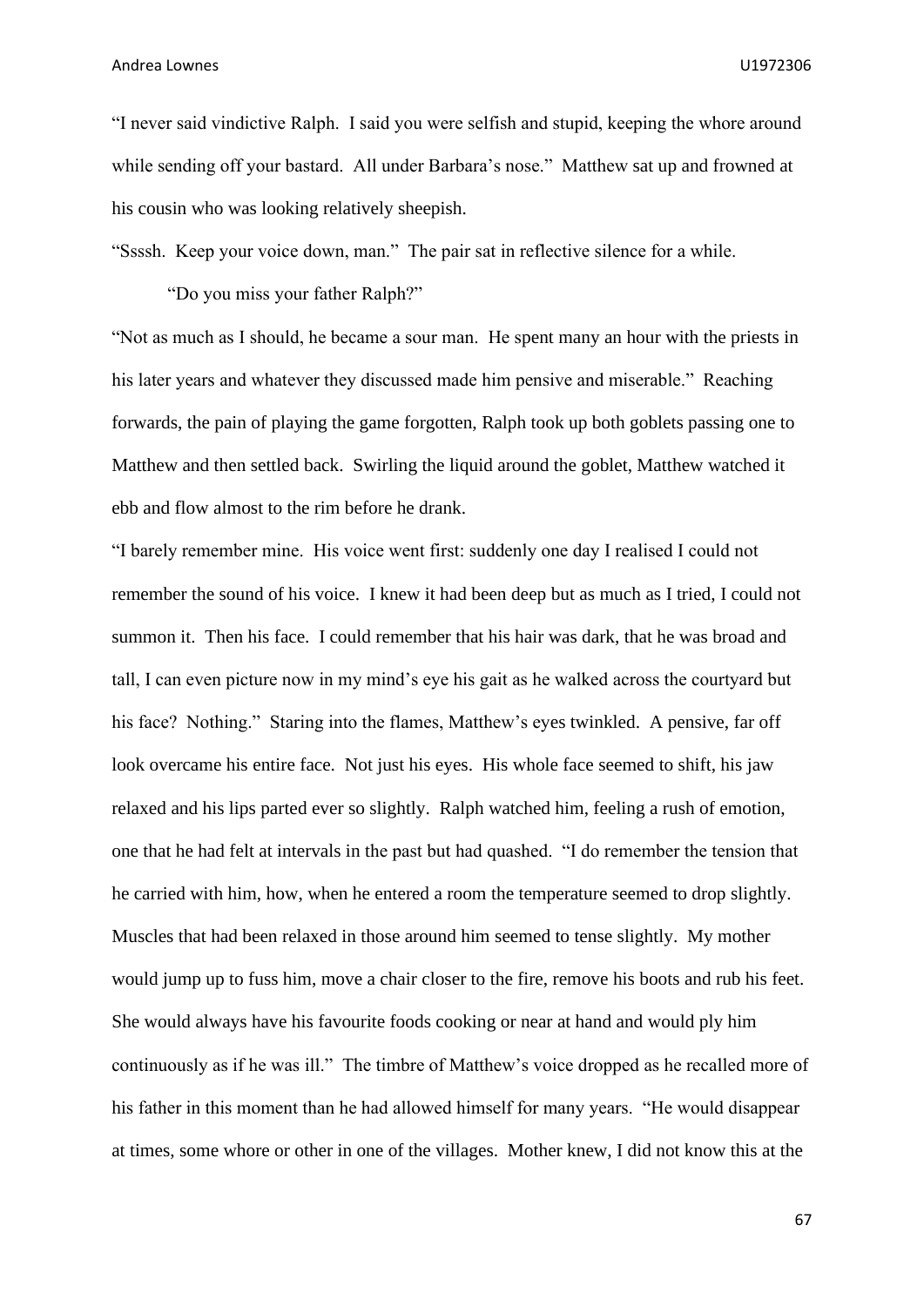“I never said vindictive Ralph. I said you were selfish and stupid, keeping the whore around while sending off your bastard. All under Barbara’s nose.” Matthew sat up and frowned at his cousin who was looking relatively sheepish.

“Ssssh. Keep your voice down, man.” The pair sat in reflective silence for a while.

“Do you miss your father Ralph?”

“Not as much as I should, he became a sour man. He spent many an hour with the priests in his later years and whatever they discussed made him pensive and miserable.” Reaching forwards, the pain of playing the game forgotten, Ralph took up both goblets passing one to Matthew and then settled back. Swirling the liquid around the goblet, Matthew watched it ebb and flow almost to the rim before he drank.

“I barely remember mine. His voice went first: suddenly one day I realised I could not remember the sound of his voice. I knew it had been deep but as much as I tried, I could not summon it. Then his face. I could remember that his hair was dark, that he was broad and tall, I can even picture now in my mind’s eye his gait as he walked across the courtyard but his face? Nothing.” Staring into the flames, Matthew’s eyes twinkled. A pensive, far off look overcame his entire face. Not just his eyes. His whole face seemed to shift, his jaw relaxed and his lips parted ever so slightly. Ralph watched him, feeling a rush of emotion, one that he had felt at intervals in the past but had quashed. “I do remember the tension that he carried with him, how, when he entered a room the temperature seemed to drop slightly. Muscles that had been relaxed in those around him seemed to tense slightly. My mother would jump up to fuss him, move a chair closer to the fire, remove his boots and rub his feet. She would always have his favourite foods cooking or near at hand and would ply him continuously as if he was ill.” The timbre of Matthew’s voice dropped as he recalled more of his father in this moment than he had allowed himself for many years. “He would disappear at times, some whore or other in one of the villages. Mother knew, I did not know this at the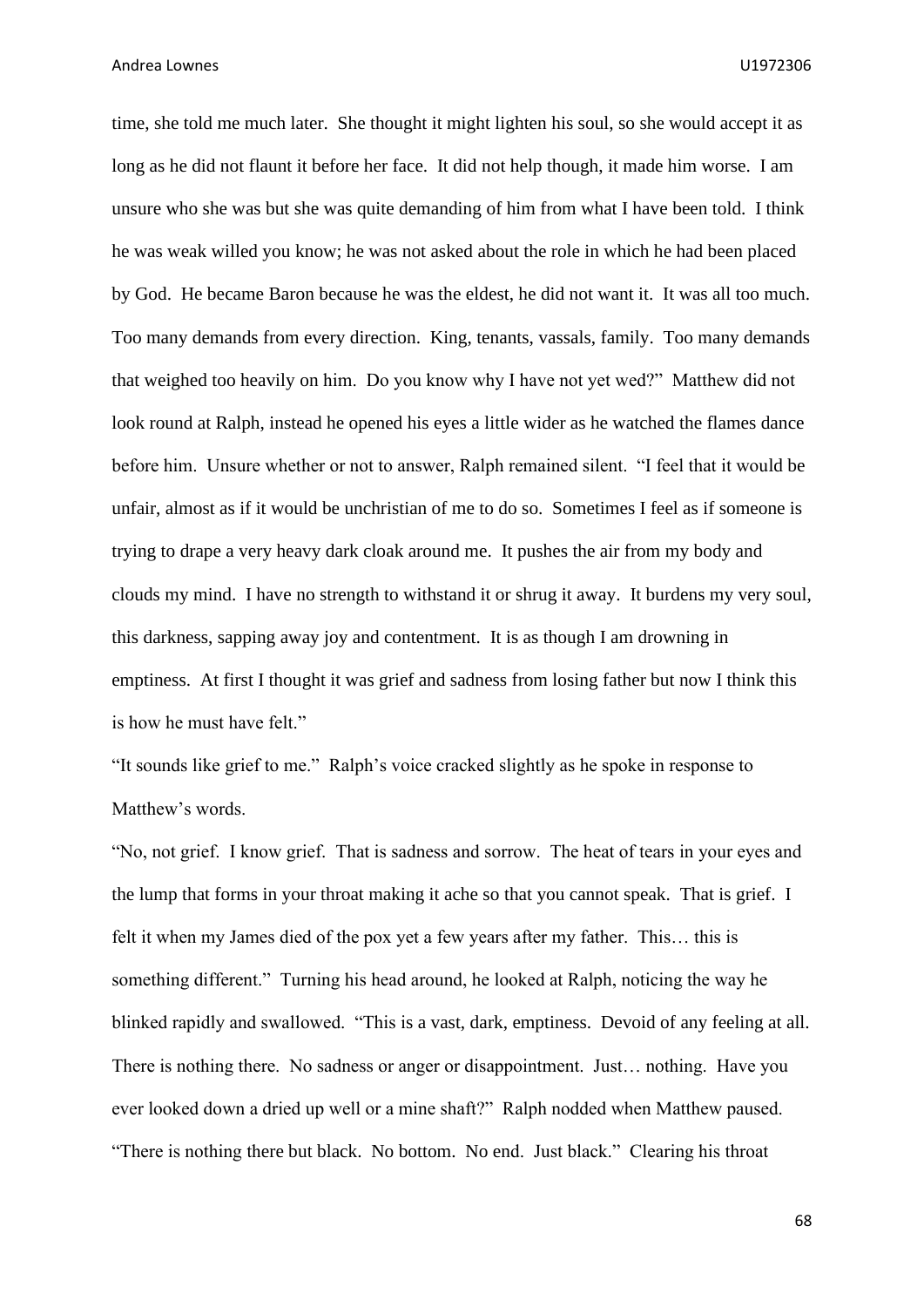time, she told me much later. She thought it might lighten his soul, so she would accept it as long as he did not flaunt it before her face. It did not help though, it made him worse. I am unsure who she was but she was quite demanding of him from what I have been told. I think he was weak willed you know; he was not asked about the role in which he had been placed by God. He became Baron because he was the eldest, he did not want it. It was all too much. Too many demands from every direction. King, tenants, vassals, family. Too many demands that weighed too heavily on him. Do you know why I have not yet wed?" Matthew did not look round at Ralph, instead he opened his eyes a little wider as he watched the flames dance before him. Unsure whether or not to answer, Ralph remained silent. "I feel that it would be unfair, almost as if it would be unchristian of me to do so. Sometimes I feel as if someone is trying to drape a very heavy dark cloak around me. It pushes the air from my body and clouds my mind. I have no strength to withstand it or shrug it away. It burdens my very soul, this darkness, sapping away joy and contentment. It is as though I am drowning in emptiness. At first I thought it was grief and sadness from losing father but now I think this is how he must have felt."

"It sounds like grief to me." Ralph's voice cracked slightly as he spoke in response to Matthew's words.

"No, not grief. I know grief. That is sadness and sorrow. The heat of tears in your eyes and the lump that forms in your throat making it ache so that you cannot speak. That is grief. I felt it when my James died of the pox yet a few years after my father. This… this is something different." Turning his head around, he looked at Ralph, noticing the way he blinked rapidly and swallowed. "This is a vast, dark, emptiness. Devoid of any feeling at all. There is nothing there. No sadness or anger or disappointment. Just… nothing. Have you ever looked down a dried up well or a mine shaft?" Ralph nodded when Matthew paused. "There is nothing there but black. No bottom. No end. Just black." Clearing his throat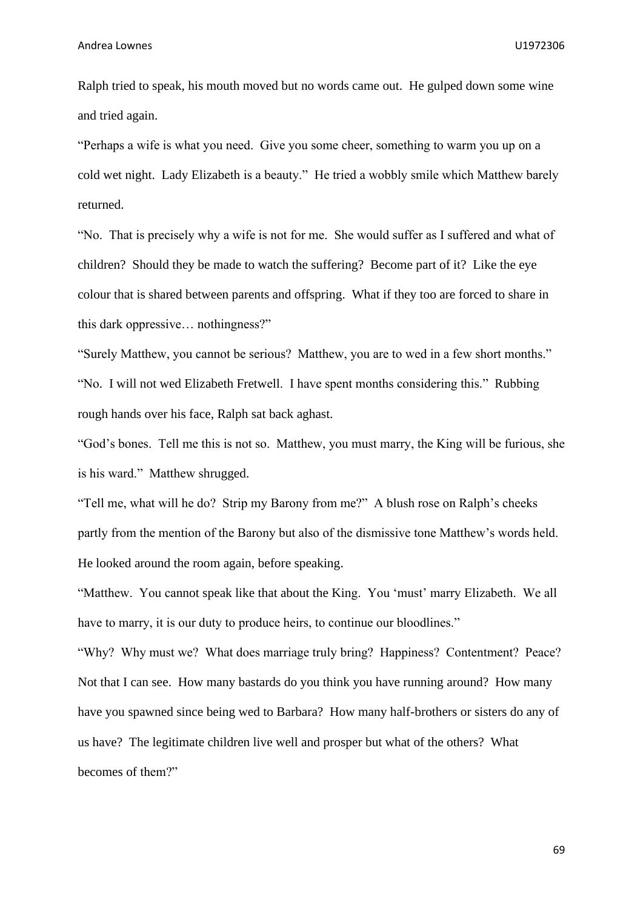Ralph tried to speak, his mouth moved but no words came out.  He gulped down some wine and tried again.

"Perhaps a wife is what you need.  Give you some cheer, something to warm you up on a cold wet night.  Lady Elizabeth is a beauty."  He tried a wobbly smile which Matthew barely returned.

"No.  That is precisely why a wife is not for me.  She would suffer as I suffered and what of children?  Should they be made to watch the suffering?  Become part of it?  Like the eye colour that is shared between parents and offspring.  What if they too are forced to share in this dark oppressive… nothingness?"

"Surely Matthew, you cannot be serious?  Matthew, you are to wed in a few short months."

"No.  I will not wed Elizabeth Fretwell.  I have spent months considering this."  Rubbing rough hands over his face, Ralph sat back aghast.

"God's bones.  Tell me this is not so.  Matthew, you must marry, the King will be furious, she is his ward."  Matthew shrugged.

"Tell me, what will he do?  Strip my Barony from me?"  A blush rose on Ralph's cheeks partly from the mention of the Barony but also of the dismissive tone Matthew's words held.  He looked around the room again, before speaking.

"Matthew.  You cannot speak like that about the King.  You 'must' marry Elizabeth.  We all have to marry, it is our duty to produce heirs, to continue our bloodlines."

"Why?  Why must we?  What does marriage truly bring?  Happiness?  Contentment?  Peace?  Not that I can see.  How many bastards do you think you have running around?  How many have you spawned since being wed to Barbara?  How many half-brothers or sisters do any of us have?  The legitimate children live well and prosper but what of the others?  What becomes of them?"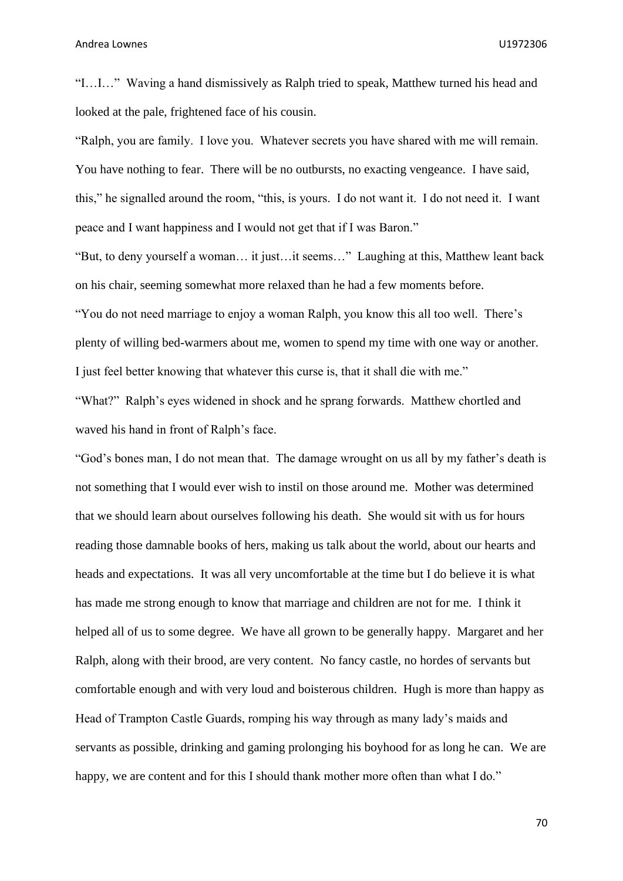"I…I…" Waving a hand dismissively as Ralph tried to speak, Matthew turned his head and looked at the pale, frightened face of his cousin.

"Ralph, you are family. I love you. Whatever secrets you have shared with me will remain. You have nothing to fear. There will be no outbursts, no exacting vengeance. I have said, this," he signalled around the room, "this, is yours. I do not want it. I do not need it. I want peace and I want happiness and I would not get that if I was Baron."

"But, to deny yourself a woman… it just…it seems…" Laughing at this, Matthew leant back on his chair, seeming somewhat more relaxed than he had a few moments before.

"You do not need marriage to enjoy a woman Ralph, you know this all too well. There's plenty of willing bed-warmers about me, women to spend my time with one way or another. I just feel better knowing that whatever this curse is, that it shall die with me."

"What?" Ralph's eyes widened in shock and he sprang forwards. Matthew chortled and waved his hand in front of Ralph's face.

"God's bones man, I do not mean that. The damage wrought on us all by my father's death is not something that I would ever wish to instil on those around me. Mother was determined that we should learn about ourselves following his death. She would sit with us for hours reading those damnable books of hers, making us talk about the world, about our hearts and heads and expectations. It was all very uncomfortable at the time but I do believe it is what has made me strong enough to know that marriage and children are not for me. I think it helped all of us to some degree. We have all grown to be generally happy. Margaret and her Ralph, along with their brood, are very content. No fancy castle, no hordes of servants but comfortable enough and with very loud and boisterous children. Hugh is more than happy as Head of Trampton Castle Guards, romping his way through as many lady's maids and servants as possible, drinking and gaming prolonging his boyhood for as long he can. We are happy, we are content and for this I should thank mother more often than what I do."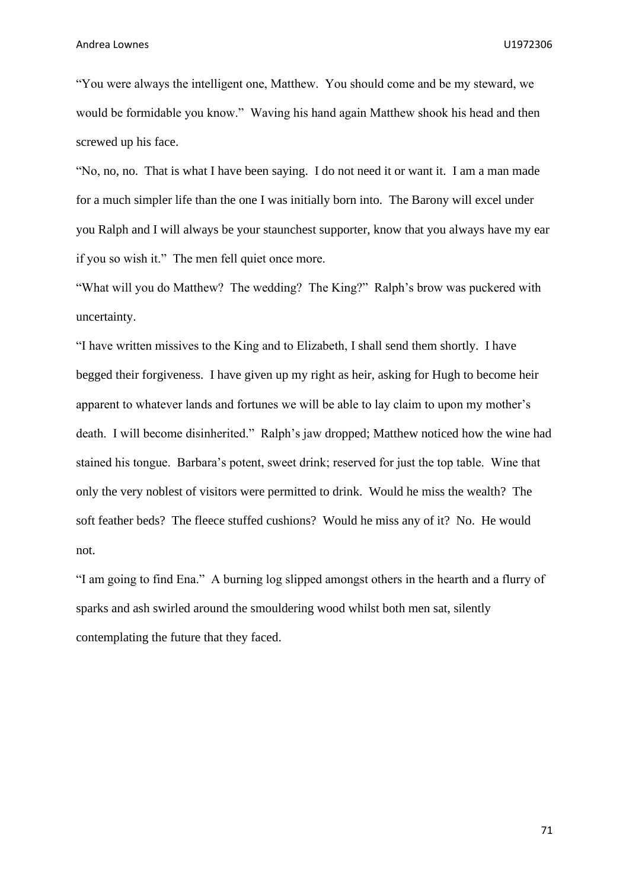"You were always the intelligent one, Matthew. You should come and be my steward, we would be formidable you know." Waving his hand again Matthew shook his head and then screwed up his face.

"No, no, no. That is what I have been saying. I do not need it or want it. I am a man made for a much simpler life than the one I was initially born into. The Barony will excel under you Ralph and I will always be your staunchest supporter, know that you always have my ear if you so wish it." The men fell quiet once more.

"What will you do Matthew? The wedding? The King?" Ralph's brow was puckered with uncertainty.

"I have written missives to the King and to Elizabeth, I shall send them shortly. I have begged their forgiveness. I have given up my right as heir, asking for Hugh to become heir apparent to whatever lands and fortunes we will be able to lay claim to upon my mother's death. I will become disinherited." Ralph's jaw dropped; Matthew noticed how the wine had stained his tongue. Barbara's potent, sweet drink; reserved for just the top table. Wine that only the very noblest of visitors were permitted to drink. Would he miss the wealth? The soft feather beds? The fleece stuffed cushions? Would he miss any of it? No. He would not.

"I am going to find Ena." A burning log slipped amongst others in the hearth and a flurry of sparks and ash swirled around the smouldering wood whilst both men sat, silently contemplating the future that they faced.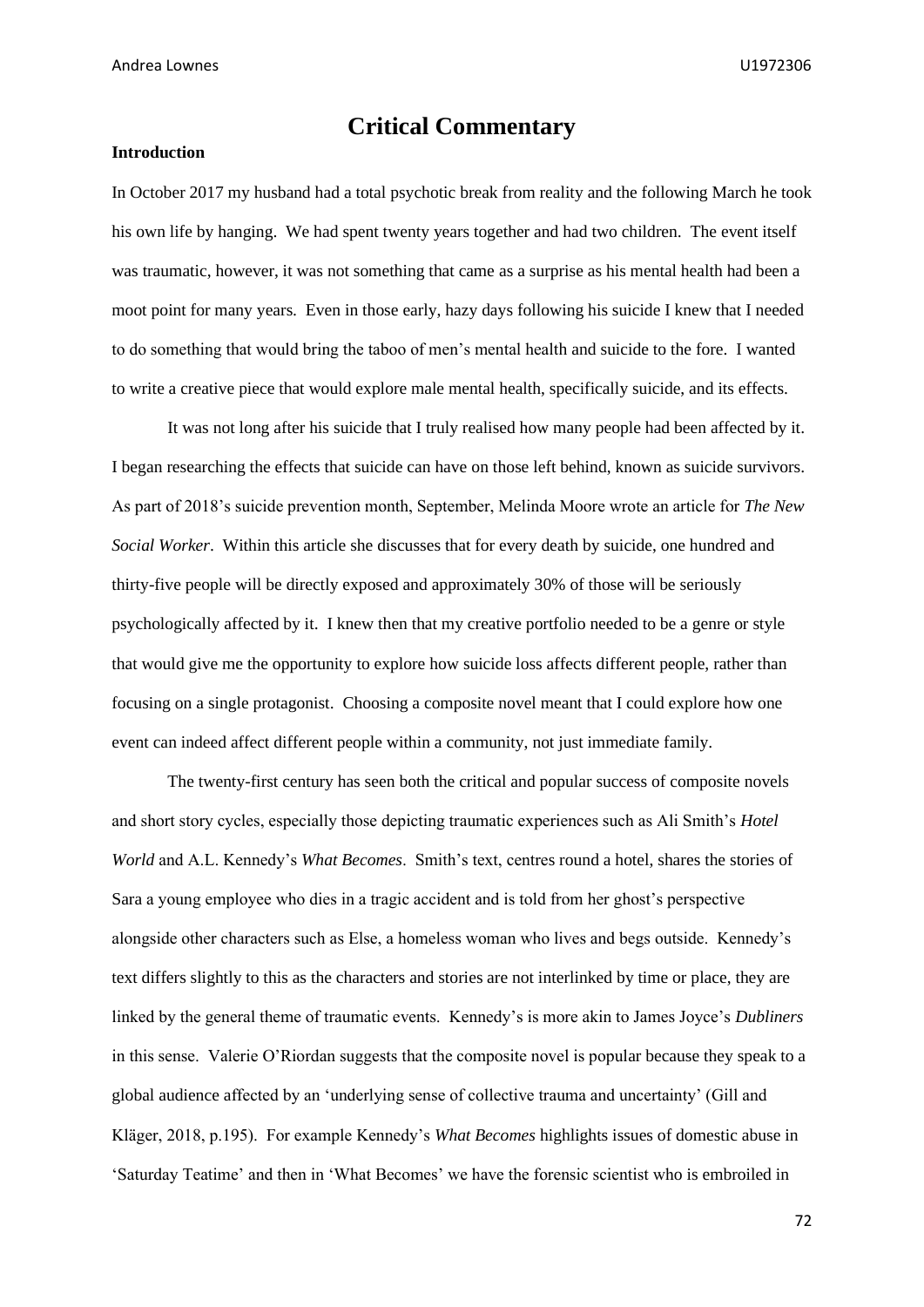# Critical Commentary

**Introduction**

In October 2017 my husband had a total psychotic break from reality and the following March he took his own life by hanging. We had spent twenty years together and had two children. The event itself was traumatic, however, it was not something that came as a surprise as his mental health had been a moot point for many years. Even in those early, hazy days following his suicide I knew that I needed to do something that would bring the taboo of men's mental health and suicide to the fore. I wanted to write a creative piece that would explore male mental health, specifically suicide, and its effects.

It was not long after his suicide that I truly realised how many people had been affected by it. I began researching the effects that suicide can have on those left behind, known as suicide survivors. As part of 2018's suicide prevention month, September, Melinda Moore wrote an article for *The New Social Worker*. Within this article she discusses that for every death by suicide, one hundred and thirty-five people will be directly exposed and approximately 30% of those will be seriously psychologically affected by it. I knew then that my creative portfolio needed to be a genre or style that would give me the opportunity to explore how suicide loss affects different people, rather than focusing on a single protagonist. Choosing a composite novel meant that I could explore how one event can indeed affect different people within a community, not just immediate family.

The twenty-first century has seen both the critical and popular success of composite novels and short story cycles, especially those depicting traumatic experiences such as Ali Smith's *Hotel World* and A.L. Kennedy's *What Becomes*. Smith's text, centres round a hotel, shares the stories of Sara a young employee who dies in a tragic accident and is told from her ghost's perspective alongside other characters such as Else, a homeless woman who lives and begs outside. Kennedy's text differs slightly to this as the characters and stories are not interlinked by time or place, they are linked by the general theme of traumatic events. Kennedy's is more akin to James Joyce's *Dubliners* in this sense. Valerie O'Riordan suggests that the composite novel is popular because they speak to a global audience affected by an 'underlying sense of collective trauma and uncertainty' (Gill and Kläger, 2018, p.195). For example Kennedy's *What Becomes* highlights issues of domestic abuse in 'Saturday Teatime' and then in 'What Becomes' we have the forensic scientist who is embroiled in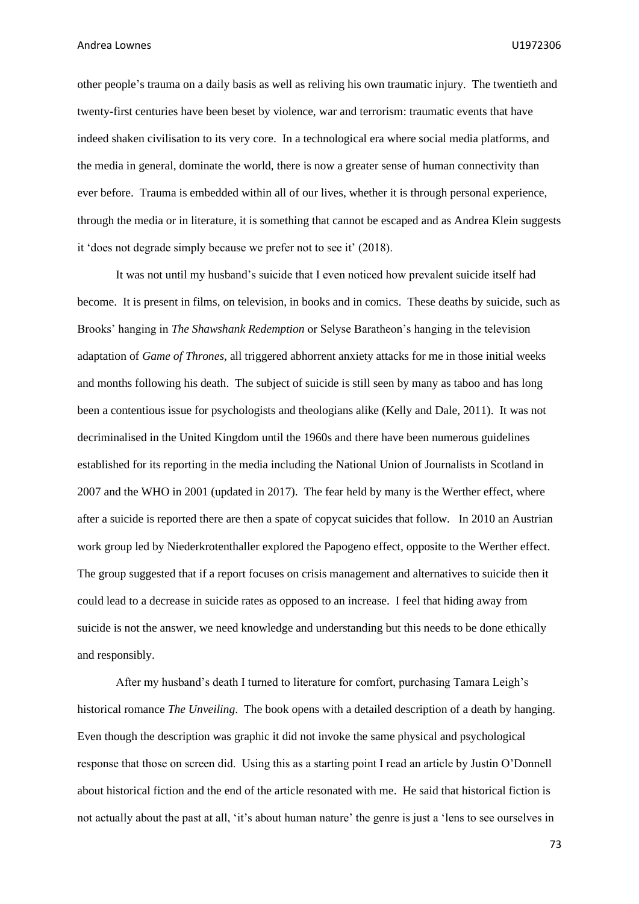other people's trauma on a daily basis as well as reliving his own traumatic injury. The twentieth and twenty-first centuries have been beset by violence, war and terrorism: traumatic events that have indeed shaken civilisation to its very core. In a technological era where social media platforms, and the media in general, dominate the world, there is now a greater sense of human connectivity than ever before. Trauma is embedded within all of our lives, whether it is through personal experience, through the media or in literature, it is something that cannot be escaped and as Andrea Klein suggests it 'does not degrade simply because we prefer not to see it' (2018).

It was not until my husband's suicide that I even noticed how prevalent suicide itself had become. It is present in films, on television, in books and in comics. These deaths by suicide, such as Brooks' hanging in *The Shawshank Redemption* or Selyse Baratheon's hanging in the television adaptation of *Game of Thrones,* all triggered abhorrent anxiety attacks for me in those initial weeks and months following his death. The subject of suicide is still seen by many as taboo and has long been a contentious issue for psychologists and theologians alike (Kelly and Dale, 2011). It was not decriminalised in the United Kingdom until the 1960s and there have been numerous guidelines established for its reporting in the media including the National Union of Journalists in Scotland in 2007 and the WHO in 2001 (updated in 2017). The fear held by many is the Werther effect, where after a suicide is reported there are then a spate of copycat suicides that follow. In 2010 an Austrian work group led by Niederkrotenthaller explored the Papogeno effect, opposite to the Werther effect. The group suggested that if a report focuses on crisis management and alternatives to suicide then it could lead to a decrease in suicide rates as opposed to an increase. I feel that hiding away from suicide is not the answer, we need knowledge and understanding but this needs to be done ethically and responsibly.

After my husband's death I turned to literature for comfort, purchasing Tamara Leigh's historical romance *The Unveiling*. The book opens with a detailed description of a death by hanging. Even though the description was graphic it did not invoke the same physical and psychological response that those on screen did. Using this as a starting point I read an article by Justin O'Donnell about historical fiction and the end of the article resonated with me. He said that historical fiction is not actually about the past at all, 'it's about human nature' the genre is just a 'lens to see ourselves in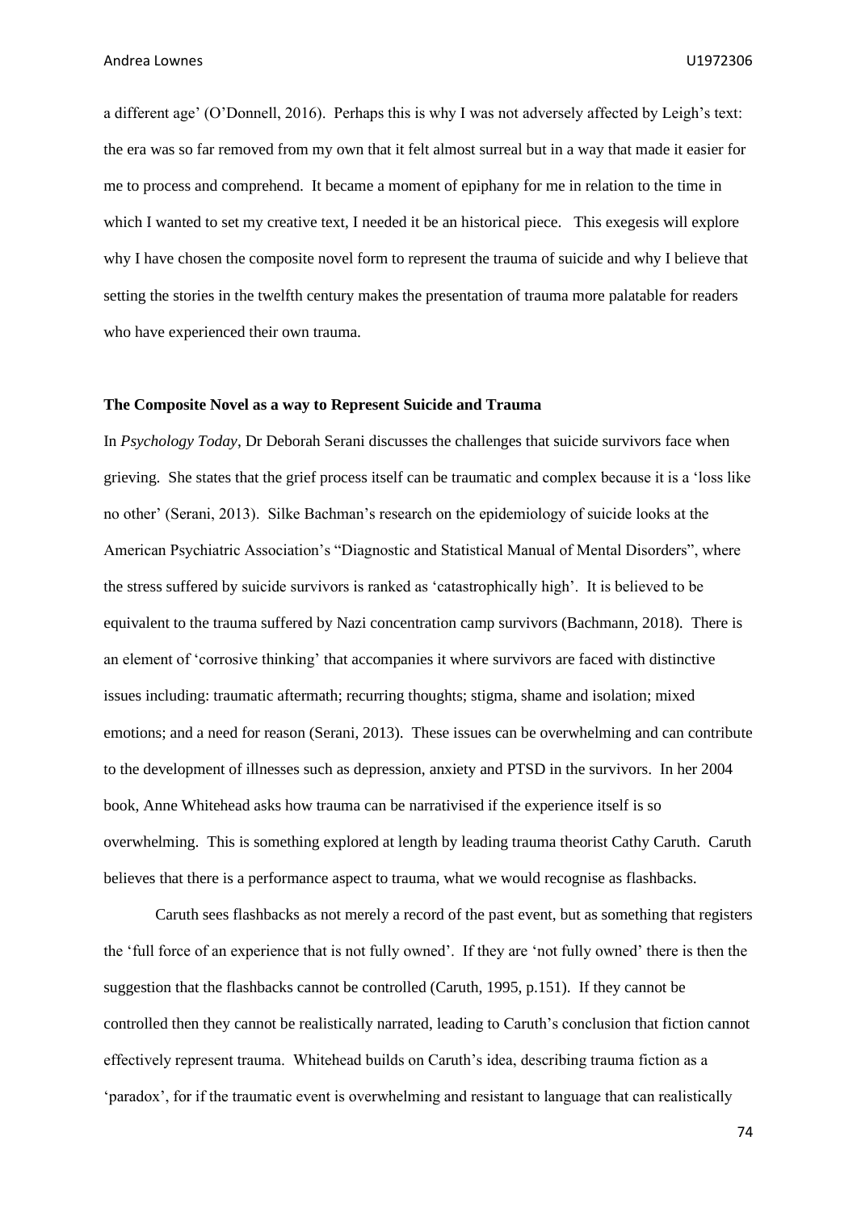a different age' (O'Donnell, 2016). Perhaps this is why I was not adversely affected by Leigh's text: the era was so far removed from my own that it felt almost surreal but in a way that made it easier for me to process and comprehend. It became a moment of epiphany for me in relation to the time in which I wanted to set my creative text, I needed it be an historical piece. This exegesis will explore why I have chosen the composite novel form to represent the trauma of suicide and why I believe that setting the stories in the twelfth century makes the presentation of trauma more palatable for readers who have experienced their own trauma.

**The Composite Novel as a way to Represent Suicide and Trauma**

In *Psychology Today*, Dr Deborah Serani discusses the challenges that suicide survivors face when grieving. She states that the grief process itself can be traumatic and complex because it is a 'loss like no other' (Serani, 2013). Silke Bachman's research on the epidemiology of suicide looks at the American Psychiatric Association's "Diagnostic and Statistical Manual of Mental Disorders", where the stress suffered by suicide survivors is ranked as 'catastrophically high'. It is believed to be equivalent to the trauma suffered by Nazi concentration camp survivors (Bachmann, 2018). There is an element of 'corrosive thinking' that accompanies it where survivors are faced with distinctive issues including: traumatic aftermath; recurring thoughts; stigma, shame and isolation; mixed emotions; and a need for reason (Serani, 2013). These issues can be overwhelming and can contribute to the development of illnesses such as depression, anxiety and PTSD in the survivors. In her 2004 book, Anne Whitehead asks how trauma can be narrativised if the experience itself is so overwhelming. This is something explored at length by leading trauma theorist Cathy Caruth. Caruth believes that there is a performance aspect to trauma, what we would recognise as flashbacks.

Caruth sees flashbacks as not merely a record of the past event, but as something that registers the 'full force of an experience that is not fully owned'. If they are 'not fully owned' there is then the suggestion that the flashbacks cannot be controlled (Caruth, 1995, p.151). If they cannot be controlled then they cannot be realistically narrated, leading to Caruth's conclusion that fiction cannot effectively represent trauma. Whitehead builds on Caruth's idea, describing trauma fiction as a 'paradox', for if the traumatic event is overwhelming and resistant to language that can realistically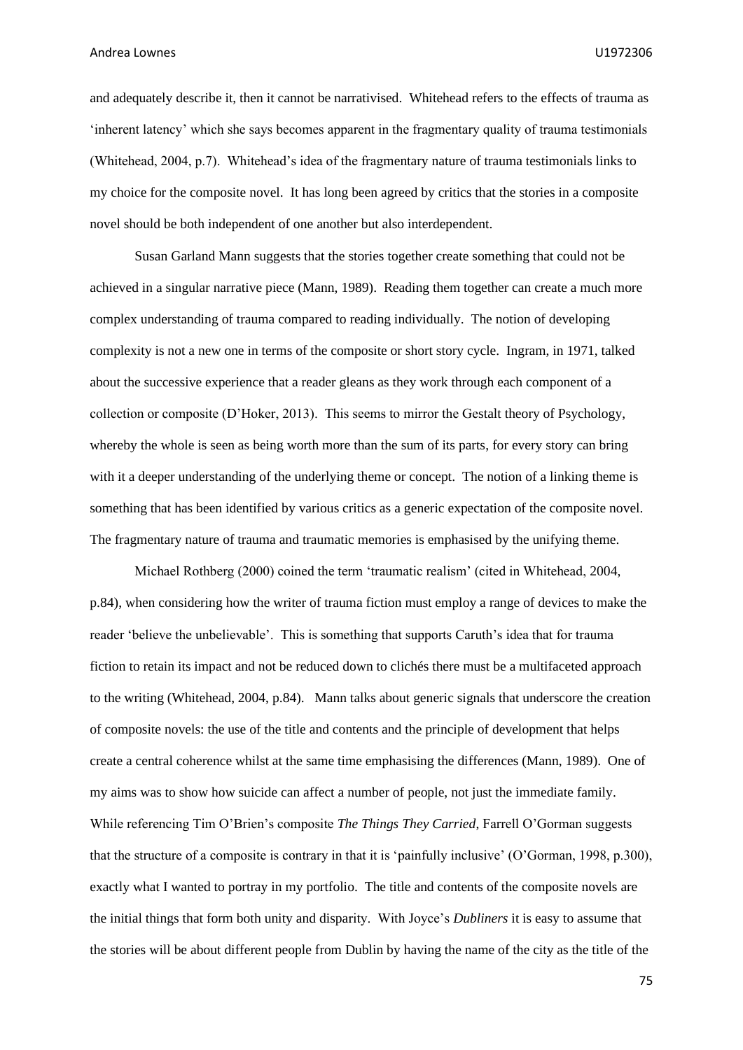and adequately describe it, then it cannot be narrativised. Whitehead refers to the effects of trauma as 'inherent latency' which she says becomes apparent in the fragmentary quality of trauma testimonials (Whitehead, 2004, p.7). Whitehead's idea of the fragmentary nature of trauma testimonials links to my choice for the composite novel. It has long been agreed by critics that the stories in a composite novel should be both independent of one another but also interdependent.

Susan Garland Mann suggests that the stories together create something that could not be achieved in a singular narrative piece (Mann, 1989). Reading them together can create a much more complex understanding of trauma compared to reading individually. The notion of developing complexity is not a new one in terms of the composite or short story cycle. Ingram, in 1971, talked about the successive experience that a reader gleans as they work through each component of a collection or composite (D'Hoker, 2013). This seems to mirror the Gestalt theory of Psychology, whereby the whole is seen as being worth more than the sum of its parts, for every story can bring with it a deeper understanding of the underlying theme or concept. The notion of a linking theme is something that has been identified by various critics as a generic expectation of the composite novel. The fragmentary nature of trauma and traumatic memories is emphasised by the unifying theme.

Michael Rothberg (2000) coined the term 'traumatic realism' (cited in Whitehead, 2004, p.84), when considering how the writer of trauma fiction must employ a range of devices to make the reader 'believe the unbelievable'. This is something that supports Caruth's idea that for trauma fiction to retain its impact and not be reduced down to clichés there must be a multifaceted approach to the writing (Whitehead, 2004, p.84). Mann talks about generic signals that underscore the creation of composite novels: the use of the title and contents and the principle of development that helps create a central coherence whilst at the same time emphasising the differences (Mann, 1989). One of my aims was to show how suicide can affect a number of people, not just the immediate family. While referencing Tim O'Brien's composite *The Things They Carried*, Farrell O'Gorman suggests that the structure of a composite is contrary in that it is 'painfully inclusive' (O'Gorman, 1998, p.300), exactly what I wanted to portray in my portfolio. The title and contents of the composite novels are the initial things that form both unity and disparity. With Joyce's *Dubliners* it is easy to assume that the stories will be about different people from Dublin by having the name of the city as the title of the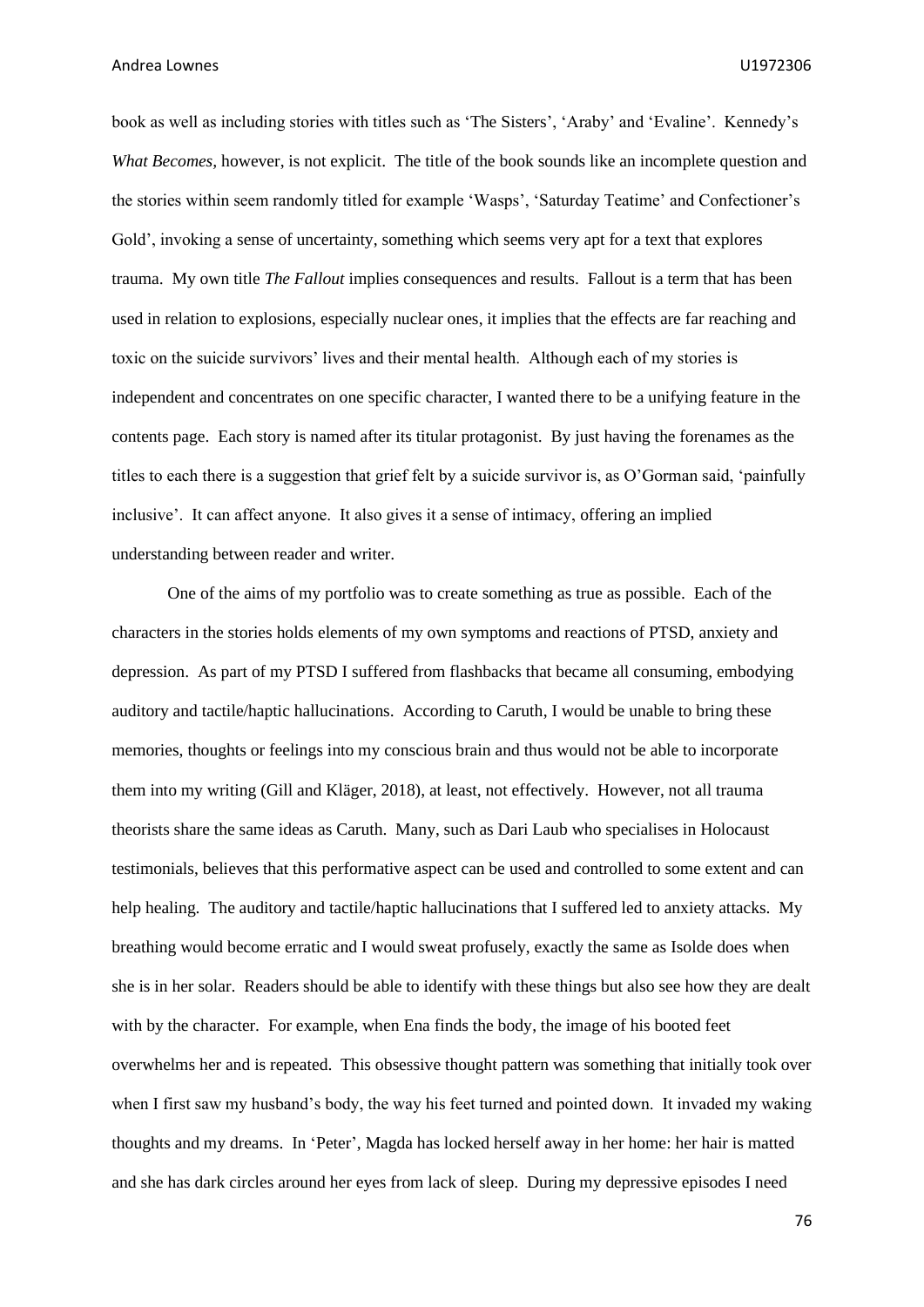book as well as including stories with titles such as 'The Sisters', 'Araby' and 'Evaline'. Kennedy's *What Becomes*, however, is not explicit. The title of the book sounds like an incomplete question and the stories within seem randomly titled for example 'Wasps', 'Saturday Teatime' and Confectioner's Gold', invoking a sense of uncertainty, something which seems very apt for a text that explores trauma. My own title *The Fallout* implies consequences and results. Fallout is a term that has been used in relation to explosions, especially nuclear ones, it implies that the effects are far reaching and toxic on the suicide survivors' lives and their mental health. Although each of my stories is independent and concentrates on one specific character, I wanted there to be a unifying feature in the contents page. Each story is named after its titular protagonist. By just having the forenames as the titles to each there is a suggestion that grief felt by a suicide survivor is, as O'Gorman said, 'painfully inclusive'. It can affect anyone. It also gives it a sense of intimacy, offering an implied understanding between reader and writer.

One of the aims of my portfolio was to create something as true as possible. Each of the characters in the stories holds elements of my own symptoms and reactions of PTSD, anxiety and depression. As part of my PTSD I suffered from flashbacks that became all consuming, embodying auditory and tactile/haptic hallucinations. According to Caruth, I would be unable to bring these memories, thoughts or feelings into my conscious brain and thus would not be able to incorporate them into my writing (Gill and Kläger, 2018), at least, not effectively. However, not all trauma theorists share the same ideas as Caruth. Many, such as Dari Laub who specialises in Holocaust testimonials, believes that this performative aspect can be used and controlled to some extent and can help healing. The auditory and tactile/haptic hallucinations that I suffered led to anxiety attacks. My breathing would become erratic and I would sweat profusely, exactly the same as Isolde does when she is in her solar. Readers should be able to identify with these things but also see how they are dealt with by the character. For example, when Ena finds the body, the image of his booted feet overwhelms her and is repeated. This obsessive thought pattern was something that initially took over when I first saw my husband's body, the way his feet turned and pointed down. It invaded my waking thoughts and my dreams. In 'Peter', Magda has locked herself away in her home: her hair is matted and she has dark circles around her eyes from lack of sleep. During my depressive episodes I need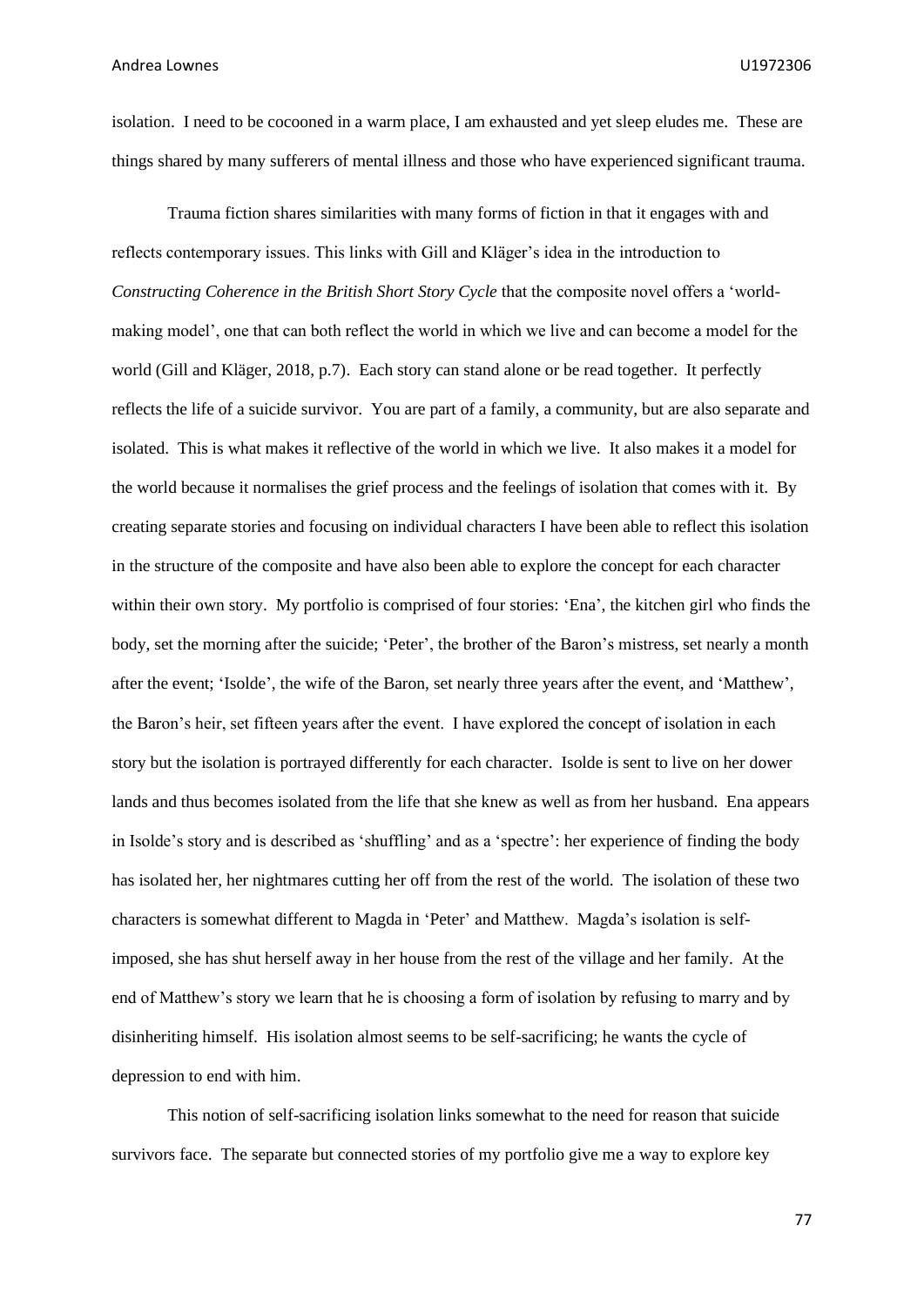isolation. I need to be cocooned in a warm place, I am exhausted and yet sleep eludes me. These are things shared by many sufferers of mental illness and those who have experienced significant trauma.

Trauma fiction shares similarities with many forms of fiction in that it engages with and reflects contemporary issues. This links with Gill and Kläger's idea in the introduction to *Constructing Coherence in the British Short Story Cycle* that the composite novel offers a 'world-making model', one that can both reflect the world in which we live and can become a model for the world (Gill and Kläger, 2018, p.7). Each story can stand alone or be read together. It perfectly reflects the life of a suicide survivor. You are part of a family, a community, but are also separate and isolated. This is what makes it reflective of the world in which we live. It also makes it a model for the world because it normalises the grief process and the feelings of isolation that comes with it. By creating separate stories and focusing on individual characters I have been able to reflect this isolation in the structure of the composite and have also been able to explore the concept for each character within their own story. My portfolio is comprised of four stories: 'Ena', the kitchen girl who finds the body, set the morning after the suicide; 'Peter', the brother of the Baron's mistress, set nearly a month after the event; 'Isolde', the wife of the Baron, set nearly three years after the event, and 'Matthew', the Baron's heir, set fifteen years after the event. I have explored the concept of isolation in each story but the isolation is portrayed differently for each character. Isolde is sent to live on her dower lands and thus becomes isolated from the life that she knew as well as from her husband. Ena appears in Isolde's story and is described as 'shuffling' and as a 'spectre': her experience of finding the body has isolated her, her nightmares cutting her off from the rest of the world. The isolation of these two characters is somewhat different to Magda in 'Peter' and Matthew. Magda's isolation is self-imposed, she has shut herself away in her house from the rest of the village and her family. At the end of Matthew's story we learn that he is choosing a form of isolation by refusing to marry and by disinheriting himself. His isolation almost seems to be self-sacrificing; he wants the cycle of depression to end with him.

This notion of self-sacrificing isolation links somewhat to the need for reason that suicide survivors face. The separate but connected stories of my portfolio give me a way to explore key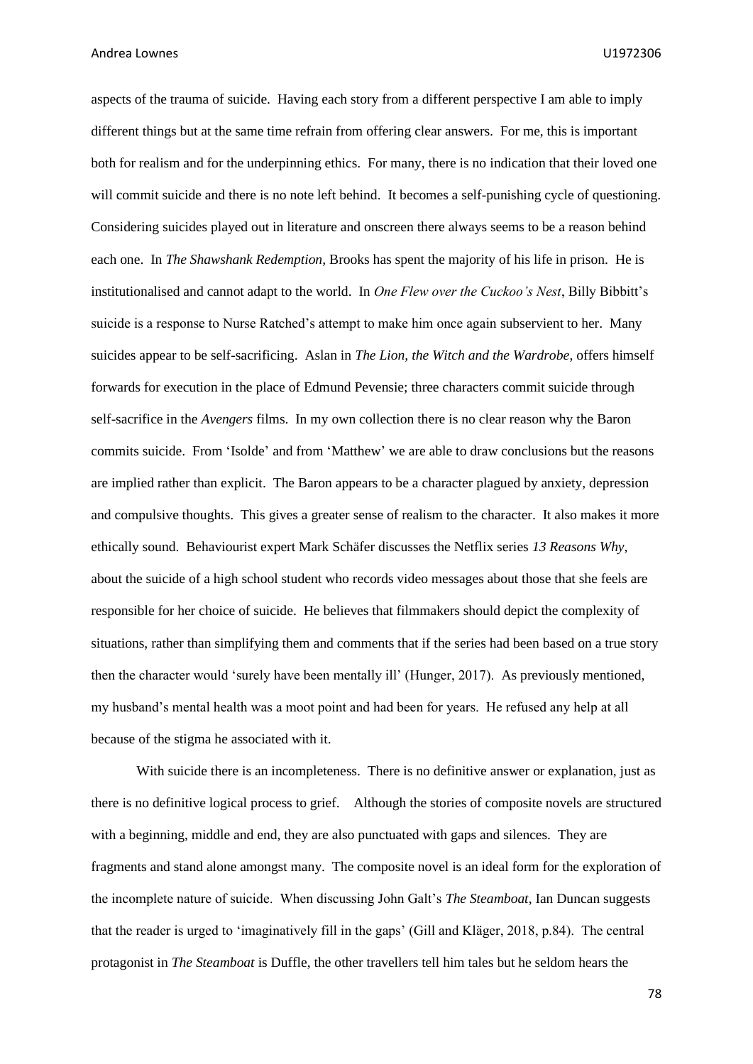aspects of the trauma of suicide. Having each story from a different perspective I am able to imply different things but at the same time refrain from offering clear answers. For me, this is important both for realism and for the underpinning ethics. For many, there is no indication that their loved one will commit suicide and there is no note left behind. It becomes a self-punishing cycle of questioning. Considering suicides played out in literature and onscreen there always seems to be a reason behind each one. In *The Shawshank Redemption,* Brooks has spent the majority of his life in prison. He is institutionalised and cannot adapt to the world. In *One Flew over the Cuckoo's Nest*, Billy Bibbitt's suicide is a response to Nurse Ratched's attempt to make him once again subservient to her. Many suicides appear to be self-sacrificing. Aslan in *The Lion, the Witch and the Wardrobe*, offers himself forwards for execution in the place of Edmund Pevensie; three characters commit suicide through self-sacrifice in the *Avengers* films. In my own collection there is no clear reason why the Baron commits suicide. From 'Isolde' and from 'Matthew' we are able to draw conclusions but the reasons are implied rather than explicit. The Baron appears to be a character plagued by anxiety, depression and compulsive thoughts. This gives a greater sense of realism to the character. It also makes it more ethically sound. Behaviourist expert Mark Schäfer discusses the Netflix series *13 Reasons Why*, about the suicide of a high school student who records video messages about those that she feels are responsible for her choice of suicide. He believes that filmmakers should depict the complexity of situations, rather than simplifying them and comments that if the series had been based on a true story then the character would 'surely have been mentally ill' (Hunger, 2017). As previously mentioned, my husband's mental health was a moot point and had been for years. He refused any help at all because of the stigma he associated with it.

With suicide there is an incompleteness. There is no definitive answer or explanation, just as there is no definitive logical process to grief. Although the stories of composite novels are structured with a beginning, middle and end, they are also punctuated with gaps and silences. They are fragments and stand alone amongst many. The composite novel is an ideal form for the exploration of the incomplete nature of suicide. When discussing John Galt's *The Steamboat*, Ian Duncan suggests that the reader is urged to 'imaginatively fill in the gaps' (Gill and Kläger, 2018, p.84). The central protagonist in *The Steamboat* is Duffle, the other travellers tell him tales but he seldom hears the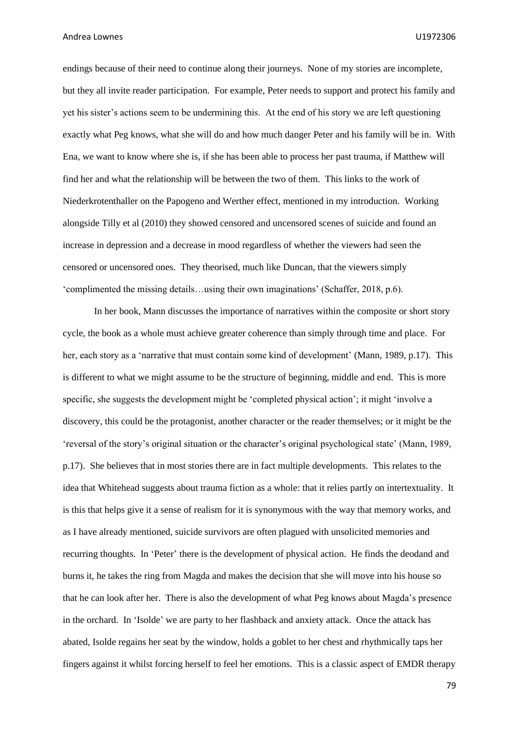endings because of their need to continue along their journeys. None of my stories are incomplete, but they all invite reader participation. For example, Peter needs to support and protect his family and yet his sister's actions seem to be undermining this. At the end of his story we are left questioning exactly what Peg knows, what she will do and how much danger Peter and his family will be in. With Ena, we want to know where she is, if she has been able to process her past trauma, if Matthew will find her and what the relationship will be between the two of them. This links to the work of Niederkrotenthaller on the Papogeno and Werther effect, mentioned in my introduction. Working alongside Tilly et al (2010) they showed censored and uncensored scenes of suicide and found an increase in depression and a decrease in mood regardless of whether the viewers had seen the censored or uncensored ones. They theorised, much like Duncan, that the viewers simply 'complimented the missing details…using their own imaginations' (Schaffer, 2018, p.6).

In her book, Mann discusses the importance of narratives within the composite or short story cycle, the book as a whole must achieve greater coherence than simply through time and place. For her, each story as a 'narrative that must contain some kind of development' (Mann, 1989, p.17). This is different to what we might assume to be the structure of beginning, middle and end. This is more specific, she suggests the development might be 'completed physical action'; it might 'involve a discovery, this could be the protagonist, another character or the reader themselves; or it might be the 'reversal of the story's original situation or the character's original psychological state' (Mann, 1989, p.17). She believes that in most stories there are in fact multiple developments. This relates to the idea that Whitehead suggests about trauma fiction as a whole: that it relies partly on intertextuality. It is this that helps give it a sense of realism for it is synonymous with the way that memory works, and as I have already mentioned, suicide survivors are often plagued with unsolicited memories and recurring thoughts. In 'Peter' there is the development of physical action. He finds the deodand and burns it, he takes the ring from Magda and makes the decision that she will move into his house so that he can look after her. There is also the development of what Peg knows about Magda's presence in the orchard. In 'Isolde' we are party to her flashback and anxiety attack. Once the attack has abated, Isolde regains her seat by the window, holds a goblet to her chest and rhythmically taps her fingers against it whilst forcing herself to feel her emotions. This is a classic aspect of EMDR therapy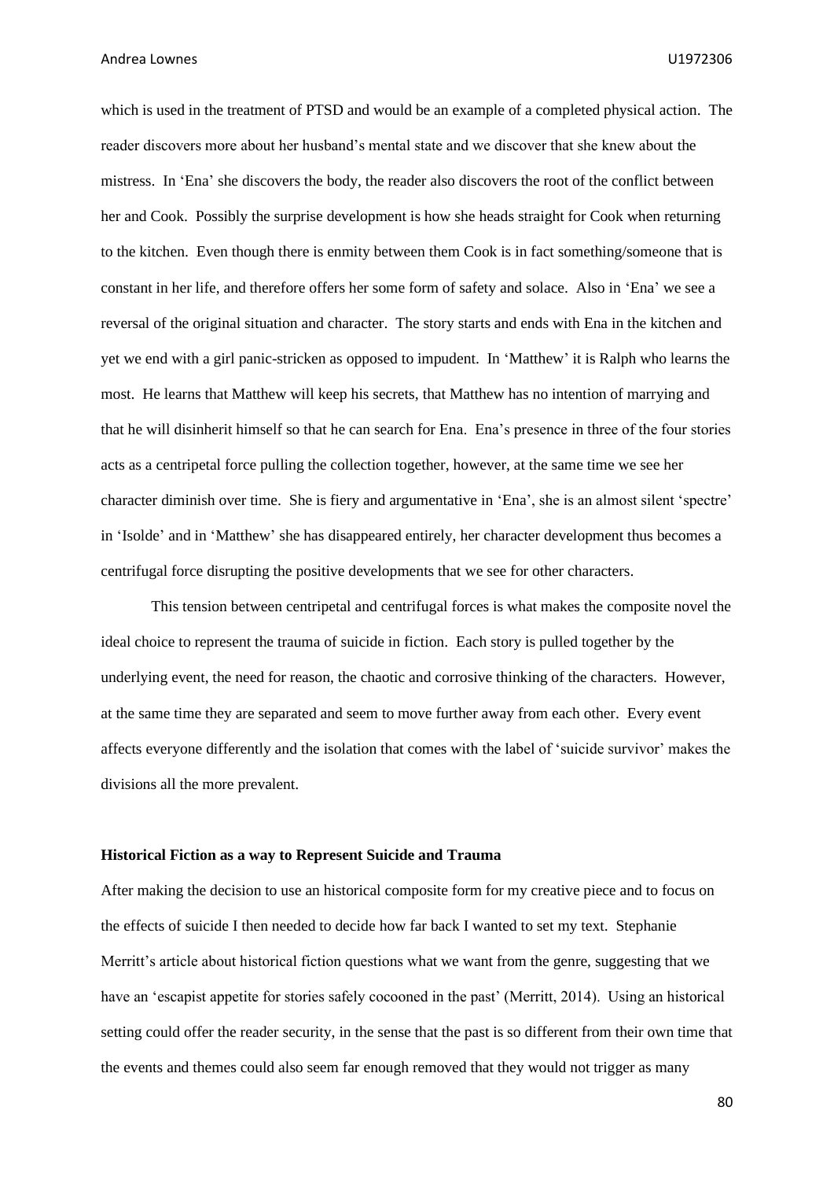which is used in the treatment of PTSD and would be an example of a completed physical action. The reader discovers more about her husband's mental state and we discover that she knew about the mistress. In 'Ena' she discovers the body, the reader also discovers the root of the conflict between her and Cook. Possibly the surprise development is how she heads straight for Cook when returning to the kitchen. Even though there is enmity between them Cook is in fact something/someone that is constant in her life, and therefore offers her some form of safety and solace. Also in 'Ena' we see a reversal of the original situation and character. The story starts and ends with Ena in the kitchen and yet we end with a girl panic-stricken as opposed to impudent. In 'Matthew' it is Ralph who learns the most. He learns that Matthew will keep his secrets, that Matthew has no intention of marrying and that he will disinherit himself so that he can search for Ena. Ena's presence in three of the four stories acts as a centripetal force pulling the collection together, however, at the same time we see her character diminish over time. She is fiery and argumentative in 'Ena', she is an almost silent 'spectre' in 'Isolde' and in 'Matthew' she has disappeared entirely, her character development thus becomes a centrifugal force disrupting the positive developments that we see for other characters.

This tension between centripetal and centrifugal forces is what makes the composite novel the ideal choice to represent the trauma of suicide in fiction. Each story is pulled together by the underlying event, the need for reason, the chaotic and corrosive thinking of the characters. However, at the same time they are separated and seem to move further away from each other. Every event affects everyone differently and the isolation that comes with the label of 'suicide survivor' makes the divisions all the more prevalent.

**Historical Fiction as a way to Represent Suicide and Trauma**

After making the decision to use an historical composite form for my creative piece and to focus on the effects of suicide I then needed to decide how far back I wanted to set my text. Stephanie Merritt's article about historical fiction questions what we want from the genre, suggesting that we have an 'escapist appetite for stories safely cocooned in the past' (Merritt, 2014). Using an historical setting could offer the reader security, in the sense that the past is so different from their own time that the events and themes could also seem far enough removed that they would not trigger as many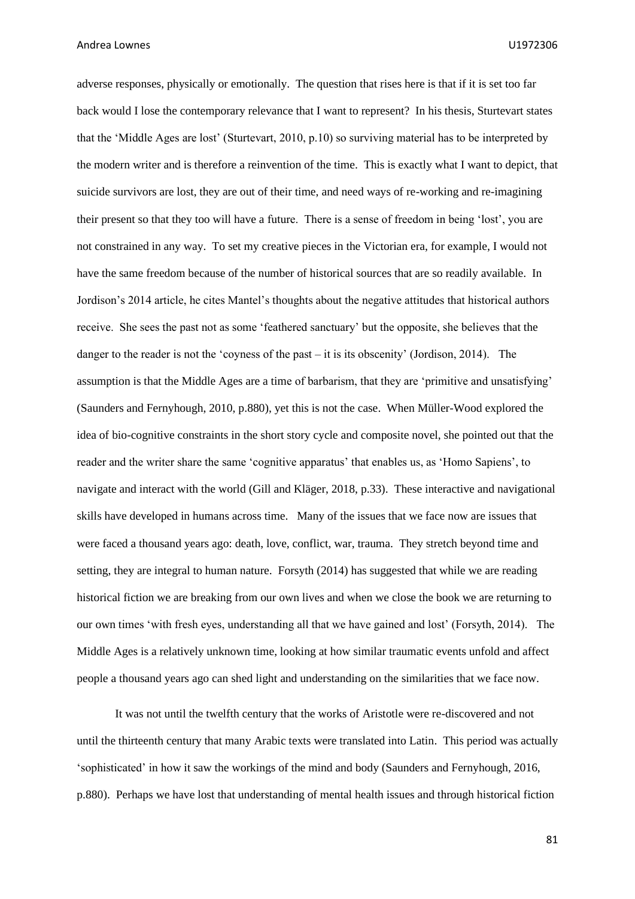adverse responses, physically or emotionally. The question that rises here is that if it is set too far back would I lose the contemporary relevance that I want to represent? In his thesis, Sturtevart states that the 'Middle Ages are lost' (Sturtevart, 2010, p.10) so surviving material has to be interpreted by the modern writer and is therefore a reinvention of the time. This is exactly what I want to depict, that suicide survivors are lost, they are out of their time, and need ways of re-working and re-imagining their present so that they too will have a future. There is a sense of freedom in being 'lost', you are not constrained in any way. To set my creative pieces in the Victorian era, for example, I would not have the same freedom because of the number of historical sources that are so readily available. In Jordison's 2014 article, he cites Mantel's thoughts about the negative attitudes that historical authors receive. She sees the past not as some 'feathered sanctuary' but the opposite, she believes that the danger to the reader is not the 'coyness of the past – it is its obscenity' (Jordison, 2014). The assumption is that the Middle Ages are a time of barbarism, that they are 'primitive and unsatisfying' (Saunders and Fernyhough, 2010, p.880), yet this is not the case. When Müller-Wood explored the idea of bio-cognitive constraints in the short story cycle and composite novel, she pointed out that the reader and the writer share the same 'cognitive apparatus' that enables us, as 'Homo Sapiens', to navigate and interact with the world (Gill and Kläger, 2018, p.33). These interactive and navigational skills have developed in humans across time. Many of the issues that we face now are issues that were faced a thousand years ago: death, love, conflict, war, trauma. They stretch beyond time and setting, they are integral to human nature. Forsyth (2014) has suggested that while we are reading historical fiction we are breaking from our own lives and when we close the book we are returning to our own times 'with fresh eyes, understanding all that we have gained and lost' (Forsyth, 2014). The Middle Ages is a relatively unknown time, looking at how similar traumatic events unfold and affect people a thousand years ago can shed light and understanding on the similarities that we face now.

It was not until the twelfth century that the works of Aristotle were re-discovered and not until the thirteenth century that many Arabic texts were translated into Latin. This period was actually 'sophisticated' in how it saw the workings of the mind and body (Saunders and Fernyhough, 2016, p.880). Perhaps we have lost that understanding of mental health issues and through historical fiction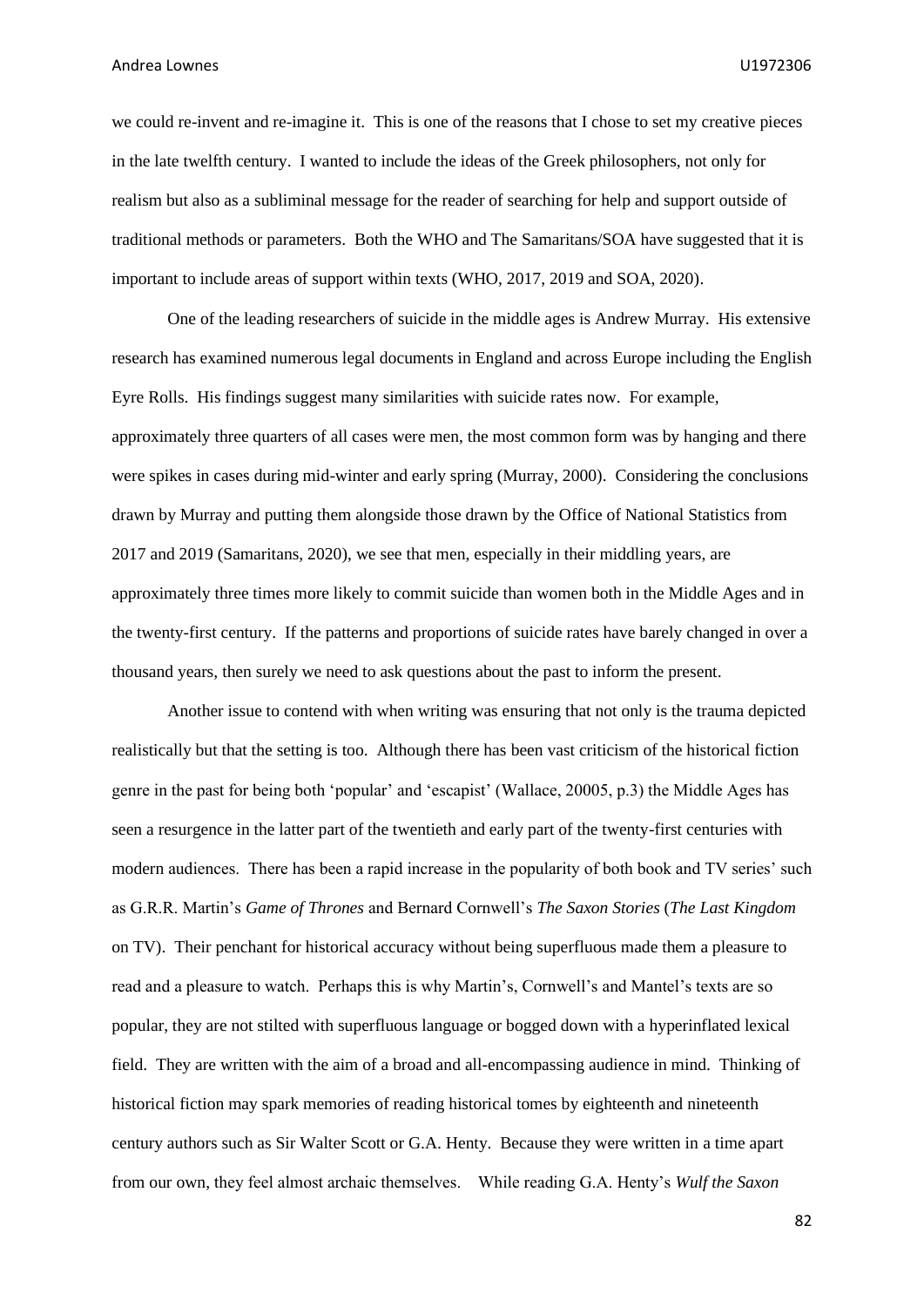we could re-invent and re-imagine it. This is one of the reasons that I chose to set my creative pieces in the late twelfth century. I wanted to include the ideas of the Greek philosophers, not only for realism but also as a subliminal message for the reader of searching for help and support outside of traditional methods or parameters. Both the WHO and The Samaritans/SOA have suggested that it is important to include areas of support within texts (WHO, 2017, 2019 and SOA, 2020).

One of the leading researchers of suicide in the middle ages is Andrew Murray. His extensive research has examined numerous legal documents in England and across Europe including the English Eyre Rolls. His findings suggest many similarities with suicide rates now. For example, approximately three quarters of all cases were men, the most common form was by hanging and there were spikes in cases during mid-winter and early spring (Murray, 2000). Considering the conclusions drawn by Murray and putting them alongside those drawn by the Office of National Statistics from 2017 and 2019 (Samaritans, 2020), we see that men, especially in their middling years, are approximately three times more likely to commit suicide than women both in the Middle Ages and in the twenty-first century. If the patterns and proportions of suicide rates have barely changed in over a thousand years, then surely we need to ask questions about the past to inform the present.

Another issue to contend with when writing was ensuring that not only is the trauma depicted realistically but that the setting is too. Although there has been vast criticism of the historical fiction genre in the past for being both 'popular' and 'escapist' (Wallace, 20005, p.3) the Middle Ages has seen a resurgence in the latter part of the twentieth and early part of the twenty-first centuries with modern audiences. There has been a rapid increase in the popularity of both book and TV series' such as G.R.R. Martin's *Game of Thrones* and Bernard Cornwell's *The Saxon Stories* (*The Last Kingdom* on TV). Their penchant for historical accuracy without being superfluous made them a pleasure to read and a pleasure to watch. Perhaps this is why Martin's, Cornwell's and Mantel's texts are so popular, they are not stilted with superfluous language or bogged down with a hyperinflated lexical field. They are written with the aim of a broad and all-encompassing audience in mind. Thinking of historical fiction may spark memories of reading historical tomes by eighteenth and nineteenth century authors such as Sir Walter Scott or G.A. Henty. Because they were written in a time apart from our own, they feel almost archaic themselves. While reading G.A. Henty's *Wulf the Saxon*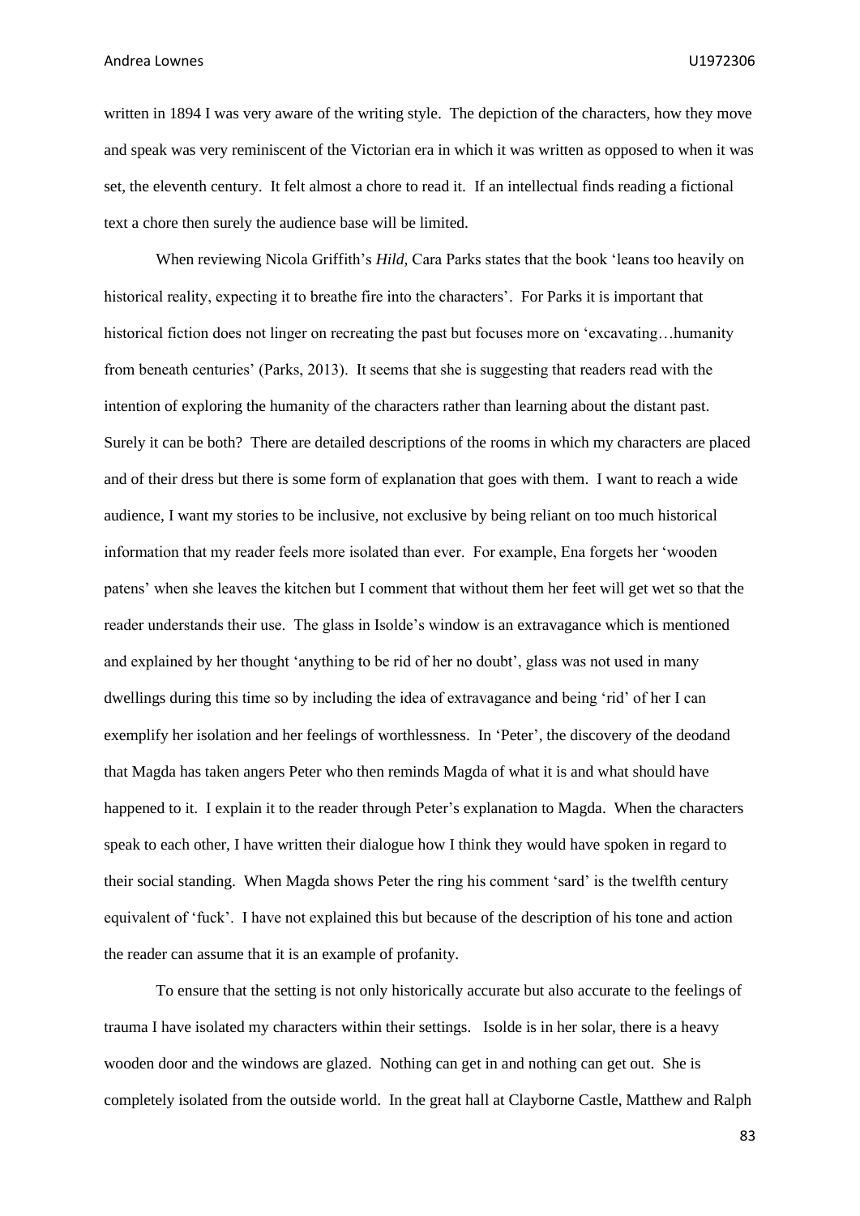written in 1894 I was very aware of the writing style. The depiction of the characters, how they move and speak was very reminiscent of the Victorian era in which it was written as opposed to when it was set, the eleventh century. It felt almost a chore to read it. If an intellectual finds reading a fictional text a chore then surely the audience base will be limited.

When reviewing Nicola Griffith's *Hild,* Cara Parks states that the book 'leans too heavily on historical reality, expecting it to breathe fire into the characters'. For Parks it is important that historical fiction does not linger on recreating the past but focuses more on 'excavating…humanity from beneath centuries' (Parks, 2013). It seems that she is suggesting that readers read with the intention of exploring the humanity of the characters rather than learning about the distant past. Surely it can be both? There are detailed descriptions of the rooms in which my characters are placed and of their dress but there is some form of explanation that goes with them. I want to reach a wide audience, I want my stories to be inclusive, not exclusive by being reliant on too much historical information that my reader feels more isolated than ever. For example, Ena forgets her 'wooden patens' when she leaves the kitchen but I comment that without them her feet will get wet so that the reader understands their use. The glass in Isolde's window is an extravagance which is mentioned and explained by her thought 'anything to be rid of her no doubt', glass was not used in many dwellings during this time so by including the idea of extravagance and being 'rid' of her I can exemplify her isolation and her feelings of worthlessness. In 'Peter', the discovery of the deodand that Magda has taken angers Peter who then reminds Magda of what it is and what should have happened to it. I explain it to the reader through Peter's explanation to Magda. When the characters speak to each other, I have written their dialogue how I think they would have spoken in regard to their social standing. When Magda shows Peter the ring his comment 'sard' is the twelfth century equivalent of 'fuck'. I have not explained this but because of the description of his tone and action the reader can assume that it is an example of profanity.

To ensure that the setting is not only historically accurate but also accurate to the feelings of trauma I have isolated my characters within their settings. Isolde is in her solar, there is a heavy wooden door and the windows are glazed. Nothing can get in and nothing can get out. She is completely isolated from the outside world. In the great hall at Clayborne Castle, Matthew and Ralph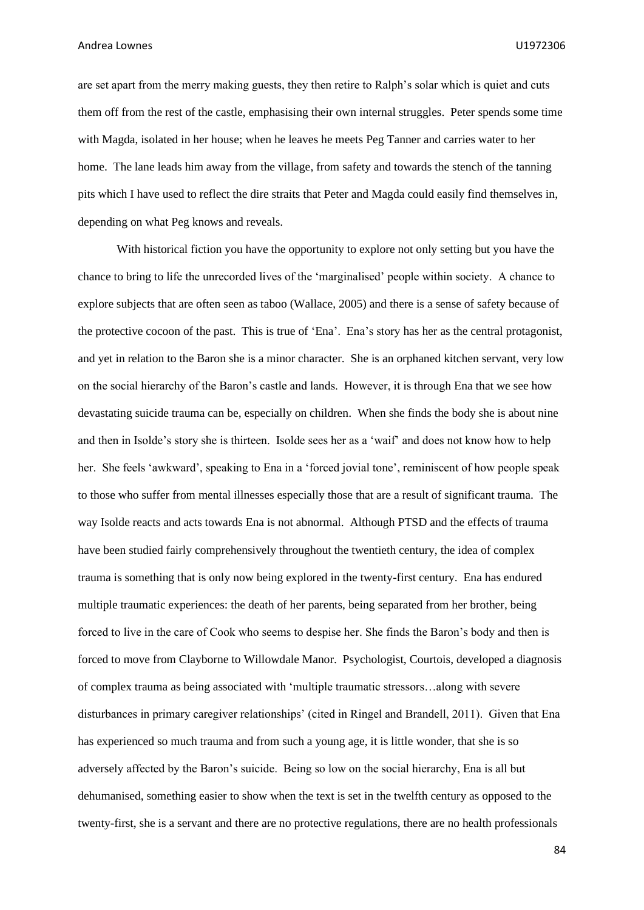are set apart from the merry making guests, they then retire to Ralph's solar which is quiet and cuts them off from the rest of the castle, emphasising their own internal struggles. Peter spends some time with Magda, isolated in her house; when he leaves he meets Peg Tanner and carries water to her home. The lane leads him away from the village, from safety and towards the stench of the tanning pits which I have used to reflect the dire straits that Peter and Magda could easily find themselves in, depending on what Peg knows and reveals.

With historical fiction you have the opportunity to explore not only setting but you have the chance to bring to life the unrecorded lives of the 'marginalised' people within society. A chance to explore subjects that are often seen as taboo (Wallace, 2005) and there is a sense of safety because of the protective cocoon of the past. This is true of 'Ena'. Ena's story has her as the central protagonist, and yet in relation to the Baron she is a minor character. She is an orphaned kitchen servant, very low on the social hierarchy of the Baron's castle and lands. However, it is through Ena that we see how devastating suicide trauma can be, especially on children. When she finds the body she is about nine and then in Isolde's story she is thirteen. Isolde sees her as a 'waif' and does not know how to help her. She feels 'awkward', speaking to Ena in a 'forced jovial tone', reminiscent of how people speak to those who suffer from mental illnesses especially those that are a result of significant trauma. The way Isolde reacts and acts towards Ena is not abnormal. Although PTSD and the effects of trauma have been studied fairly comprehensively throughout the twentieth century, the idea of complex trauma is something that is only now being explored in the twenty-first century. Ena has endured multiple traumatic experiences: the death of her parents, being separated from her brother, being forced to live in the care of Cook who seems to despise her. She finds the Baron's body and then is forced to move from Clayborne to Willowdale Manor. Psychologist, Courtois, developed a diagnosis of complex trauma as being associated with 'multiple traumatic stressors…along with severe disturbances in primary caregiver relationships' (cited in Ringel and Brandell, 2011). Given that Ena has experienced so much trauma and from such a young age, it is little wonder, that she is so adversely affected by the Baron's suicide. Being so low on the social hierarchy, Ena is all but dehumanised, something easier to show when the text is set in the twelfth century as opposed to the twenty-first, she is a servant and there are no protective regulations, there are no health professionals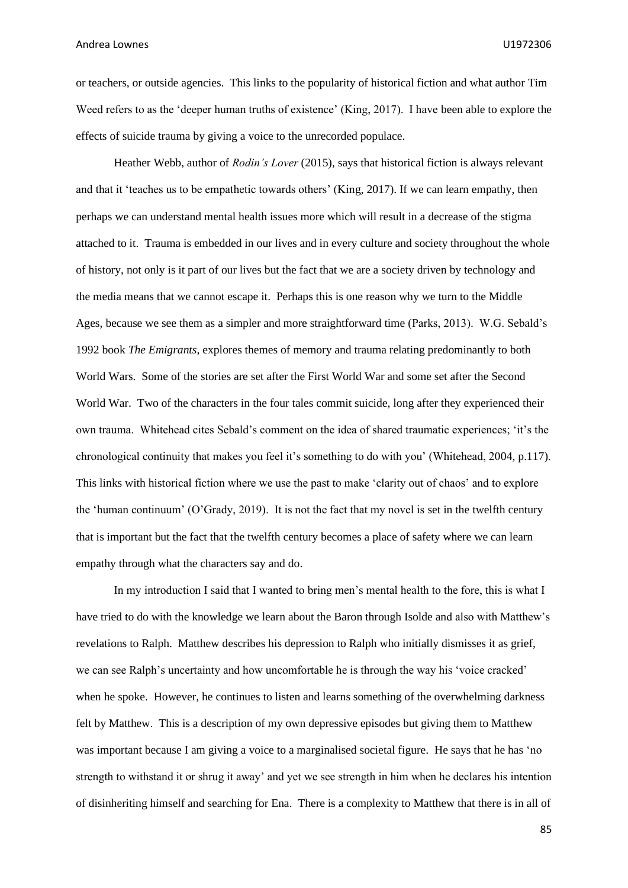or teachers, or outside agencies. This links to the popularity of historical fiction and what author Tim Weed refers to as the 'deeper human truths of existence' (King, 2017). I have been able to explore the effects of suicide trauma by giving a voice to the unrecorded populace.

Heather Webb, author of *Rodin's Lover* (2015), says that historical fiction is always relevant and that it 'teaches us to be empathetic towards others' (King, 2017). If we can learn empathy, then perhaps we can understand mental health issues more which will result in a decrease of the stigma attached to it. Trauma is embedded in our lives and in every culture and society throughout the whole of history, not only is it part of our lives but the fact that we are a society driven by technology and the media means that we cannot escape it. Perhaps this is one reason why we turn to the Middle Ages, because we see them as a simpler and more straightforward time (Parks, 2013). W.G. Sebald's 1992 book *The Emigrants*, explores themes of memory and trauma relating predominantly to both World Wars. Some of the stories are set after the First World War and some set after the Second World War. Two of the characters in the four tales commit suicide, long after they experienced their own trauma. Whitehead cites Sebald's comment on the idea of shared traumatic experiences; 'it's the chronological continuity that makes you feel it's something to do with you' (Whitehead, 2004, p.117). This links with historical fiction where we use the past to make 'clarity out of chaos' and to explore the 'human continuum' (O'Grady, 2019). It is not the fact that my novel is set in the twelfth century that is important but the fact that the twelfth century becomes a place of safety where we can learn empathy through what the characters say and do.

In my introduction I said that I wanted to bring men's mental health to the fore, this is what I have tried to do with the knowledge we learn about the Baron through Isolde and also with Matthew's revelations to Ralph. Matthew describes his depression to Ralph who initially dismisses it as grief, we can see Ralph's uncertainty and how uncomfortable he is through the way his 'voice cracked' when he spoke. However, he continues to listen and learns something of the overwhelming darkness felt by Matthew. This is a description of my own depressive episodes but giving them to Matthew was important because I am giving a voice to a marginalised societal figure. He says that he has 'no strength to withstand it or shrug it away' and yet we see strength in him when he declares his intention of disinheriting himself and searching for Ena. There is a complexity to Matthew that there is in all of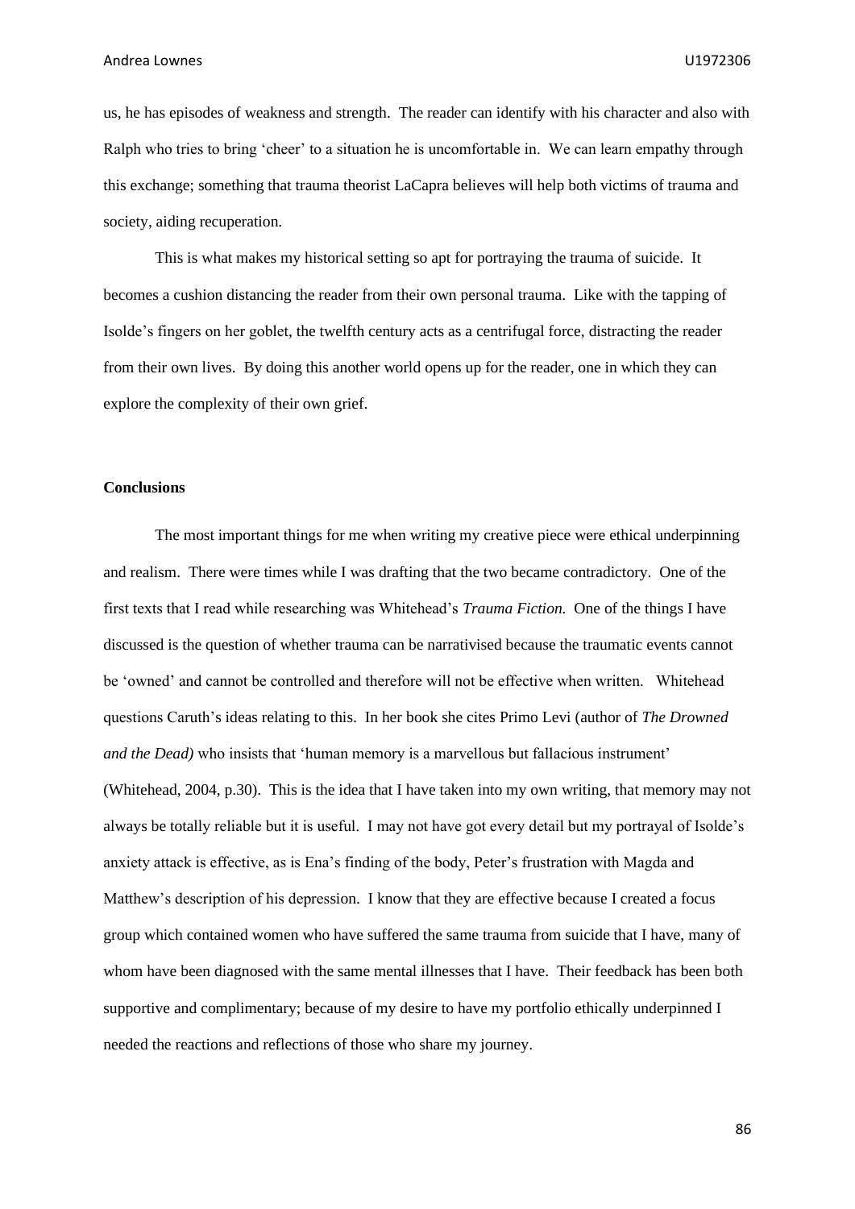us, he has episodes of weakness and strength. The reader can identify with his character and also with Ralph who tries to bring 'cheer' to a situation he is uncomfortable in. We can learn empathy through this exchange; something that trauma theorist LaCapra believes will help both victims of trauma and society, aiding recuperation.

This is what makes my historical setting so apt for portraying the trauma of suicide. It becomes a cushion distancing the reader from their own personal trauma. Like with the tapping of Isolde's fingers on her goblet, the twelfth century acts as a centrifugal force, distracting the reader from their own lives. By doing this another world opens up for the reader, one in which they can explore the complexity of their own grief.

**Conclusions**

The most important things for me when writing my creative piece were ethical underpinning and realism. There were times while I was drafting that the two became contradictory. One of the first texts that I read while researching was Whitehead's *Trauma Fiction.* One of the things I have discussed is the question of whether trauma can be narrativised because the traumatic events cannot be 'owned' and cannot be controlled and therefore will not be effective when written. Whitehead questions Caruth's ideas relating to this. In her book she cites Primo Levi (author of *The Drowned and the Dead)* who insists that 'human memory is a marvellous but fallacious instrument' (Whitehead, 2004, p.30). This is the idea that I have taken into my own writing, that memory may not always be totally reliable but it is useful. I may not have got every detail but my portrayal of Isolde's anxiety attack is effective, as is Ena's finding of the body, Peter's frustration with Magda and Matthew's description of his depression. I know that they are effective because I created a focus group which contained women who have suffered the same trauma from suicide that I have, many of whom have been diagnosed with the same mental illnesses that I have. Their feedback has been both supportive and complimentary; because of my desire to have my portfolio ethically underpinned I needed the reactions and reflections of those who share my journey.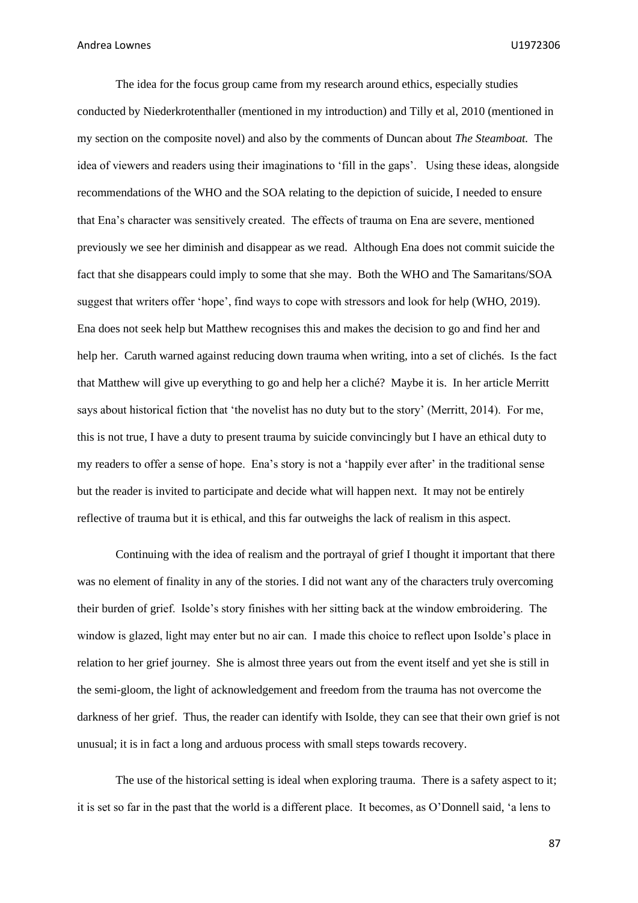The idea for the focus group came from my research around ethics, especially studies conducted by Niederkrotenthaller (mentioned in my introduction) and Tilly et al, 2010 (mentioned in my section on the composite novel) and also by the comments of Duncan about *The Steamboat.* The idea of viewers and readers using their imaginations to 'fill in the gaps'. Using these ideas, alongside recommendations of the WHO and the SOA relating to the depiction of suicide, I needed to ensure that Ena's character was sensitively created. The effects of trauma on Ena are severe, mentioned previously we see her diminish and disappear as we read. Although Ena does not commit suicide the fact that she disappears could imply to some that she may. Both the WHO and The Samaritans/SOA suggest that writers offer 'hope', find ways to cope with stressors and look for help (WHO, 2019). Ena does not seek help but Matthew recognises this and makes the decision to go and find her and help her. Caruth warned against reducing down trauma when writing, into a set of clichés. Is the fact that Matthew will give up everything to go and help her a cliché? Maybe it is. In her article Merritt says about historical fiction that 'the novelist has no duty but to the story' (Merritt, 2014). For me, this is not true, I have a duty to present trauma by suicide convincingly but I have an ethical duty to my readers to offer a sense of hope. Ena's story is not a 'happily ever after' in the traditional sense but the reader is invited to participate and decide what will happen next. It may not be entirely reflective of trauma but it is ethical, and this far outweighs the lack of realism in this aspect.

Continuing with the idea of realism and the portrayal of grief I thought it important that there was no element of finality in any of the stories. I did not want any of the characters truly overcoming their burden of grief. Isolde's story finishes with her sitting back at the window embroidering. The window is glazed, light may enter but no air can. I made this choice to reflect upon Isolde's place in relation to her grief journey. She is almost three years out from the event itself and yet she is still in the semi-gloom, the light of acknowledgement and freedom from the trauma has not overcome the darkness of her grief. Thus, the reader can identify with Isolde, they can see that their own grief is not unusual; it is in fact a long and arduous process with small steps towards recovery.

The use of the historical setting is ideal when exploring trauma. There is a safety aspect to it; it is set so far in the past that the world is a different place. It becomes, as O'Donnell said, 'a lens to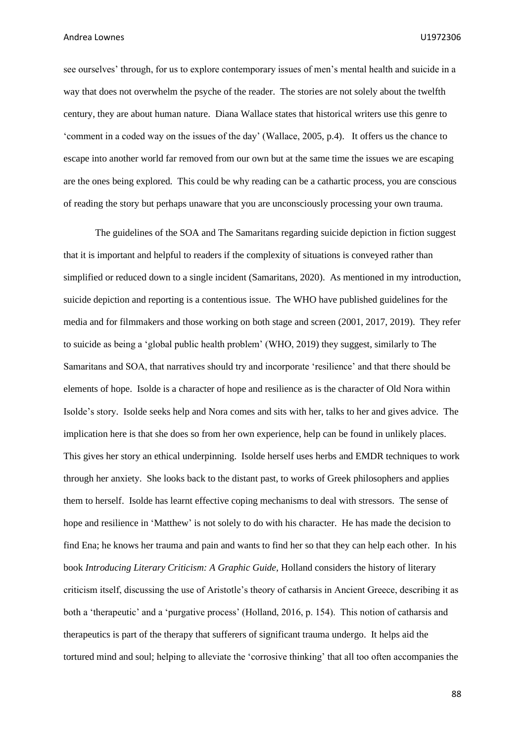see ourselves' through, for us to explore contemporary issues of men's mental health and suicide in a way that does not overwhelm the psyche of the reader. The stories are not solely about the twelfth century, they are about human nature. Diana Wallace states that historical writers use this genre to 'comment in a coded way on the issues of the day' (Wallace, 2005, p.4). It offers us the chance to escape into another world far removed from our own but at the same time the issues we are escaping are the ones being explored. This could be why reading can be a cathartic process, you are conscious of reading the story but perhaps unaware that you are unconsciously processing your own trauma.

The guidelines of the SOA and The Samaritans regarding suicide depiction in fiction suggest that it is important and helpful to readers if the complexity of situations is conveyed rather than simplified or reduced down to a single incident (Samaritans, 2020). As mentioned in my introduction, suicide depiction and reporting is a contentious issue. The WHO have published guidelines for the media and for filmmakers and those working on both stage and screen (2001, 2017, 2019). They refer to suicide as being a 'global public health problem' (WHO, 2019) they suggest, similarly to The Samaritans and SOA, that narratives should try and incorporate 'resilience' and that there should be elements of hope. Isolde is a character of hope and resilience as is the character of Old Nora within Isolde's story. Isolde seeks help and Nora comes and sits with her, talks to her and gives advice. The implication here is that she does so from her own experience, help can be found in unlikely places. This gives her story an ethical underpinning. Isolde herself uses herbs and EMDR techniques to work through her anxiety. She looks back to the distant past, to works of Greek philosophers and applies them to herself. Isolde has learnt effective coping mechanisms to deal with stressors. The sense of hope and resilience in 'Matthew' is not solely to do with his character. He has made the decision to find Ena; he knows her trauma and pain and wants to find her so that they can help each other. In his book *Introducing Literary Criticism: A Graphic Guide,* Holland considers the history of literary criticism itself, discussing the use of Aristotle's theory of catharsis in Ancient Greece, describing it as both a 'therapeutic' and a 'purgative process' (Holland, 2016, p. 154). This notion of catharsis and therapeutics is part of the therapy that sufferers of significant trauma undergo. It helps aid the tortured mind and soul; helping to alleviate the 'corrosive thinking' that all too often accompanies the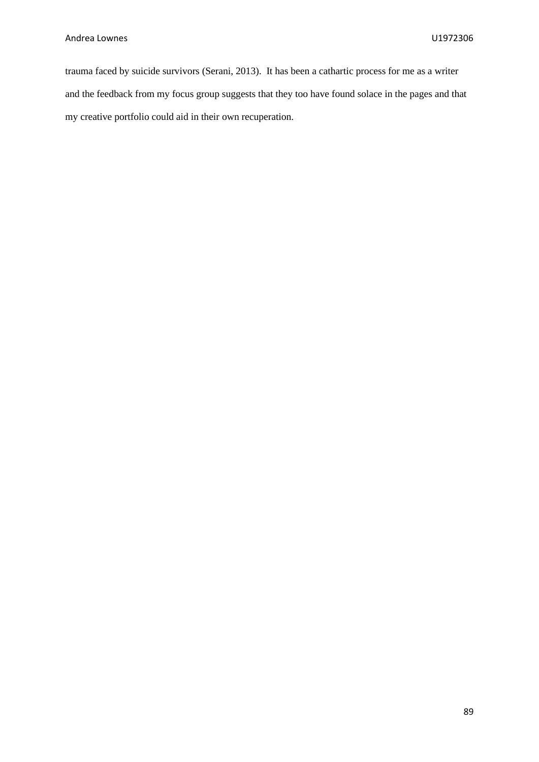trauma faced by suicide survivors (Serani, 2013). It has been a cathartic process for me as a writer and the feedback from my focus group suggests that they too have found solace in the pages and that my creative portfolio could aid in their own recuperation.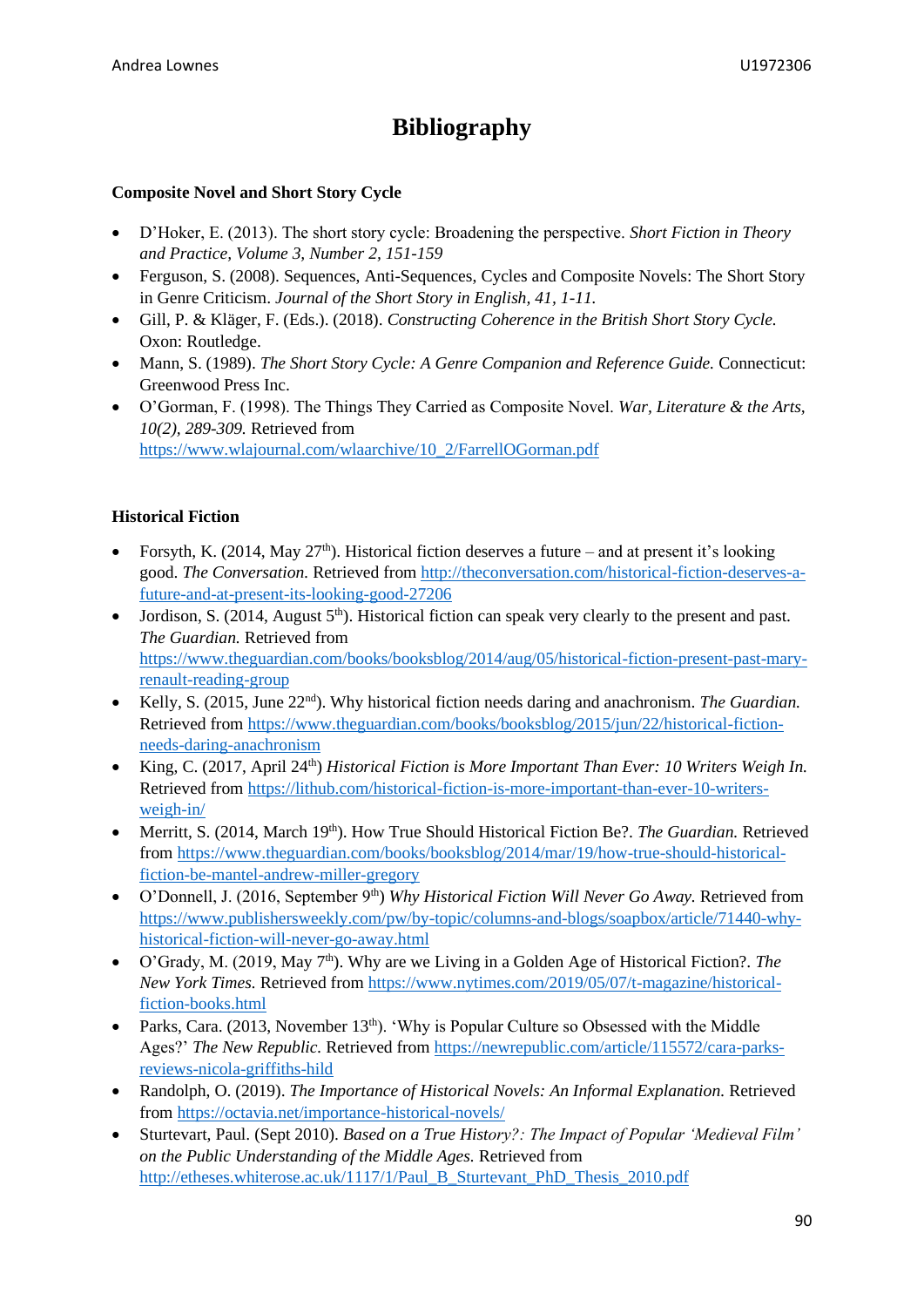# Bibliography

**Composite Novel and Short Story Cycle**

- D'Hoker, E. (2013). The short story cycle: Broadening the perspective. *Short Fiction in Theory and Practice, Volume 3, Number 2, 151-159*
- Ferguson, S. (2008). Sequences, Anti-Sequences, Cycles and Composite Novels: The Short Story in Genre Criticism. *Journal of the Short Story in English, 41, 1-11.*
- Gill, P. & Kläger, F. (Eds.). (2018). *Constructing Coherence in the British Short Story Cycle.* Oxon: Routledge.
- Mann, S. (1989). *The Short Story Cycle: A Genre Companion and Reference Guide.* Connecticut: Greenwood Press Inc.
- O'Gorman, F. (1998). The Things They Carried as Composite Novel. *War, Literature & the Arts, 10(2), 289-309.* Retrieved from https://www.wlajournal.com/wlaarchive/10_2/FarrellOGorman.pdf

**Historical Fiction**

- Forsyth, K. (2014, May 27th). Historical fiction deserves a future – and at present it's looking good. *The Conversation.* Retrieved from http://theconversation.com/historical-fiction-deserves-a-future-and-at-present-its-looking-good-27206
- Jordison, S. (2014, August 5th). Historical fiction can speak very clearly to the present and past. *The Guardian.* Retrieved from https://www.theguardian.com/books/booksblog/2014/aug/05/historical-fiction-present-past-mary-renault-reading-group
- Kelly, S. (2015, June 22nd). Why historical fiction needs daring and anachronism. *The Guardian.* Retrieved from https://www.theguardian.com/books/booksblog/2015/jun/22/historical-fiction-needs-daring-anachronism
- King, C. (2017, April 24th) *Historical Fiction is More Important Than Ever: 10 Writers Weigh In.* Retrieved from https://lithub.com/historical-fiction-is-more-important-than-ever-10-writers-weigh-in/
- Merritt, S. (2014, March 19th). How True Should Historical Fiction Be?. *The Guardian.* Retrieved from https://www.theguardian.com/books/booksblog/2014/mar/19/how-true-should-historical-fiction-be-mantel-andrew-miller-gregory
- O'Donnell, J. (2016, September 9th) *Why Historical Fiction Will Never Go Away.* Retrieved from https://www.publishersweekly.com/pw/by-topic/columns-and-blogs/soapbox/article/71440-why-historical-fiction-will-never-go-away.html
- O'Grady, M. (2019, May 7th). Why are we Living in a Golden Age of Historical Fiction?. *The New York Times.* Retrieved from https://www.nytimes.com/2019/05/07/t-magazine/historical-fiction-books.html
- Parks, Cara. (2013, November 13th). 'Why is Popular Culture so Obsessed with the Middle Ages?' *The New Republic.* Retrieved from https://newrepublic.com/article/115572/cara-parks-reviews-nicola-griffiths-hild
- Randolph, O. (2019). *The Importance of Historical Novels: An Informal Explanation.* Retrieved from https://octavia.net/importance-historical-novels/
- Sturtevart, Paul. (Sept 2010). *Based on a True History?: The Impact of Popular 'Medieval Film' on the Public Understanding of the Middle Ages.* Retrieved from http://etheses.whiterose.ac.uk/1117/1/Paul_B_Sturtevant_PhD_Thesis_2010.pdf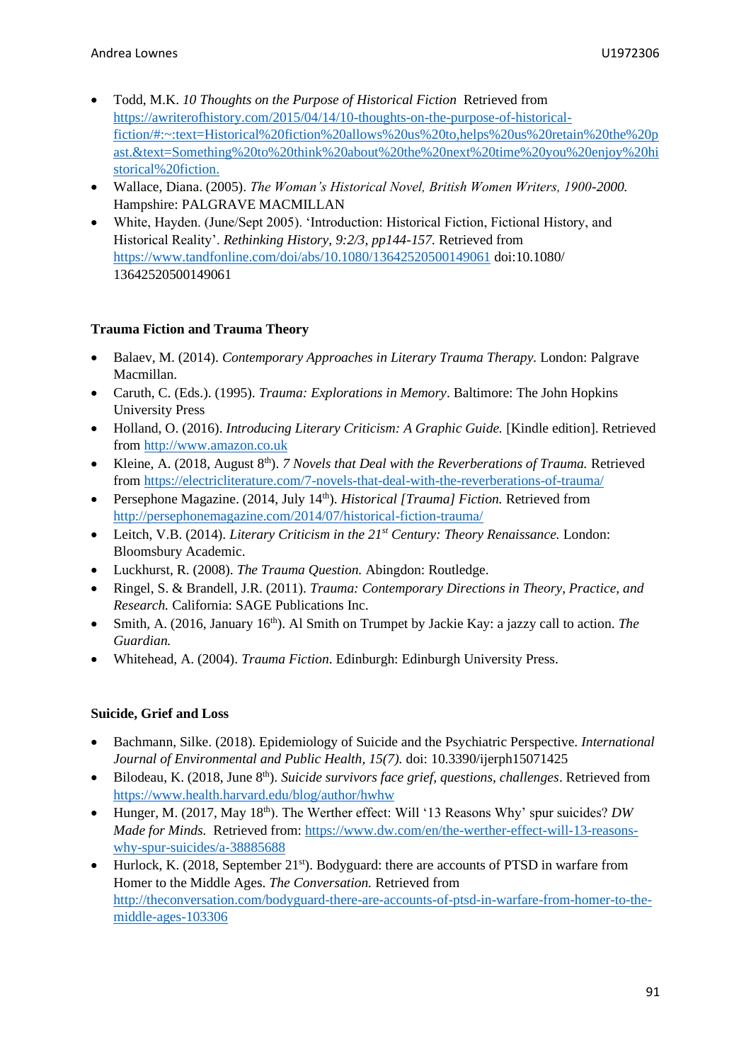- Todd, M.K. *10 Thoughts on the Purpose of Historical Fiction* Retrieved from https://awriterofhistory.com/2015/04/14/10-thoughts-on-the-purpose-of-historical-fiction/#:~:text=Historical%20fiction%20allows%20us%20to,helps%20us%20retain%20the%20past.&text=Something%20to%20think%20about%20the%20next%20time%20you%20enjoy%20historical%20fiction.
- Wallace, Diana. (2005). *The Woman's Historical Novel, British Women Writers, 1900-2000.* Hampshire: PALGRAVE MACMILLAN
- White, Hayden. (June/Sept 2005). 'Introduction: Historical Fiction, Fictional History, and Historical Reality'. *Rethinking History, 9:2/3, pp144-157.* Retrieved from https://www.tandfonline.com/doi/abs/10.1080/13642520500149061 doi:10.1080/ 13642520500149061

**Trauma Fiction and Trauma Theory**

- Balaev, M. (2014). *Contemporary Approaches in Literary Trauma Therapy.* London: Palgrave Macmillan.
- Caruth, C. (Eds.). (1995). *Trauma: Explorations in Memory*. Baltimore: The John Hopkins University Press
- Holland, O. (2016). *Introducing Literary Criticism: A Graphic Guide.* [Kindle edition]. Retrieved from http://www.amazon.co.uk
- Kleine, A. (2018, August 8th). *7 Novels that Deal with the Reverberations of Trauma.* Retrieved from https://electricliterature.com/7-novels-that-deal-with-the-reverberations-of-trauma/
- Persephone Magazine. (2014, July 14th). *Historical [Trauma] Fiction.* Retrieved from http://persephonemagazine.com/2014/07/historical-fiction-trauma/
- Leitch, V.B. (2014). *Literary Criticism in the 21st Century: Theory Renaissance.* London: Bloomsbury Academic.
- Luckhurst, R. (2008). *The Trauma Question.* Abingdon: Routledge.
- Ringel, S. & Brandell, J.R. (2011). *Trauma: Contemporary Directions in Theory, Practice, and Research.* California: SAGE Publications Inc.
- Smith, A. (2016, January 16th). Al Smith on Trumpet by Jackie Kay: a jazzy call to action. *The Guardian.*
- Whitehead, A. (2004). *Trauma Fiction*. Edinburgh: Edinburgh University Press.

**Suicide, Grief and Loss**

- Bachmann, Silke. (2018). Epidemiology of Suicide and the Psychiatric Perspective. *International Journal of Environmental and Public Health, 15(7).* doi: 10.3390/ijerph15071425
- Bilodeau, K. (2018, June 8th). *Suicide survivors face grief, questions, challenges*. Retrieved from https://www.health.harvard.edu/blog/author/hwhw
- Hunger, M. (2017, May 18th). The Werther effect: Will '13 Reasons Why' spur suicides? *DW Made for Minds.* Retrieved from: https://www.dw.com/en/the-werther-effect-will-13-reasons-why-spur-suicides/a-38885688
- Hurlock, K. (2018, September 21st). Bodyguard: there are accounts of PTSD in warfare from Homer to the Middle Ages. *The Conversation.* Retrieved from http://theconversation.com/bodyguard-there-are-accounts-of-ptsd-in-warfare-from-homer-to-the-middle-ages-103306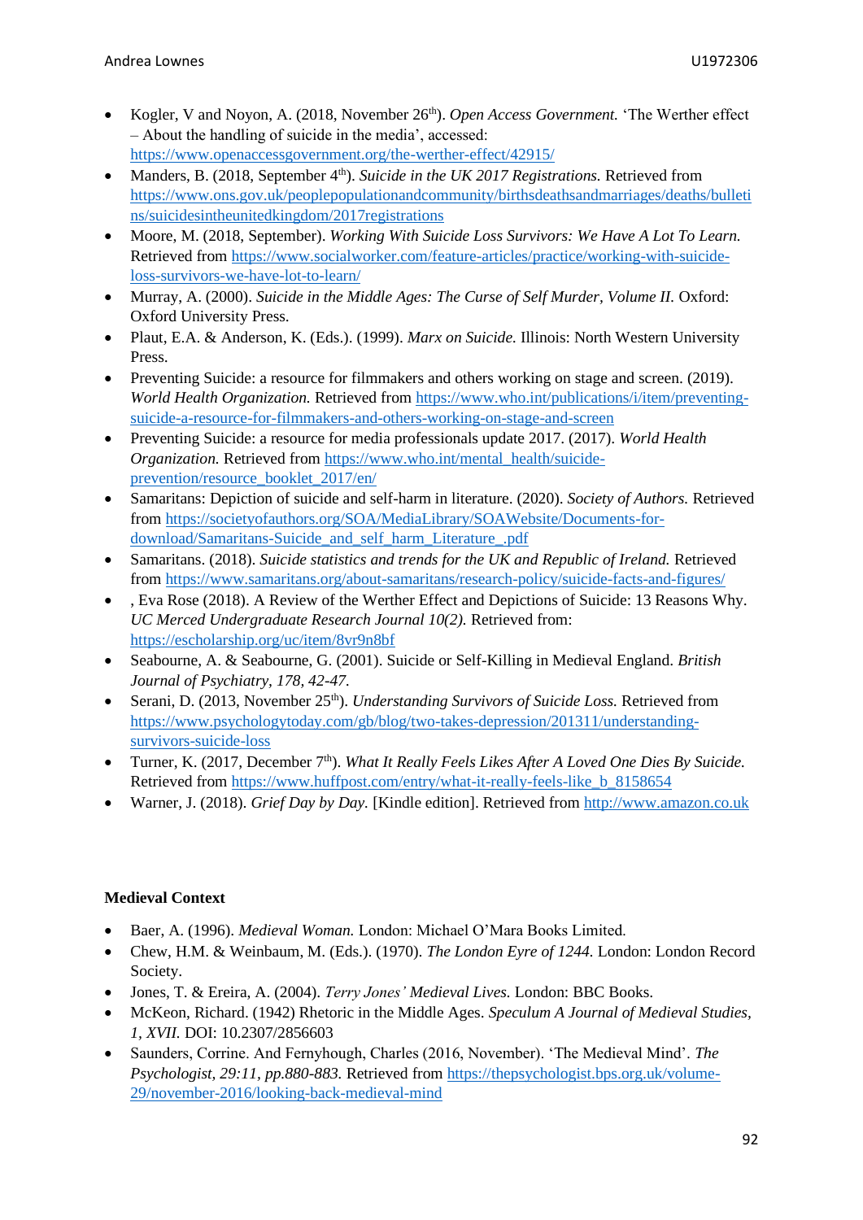- Kogler, V and Noyon, A. (2018, November 26th). *Open Access Government.* 'The Werther effect – About the handling of suicide in the media', accessed: https://www.openaccessgovernment.org/the-werther-effect/42915/
- Manders, B. (2018, September 4th). *Suicide in the UK 2017 Registrations.* Retrieved from https://www.ons.gov.uk/peoplepopulationandcommunity/birthsdeathsandmarriages/deaths/bulletins/suicidesintheunitedkingdom/2017registrations
- Moore, M. (2018, September). *Working With Suicide Loss Survivors: We Have A Lot To Learn.* Retrieved from https://www.socialworker.com/feature-articles/practice/working-with-suicide-loss-survivors-we-have-lot-to-learn/
- Murray, A. (2000). *Suicide in the Middle Ages: The Curse of Self Murder, Volume II.* Oxford: Oxford University Press.
- Plaut, E.A. & Anderson, K. (Eds.). (1999). *Marx on Suicide.* Illinois: North Western University Press.
- Preventing Suicide: a resource for filmmakers and others working on stage and screen. (2019). *World Health Organization.* Retrieved from https://www.who.int/publications/i/item/preventing-suicide-a-resource-for-filmmakers-and-others-working-on-stage-and-screen
- Preventing Suicide: a resource for media professionals update 2017. (2017). *World Health Organization.* Retrieved from https://www.who.int/mental_health/suicide-prevention/resource_booklet_2017/en/
- Samaritans: Depiction of suicide and self-harm in literature. (2020). *Society of Authors.* Retrieved from https://societyofauthors.org/SOA/MediaLibrary/SOAWebsite/Documents-for-download/Samaritans-Suicide_and_self_harm_Literature_.pdf
- Samaritans. (2018). *Suicide statistics and trends for the UK and Republic of Ireland.* Retrieved from https://www.samaritans.org/about-samaritans/research-policy/suicide-facts-and-figures/
- , Eva Rose (2018). A Review of the Werther Effect and Depictions of Suicide: 13 Reasons Why. *UC Merced Undergraduate Research Journal 10(2).* Retrieved from: https://escholarship.org/uc/item/8vr9n8bf
- Seabourne, A. & Seabourne, G. (2001). Suicide or Self-Killing in Medieval England. *British Journal of Psychiatry, 178, 42-47.*
- Serani, D. (2013, November 25th). *Understanding Survivors of Suicide Loss.* Retrieved from https://www.psychologytoday.com/gb/blog/two-takes-depression/201311/understanding-survivors-suicide-loss
- Turner, K. (2017, December 7th). *What It Really Feels Likes After A Loved One Dies By Suicide.* Retrieved from https://www.huffpost.com/entry/what-it-really-feels-like_b_8158654
- Warner, J. (2018). *Grief Day by Day.* [Kindle edition]. Retrieved from http://www.amazon.co.uk

**Medieval Context**

- Baer, A. (1996). *Medieval Woman.* London: Michael O'Mara Books Limited.
- Chew, H.M. & Weinbaum, M. (Eds.). (1970). *The London Eyre of 1244.* London: London Record Society.
- Jones, T. & Ereira, A. (2004). *Terry Jones' Medieval Lives.* London: BBC Books.
- McKeon, Richard. (1942) Rhetoric in the Middle Ages. *Speculum A Journal of Medieval Studies, 1, XVII.* DOI: 10.2307/2856603
- Saunders, Corrine. And Fernyhough, Charles (2016, November). 'The Medieval Mind'. *The Psychologist, 29:11, pp.880-883.* Retrieved from https://thepsychologist.bps.org.uk/volume-29/november-2016/looking-back-medieval-mind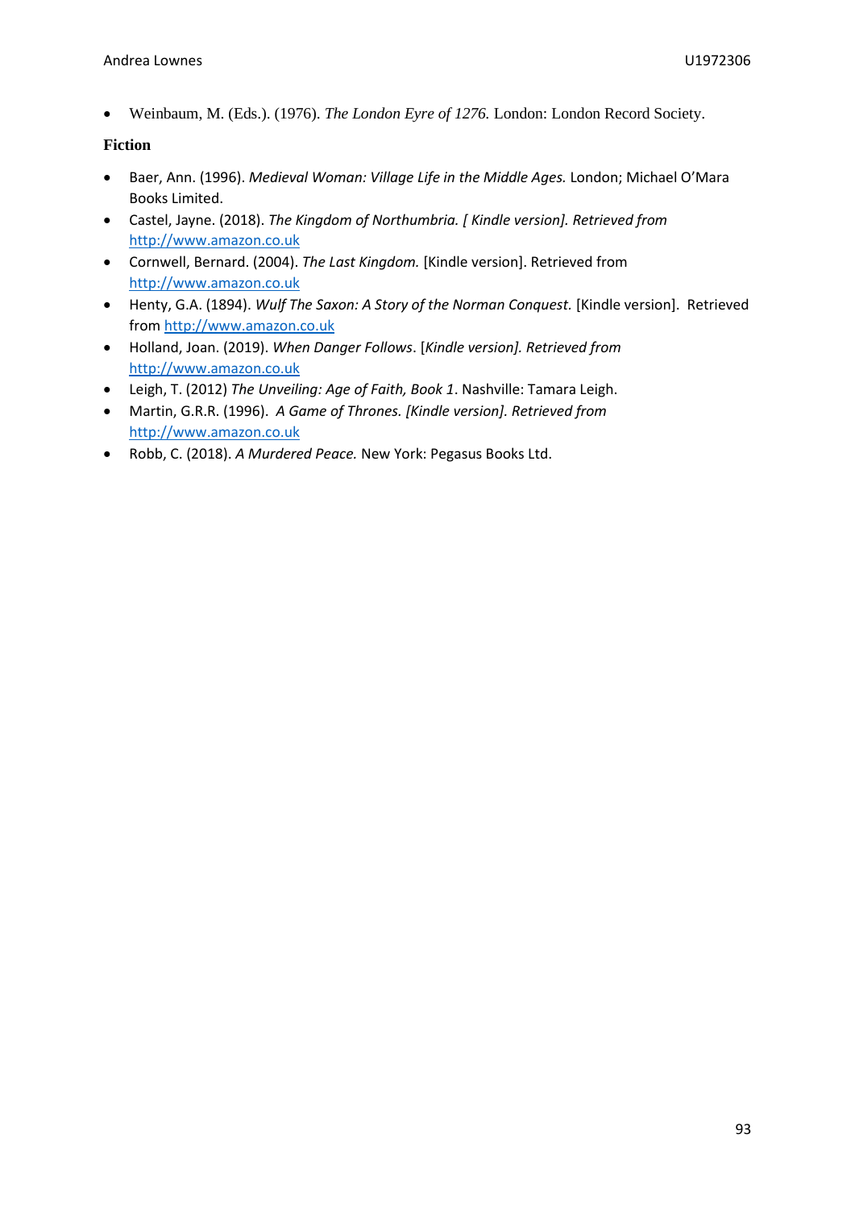- Weinbaum, M. (Eds.). (1976). *The London Eyre of 1276.* London: London Record Society.

**Fiction**

- Baer, Ann. (1996). *Medieval Woman: Village Life in the Middle Ages.* London; Michael O'Mara Books Limited.
- Castel, Jayne. (2018). *The Kingdom of Northumbria. [ Kindle version]. Retrieved from* http://www.amazon.co.uk
- Cornwell, Bernard. (2004). *The Last Kingdom.* [Kindle version]. Retrieved from http://www.amazon.co.uk
- Henty, G.A. (1894). *Wulf The Saxon: A Story of the Norman Conquest.* [Kindle version]. Retrieved from http://www.amazon.co.uk
- Holland, Joan. (2019). *When Danger Follows*. [*Kindle version]. Retrieved from* http://www.amazon.co.uk
- Leigh, T. (2012) *The Unveiling: Age of Faith, Book 1*. Nashville: Tamara Leigh.
- Martin, G.R.R. (1996). *A Game of Thrones. [Kindle version]. Retrieved from* http://www.amazon.co.uk
- Robb, C. (2018). *A Murdered Peace.* New York: Pegasus Books Ltd.